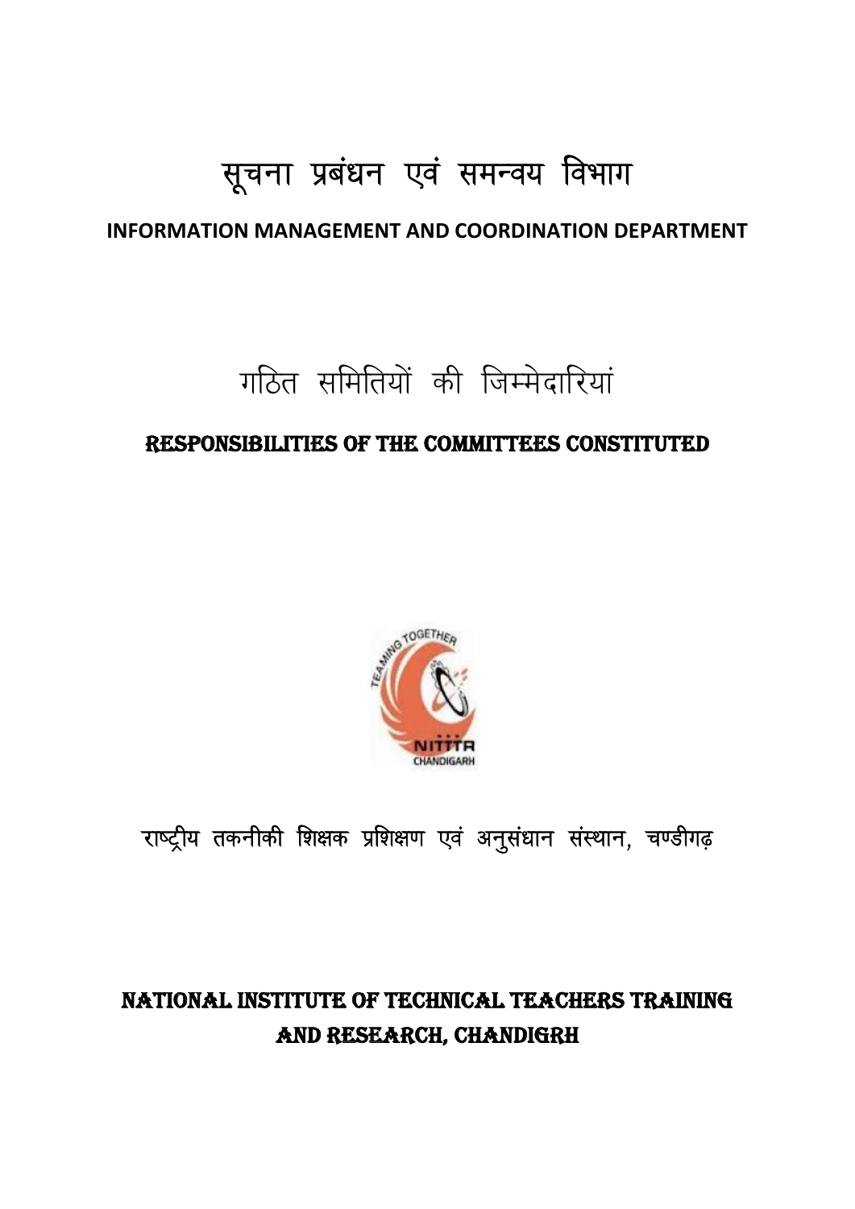# सूचना प्रबंधन एवं समन्वय विभाग

## INFORMATION MANAGEMENT AND COORDINATION DEPARTMENT

# गठित समितियों की जिम्मेदारियां

## RESPONSIBILITIES OF THE COMMITTEES CONSTITUTED

राष्ट्रीय तकनीकी शिक्षक प्रशिक्षण एवं अनुसंधान संस्थान, चण्डीगढ़

## NATIONAL INSTITUTE OF TECHNICAL TEACHERS TRAINING AND RESEARCH, CHANDIGRH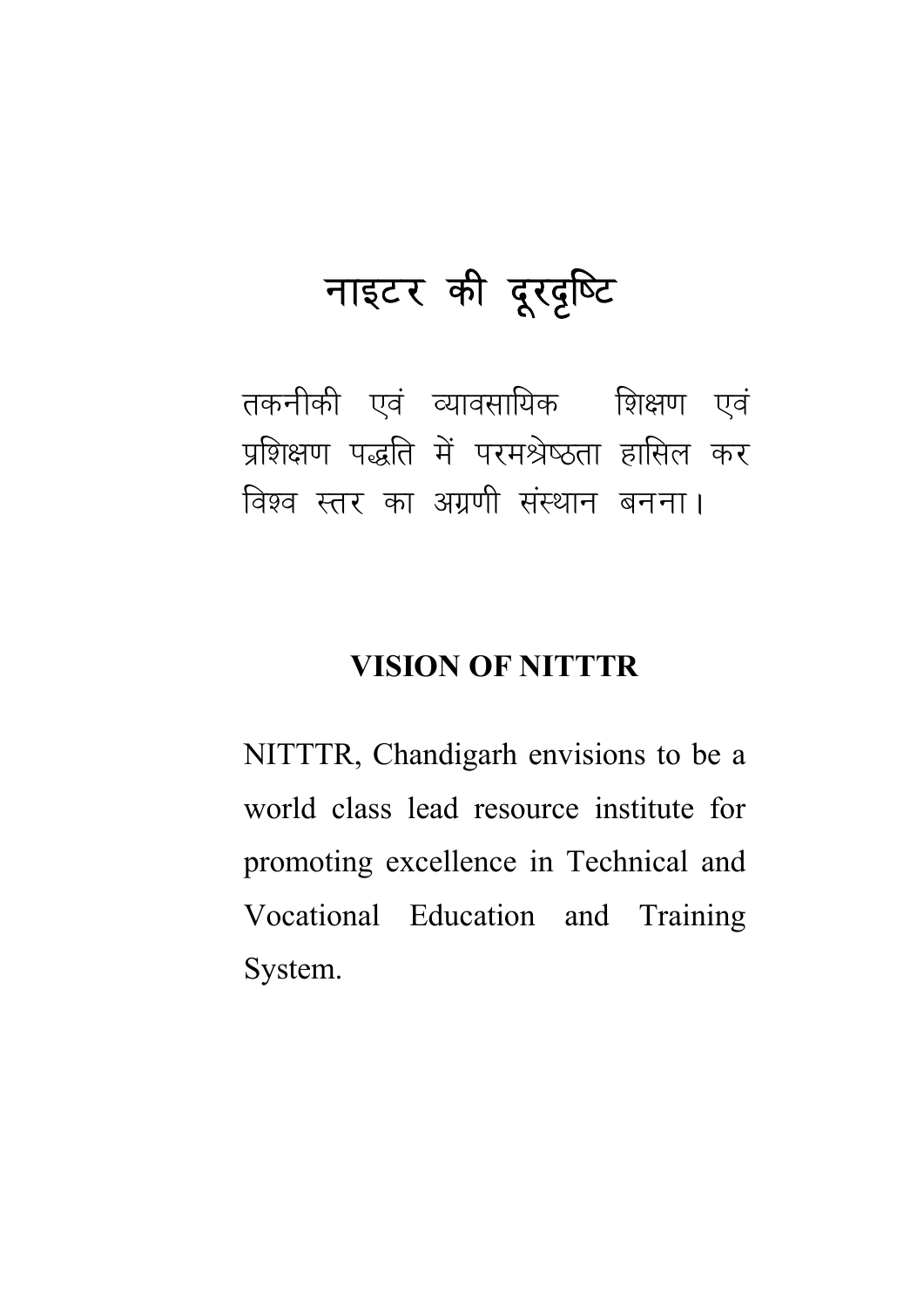# नाइटर की दूरदृष्टि

तकनीकी एवं व्यावसायिक शिक्षण एवं प्रशिक्षण पद्धति में परमश्रेष्ठता हासिल कर विश्व स्तर का अग्रणी संस्थान बनना।

# VISION OF NITTTR

NITTTR, Chandigarh envisions to be a world class lead resource institute for promoting excellence in Technical and Vocational Education and Training System.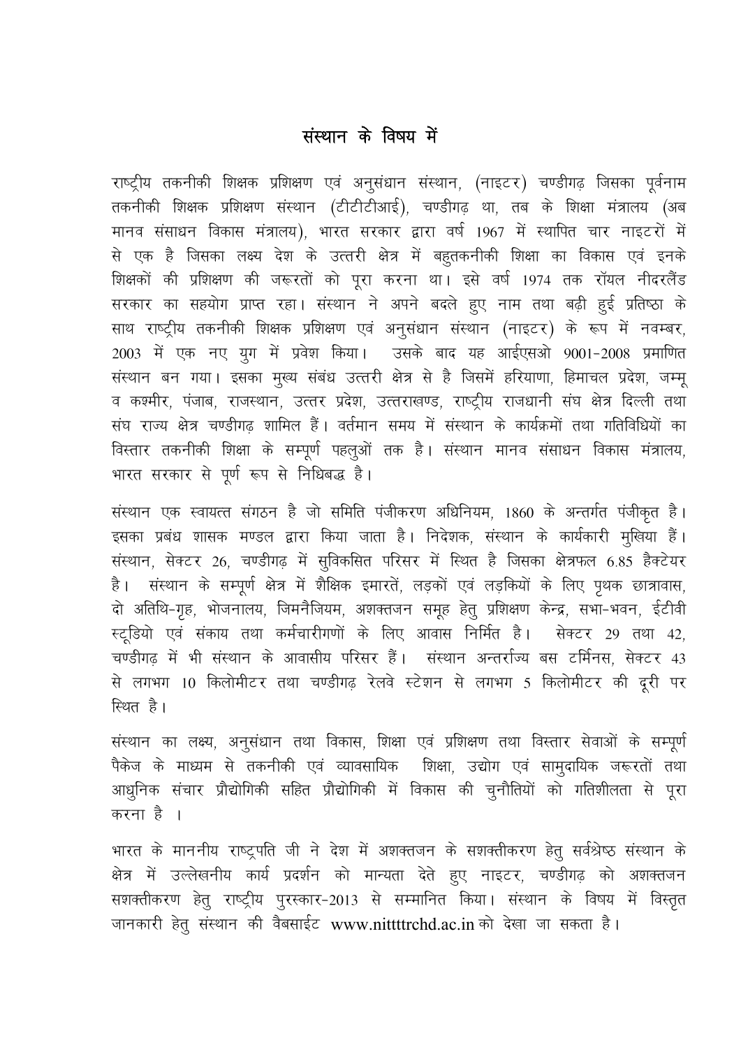# संस्थान के विषय में

राष्ट्रीय तकनीकी शिक्षक प्रशिक्षण एवं अनुसंधान संस्थान, (नाइटर) चण्डीगढ़ जिसका पूर्वनाम तकनीकी शिक्षक प्रशिक्षण संस्थान (टीटीटीआई), चण्डीगढ़ था, तब के शिक्षा मंत्रालय (अब मानव संसाधन विकास मंत्रालय), भारत सरकार द्वारा वर्ष 1967 में स्थापित चार नाइटरों में से एक है जिसका लक्ष्य देश के उत्तरी क्षेत्र में बहुतकनीकी शिक्षा का विकास एवं इनके शिक्षकों की प्रशिक्षण की जरूरतों को पूरा करना था। इसे वर्ष 1974 तक रॉयल नीदरलैंड सरकार का सहयोग प्राप्त रहा। संस्थान ने अपने बदले हुए नाम तथा बढ़ी हुई प्रतिष्ठा के साथ राष्ट्रीय तकनीकी शिक्षक प्रशिक्षण एवं अनुसंधान संस्थान (नाइटर) के रूप में नवम्बर, 2003 में एक नए युग में प्रवेश किया। उसके बाद यह आईएसओ 9001-2008 प्रमाणित संस्थान बन गया। इसका मुख्य संबंध उत्तरी क्षेत्र से है जिसमें हरियाणा, हिमाचल प्रदेश, जम्मू व कश्मीर, पंजाब, राजस्थान, उत्तर प्रदेश, उत्तराखण्ड, राष्ट्रीय राजधानी संघ क्षेत्र दिल्ली तथा संघ राज्य क्षेत्र चण्डीगढ़ शामिल हैं। वर्तमान समय में संस्थान के कार्यक्रमों तथा गतिविधियों का विस्तार तकनीकी शिक्षा के सम्पूर्ण पहलुओं तक है। संस्थान मानव संसाधन विकास मंत्रालय, भारत सरकार से पूर्ण रूप से निधिबद्ध है।

संस्थान एक स्वायत्त संगठन है जो समिति पंजीकरण अधिनियम, 1860 के अन्तर्गत पंजीकृत है। इसका प्रबंध शासक मण्डल द्वारा किया जाता है। निदेशक, संस्थान के कार्यकारी मुखिया हैं। संस्थान, सेक्टर 26, चण्डीगढ़ में सुविकसित परिसर में स्थित है जिसका क्षेत्रफल 6.85 हैक्टेयर है। संस्थान के सम्पूर्ण क्षेत्र में शैक्षिक इमारतें, लड़कों एवं लड़कियों के लिए पृथक छात्रावास, दो अतिथि-गृह, भोजनालय, जिमनैजियम, अशक्तजन समूह हेतु प्रशिक्षण केन्द्र, सभा-भवन, ईटीवी स्टूडियो एवं संकाय तथा कर्मचारीगणों के लिए आवास निर्मित है। सेक्टर 29 तथा 42, चण्डीगढ़ में भी संस्थान के आवासीय परिसर हैं। संस्थान अन्तर्राज्य बस टर्मिनस, सेक्टर 43 से लगभग 10 किलोमीटर तथा चण्डीगढ़ रेलवे स्टेशन से लगभग 5 किलोमीटर की दूरी पर स्थित है।

संस्थान का लक्ष्य, अनुसंधान तथा विकास, शिक्षा एवं प्रशिक्षण तथा विस्तार सेवाओं के सम्पूर्ण पैकेज के माध्यम से तकनीकी एवं व्यावसायिक शिक्षा, उद्योग एवं सामुदायिक जरूरतों तथा आधुनिक संचार प्रौद्योगिकी सहित प्रौद्योगिकी में विकास की चुनौतियों को गतिशीलता से पूरा करना है ।

भारत के माननीय राष्ट्रपति जी ने देश में अशक्तजन के सशक्तीकरण हेतु सर्वश्रेष्ठ संस्थान के क्षेत्र में उल्लेखनीय कार्य प्रदर्शन को मान्यता देते हुए नाइटर, चण्डीगढ़ को अशक्तजन सशक्तीकरण हेतु राष्ट्रीय पुरस्कार-2013 से सम्मानित किया। संस्थान के विषय में विस्तृत जानकारी हेतु संस्थान की वैबसाईट www.nitttrchd.ac.in को देखा जा सकता है।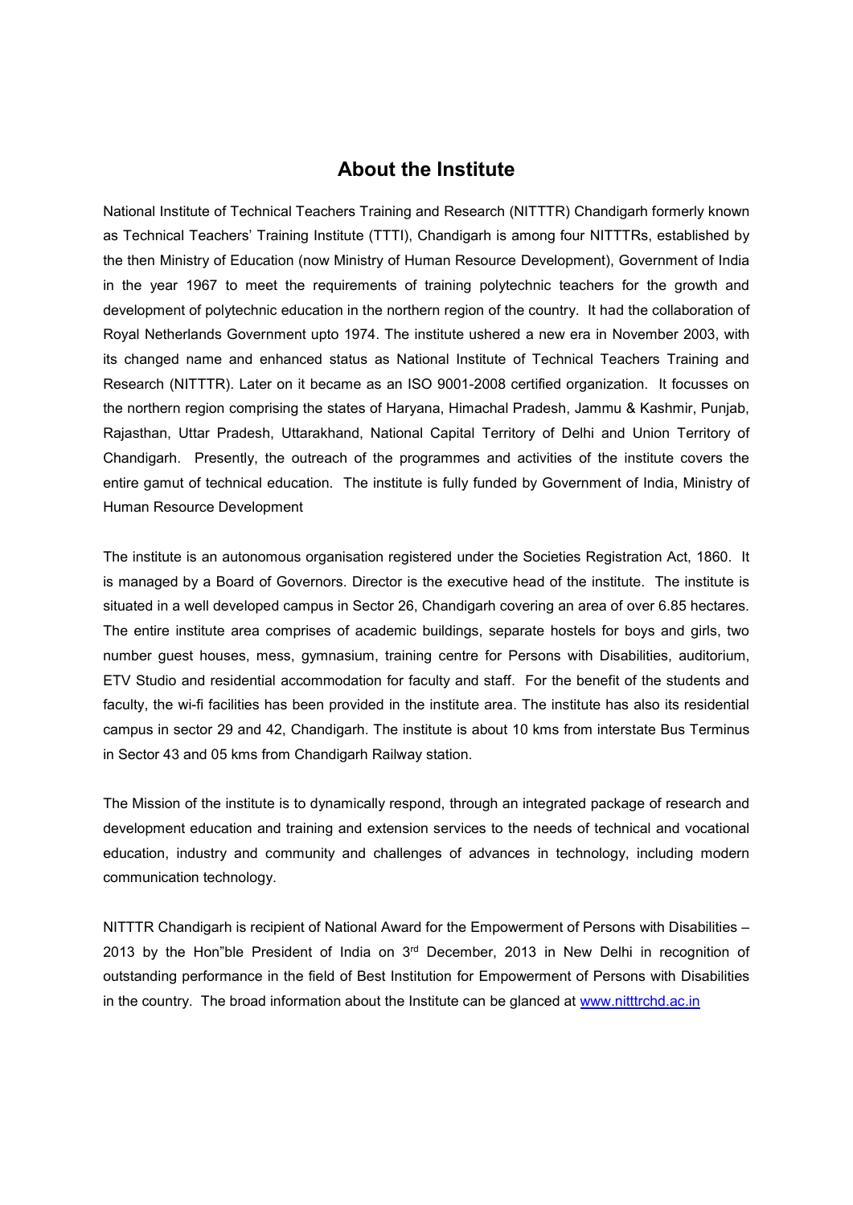## About the Institute

National Institute of Technical Teachers Training and Research (NITTTR) Chandigarh formerly known as Technical Teachers' Training Institute (TTTI), Chandigarh is among four NITTTRs, established by the then Ministry of Education (now Ministry of Human Resource Development), Government of India in the year 1967 to meet the requirements of training polytechnic teachers for the growth and development of polytechnic education in the northern region of the country. It had the collaboration of Royal Netherlands Government upto 1974. The institute ushered a new era in November 2003, with its changed name and enhanced status as National Institute of Technical Teachers Training and Research (NITTTR). Later on it became as an ISO 9001-2008 certified organization. It focusses on the northern region comprising the states of Haryana, Himachal Pradesh, Jammu & Kashmir, Punjab, Rajasthan, Uttar Pradesh, Uttarakhand, National Capital Territory of Delhi and Union Territory of Chandigarh. Presently, the outreach of the programmes and activities of the institute covers the entire gamut of technical education. The institute is fully funded by Government of India, Ministry of Human Resource Development

The institute is an autonomous organisation registered under the Societies Registration Act, 1860. It is managed by a Board of Governors. Director is the executive head of the institute. The institute is situated in a well developed campus in Sector 26, Chandigarh covering an area of over 6.85 hectares. The entire institute area comprises of academic buildings, separate hostels for boys and girls, two number guest houses, mess, gymnasium, training centre for Persons with Disabilities, auditorium, ETV Studio and residential accommodation for faculty and staff. For the benefit of the students and faculty, the wi-fi facilities has been provided in the institute area. The institute has also its residential campus in sector 29 and 42, Chandigarh. The institute is about 10 kms from interstate Bus Terminus in Sector 43 and 05 kms from Chandigarh Railway station.

The Mission of the institute is to dynamically respond, through an integrated package of research and development education and training and extension services to the needs of technical and vocational education, industry and community and challenges of advances in technology, including modern communication technology.

NITTTR Chandigarh is recipient of National Award for the Empowerment of Persons with Disabilities – 2013 by the Hon"ble President of India on 3rd December, 2013 in New Delhi in recognition of outstanding performance in the field of Best Institution for Empowerment of Persons with Disabilities in the country. The broad information about the Institute can be glanced at [www.nitttrchd.ac.in](http://www.nitttrchd.ac.in)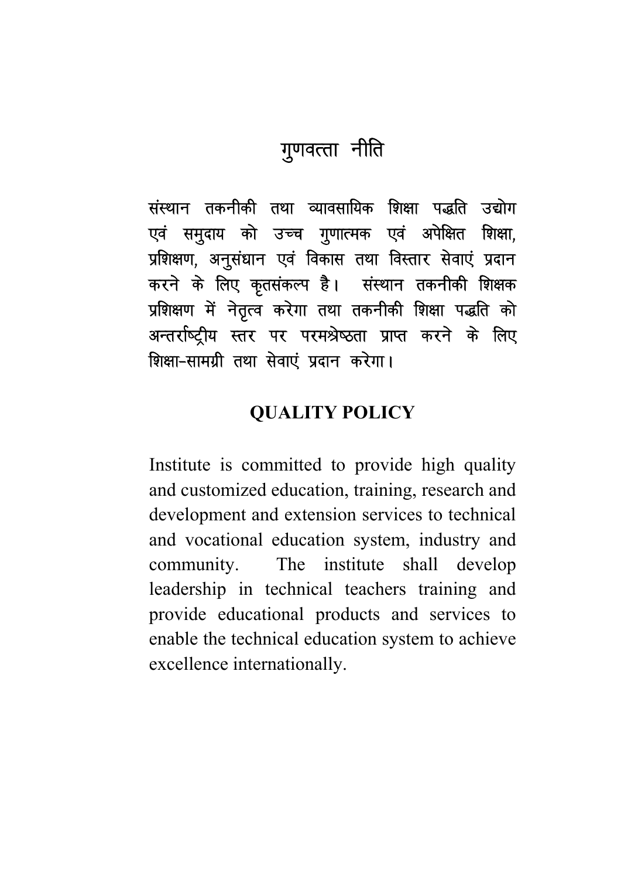# गुणवत्ता नीति

संस्थान तकनीकी तथा व्यावसायिक शिक्षा पद्धति उद्योग एवं समुदाय को उच्च गुणात्मक एवं अपेक्षित शिक्षा, प्रशिक्षण, अनुसंधान एवं विकास तथा विस्तार सेवाएं प्रदान करने के लिए कृतसंकल्प है। संस्थान तकनीकी शिक्षक प्रशिक्षण में नेतृत्व करेगा तथा तकनीकी शिक्षा पद्धति को अन्तर्राष्ट्रीय स्तर पर परमश्रेष्ठता प्राप्त करने के लिए शिक्षा-सामग्री तथा सेवाएं प्रदान करेगा।

# QUALITY POLICY

Institute is committed to provide high quality and customized education, training, research and development and extension services to technical and vocational education system, industry and community. The institute shall develop leadership in technical teachers training and provide educational products and services to enable the technical education system to achieve excellence internationally.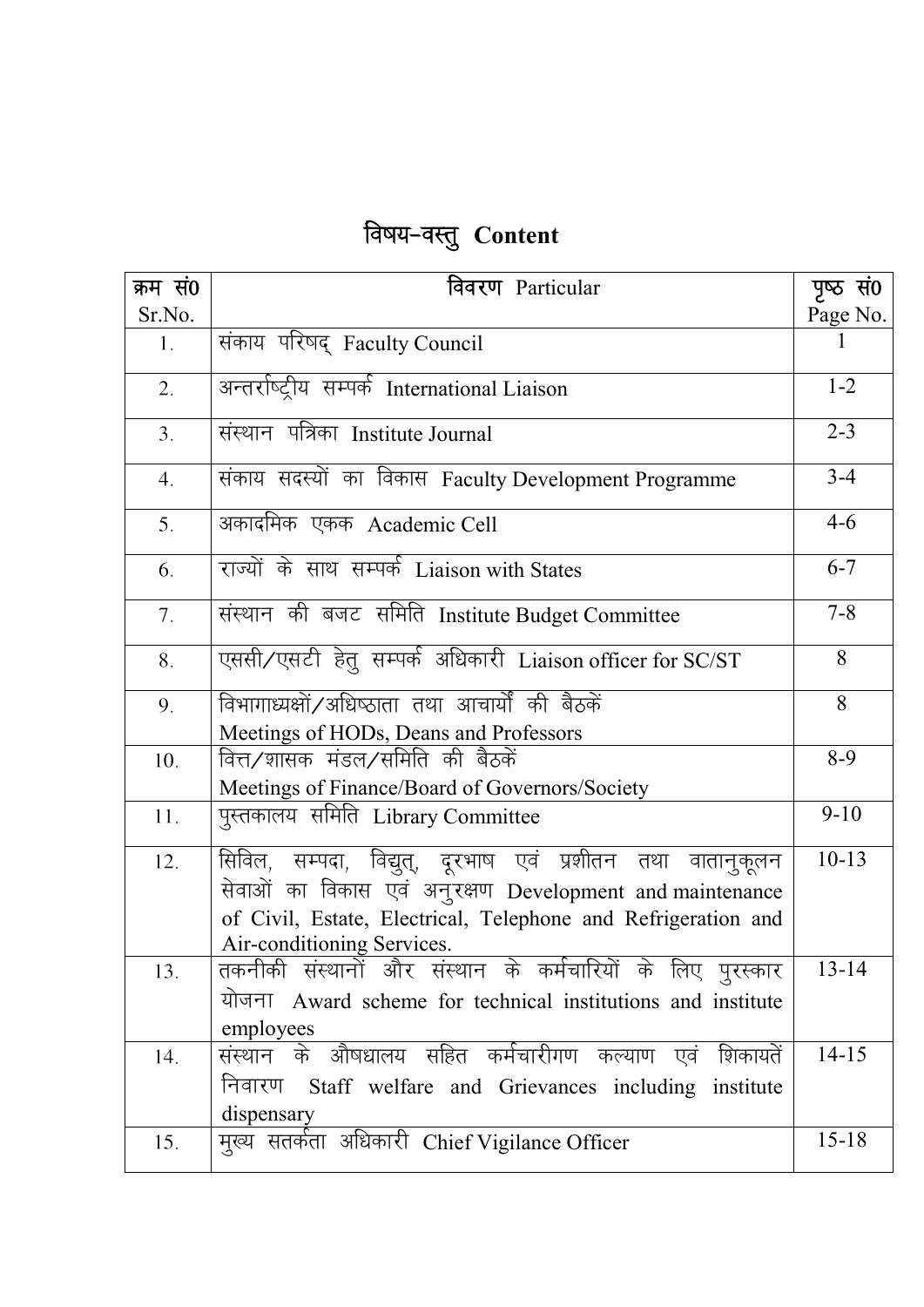# विषय-वस्तु Content

| क्रम सं0 Sr.No. | विवरण Particular | पृष्ठ सं0 Page No. |
|---|---|---|
| 1. | संकाय परिषद् Faculty Council | 1 |
| 2. | अन्तर्राष्ट्रीय सम्पर्क International Liaison | 1-2 |
| 3. | संस्थान पत्रिका Institute Journal | 2-3 |
| 4. | संकाय सदस्यों का विकास Faculty Development Programme | 3-4 |
| 5. | अकादमिक एकक Academic Cell | 4-6 |
| 6. | राज्यों के साथ सम्पर्क Liaison with States | 6-7 |
| 7. | संस्थान की बजट समिति Institute Budget Committee | 7-8 |
| 8. | एससी/एसटी हेतु सम्पर्क अधिकारी Liaison officer for SC/ST | 8 |
| 9. | विभागाध्यक्षों/अधिष्ठाता तथा आचार्यों की बैठकें Meetings of HODs, Deans and Professors | 8 |
| 10. | वित्त/शासक मंडल/समिति की बैठकें Meetings of Finance/Board of Governors/Society | 8-9 |
| 11. | पुस्तकालय समिति Library Committee | 9-10 |
| 12. | सिविल, सम्पदा, विद्युत्, दूरभाष एवं प्रशीतन तथा वातानुकूलन सेवाओं का विकास एवं अनुरक्षण Development and maintenance of Civil, Estate, Electrical, Telephone and Refrigeration and Air-conditioning Services. | 10-13 |
| 13. | तकनीकी संस्थानों और संस्थान के कर्मचारियों के लिए पुरस्कार योजना Award scheme for technical institutions and institute employees | 13-14 |
| 14. | संस्थान के औषधालय सहित कर्मचारीगण कल्याण एवं शिकायतें निवारण Staff welfare and Grievances including institute dispensary | 14-15 |
| 15. | मुख्य सतर्कता अधिकारी Chief Vigilance Officer | 15-18 |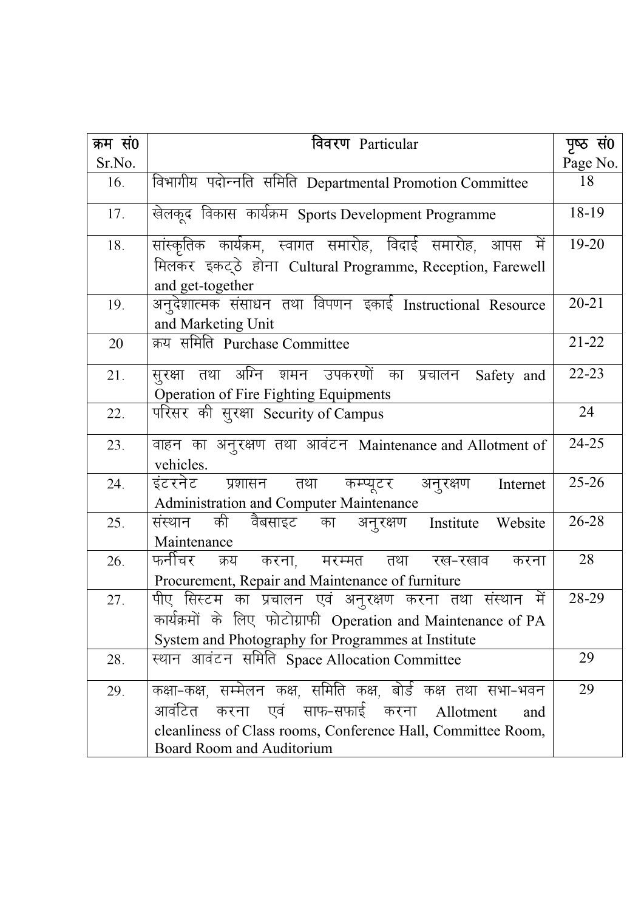| क्रम सं0 Sr.No. | विवरण Particular | पृष्ठ सं0 Page No. |
|---|---|---|
| 16. | विभागीय पदोन्नति समिति Departmental Promotion Committee | 18 |
| 17. | खेलकूद विकास कार्यक्रम Sports Development Programme | 18-19 |
| 18. | सांस्कृतिक कार्यक्रम, स्वागत समारोह, विदाई समारोह, आपस में मिलकर इकट्ठे होना Cultural Programme, Reception, Farewell and get-together | 19-20 |
| 19. | अनुदेशात्मक संसाधन तथा विपणन इकाई Instructional Resource and Marketing Unit | 20-21 |
| 20 | क्रय समिति Purchase Committee | 21-22 |
| 21. | सुरक्षा तथा अग्नि शमन उपकरणों का प्रचालन Safety and Operation of Fire Fighting Equipments | 22-23 |
| 22. | परिसर की सुरक्षा Security of Campus | 24 |
| 23. | वाहन का अनुरक्षण तथा आवंटन Maintenance and Allotment of vehicles. | 24-25 |
| 24. | इंटरनेट प्रशासन तथा कम्प्यूटर अनुरक्षण Internet Administration and Computer Maintenance | 25-26 |
| 25. | संस्थान की वैबसाइट का अनुरक्षण Institute Website Maintenance | 26-28 |
| 26. | फर्नीचर क्रय करना, मरम्मत तथा रख-रखाव करना Procurement, Repair and Maintenance of furniture | 28 |
| 27. | पीए सिस्टम का प्रचालन एवं अनुरक्षण करना तथा संस्थान में कार्यक्रमों के लिए फोटोग्राफी Operation and Maintenance of PA System and Photography for Programmes at Institute | 28-29 |
| 28. | स्थान आवंटन समिति Space Allocation Committee | 29 |
| 29. | कक्षा-कक्ष, सम्मेलन कक्ष, समिति कक्ष, बोर्ड कक्ष तथा सभा-भवन आवंटित करना एवं साफ-सफाई करना Allotment and cleanliness of Class rooms, Conference Hall, Committee Room, Board Room and Auditorium | 29 |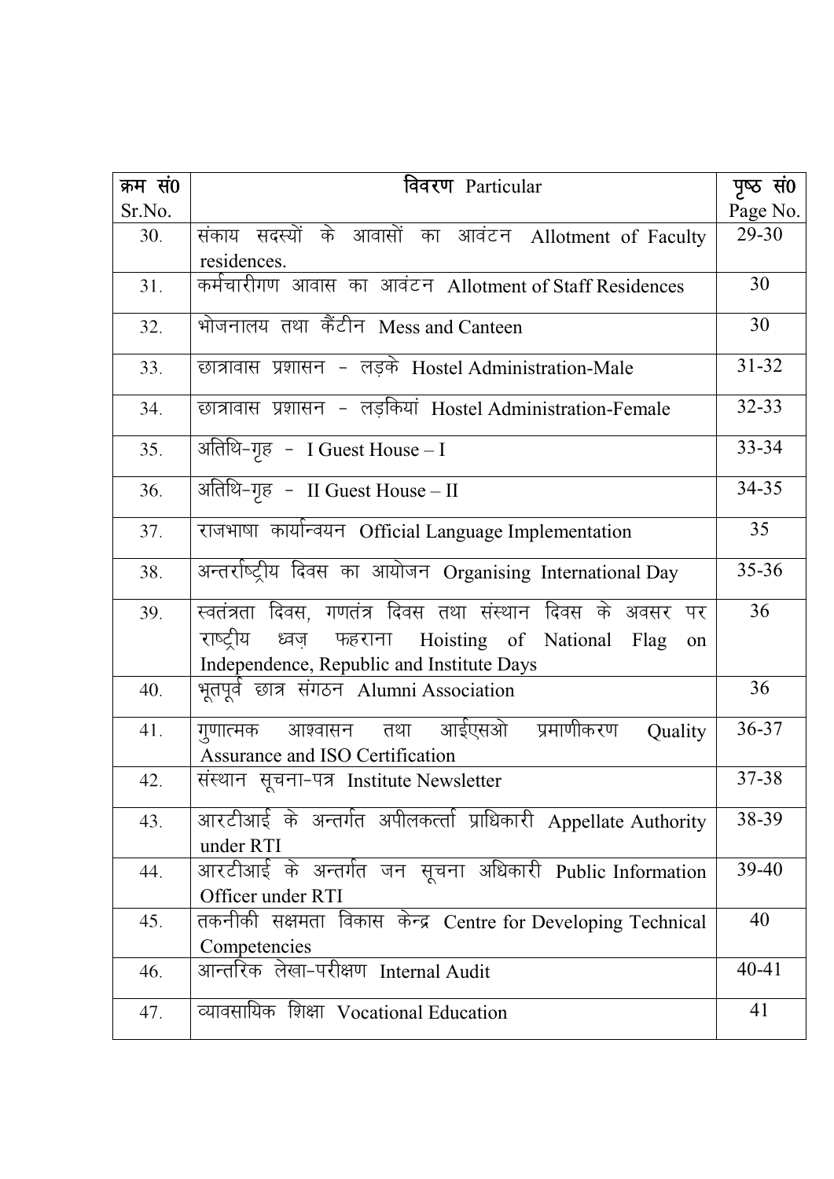| क्रम सं0 Sr.No. | विवरण Particular | पृष्ठ सं0 Page No. |
|---|---|---|
| 30. | संकाय सदस्यों के आवासों का आवंटन Allotment of Faculty residences. | 29-30 |
| 31. | कर्मचारीगण आवास का आवंटन Allotment of Staff Residences | 30 |
| 32. | भोजनालय तथा कैंटीन Mess and Canteen | 30 |
| 33. | छात्रावास प्रशासन - लड़के Hostel Administration-Male | 31-32 |
| 34. | छात्रावास प्रशासन - लड़कियां Hostel Administration-Female | 32-33 |
| 35. | अतिथि-गृह - I Guest House – I | 33-34 |
| 36. | अतिथि-गृह - II Guest House – II | 34-35 |
| 37. | राजभाषा कार्यान्वयन Official Language Implementation | 35 |
| 38. | अन्तर्राष्ट्रीय दिवस का आयोजन Organising International Day | 35-36 |
| 39. | स्वतंत्रता दिवस, गणतंत्र दिवस तथा संस्थान दिवस के अवसर पर राष्ट्रीय ध्वज़ फहराना Hoisting of National Flag on Independence, Republic and Institute Days | 36 |
| 40. | भूतपूर्व छात्र संगठन Alumni Association | 36 |
| 41. | गुणात्मक आश्वासन तथा आईएसओ प्रमाणीकरण Quality Assurance and ISO Certification | 36-37 |
| 42. | संस्थान सूचना-पत्र Institute Newsletter | 37-38 |
| 43. | आरटीआई के अन्तर्गत अपीलकर्त्ता प्राधिकारी Appellate Authority under RTI | 38-39 |
| 44. | आरटीआई के अन्तर्गत जन सूचना अधिकारी Public Information Officer under RTI | 39-40 |
| 45. | तकनीकी सक्षमता विकास केन्द्र Centre for Developing Technical Competencies | 40 |
| 46. | आन्तरिक लेखा-परीक्षण Internal Audit | 40-41 |
| 47. | व्यावसायिक शिक्षा Vocational Education | 41 |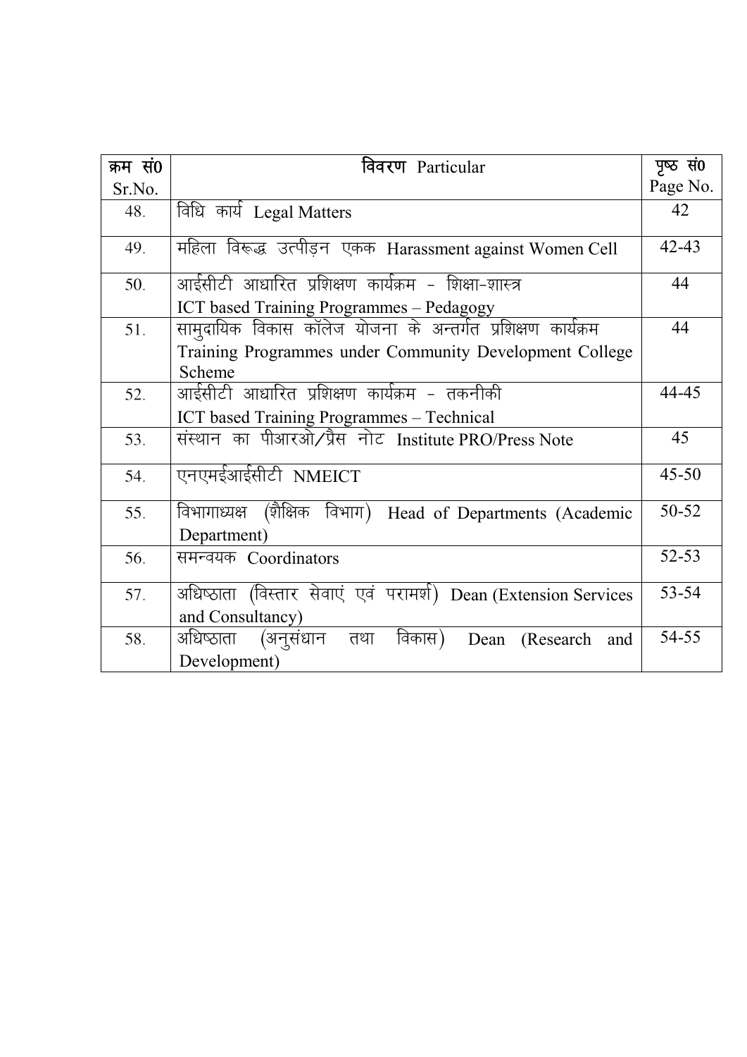| क्रम सं0 Sr.No. | विवरण Particular | पृष्ठ सं0 Page No. |
|---|---|---|
| 48. | विधि कार्य Legal Matters | 42 |
| 49. | महिला विरूद्ध उत्पीड़न एकक Harassment against Women Cell | 42-43 |
| 50. | आईसीटी आधारित प्रशिक्षण कार्यक्रम - शिक्षा-शास्त्र ICT based Training Programmes – Pedagogy | 44 |
| 51. | सामुदायिक विकास कॉलेज योजना के अन्तर्गत प्रशिक्षण कार्यक्रम Training Programmes under Community Development College Scheme | 44 |
| 52. | आईसीटी आधारित प्रशिक्षण कार्यक्रम - तकनीकी ICT based Training Programmes – Technical | 44-45 |
| 53. | संस्थान का पीआरओ/प्रैस नोट Institute PRO/Press Note | 45 |
| 54. | एनएमईआईसीटी NMEICT | 45-50 |
| 55. | विभागाध्यक्ष (शैक्षिक विभाग) Head of Departments (Academic Department) | 50-52 |
| 56. | समन्वयक Coordinators | 52-53 |
| 57. | अधिष्ठाता (विस्तार सेवाएं एवं परामर्श) Dean (Extension Services and Consultancy) | 53-54 |
| 58. | अधिष्ठाता (अनुसंधान तथा विकास) Dean (Research and Development) | 54-55 |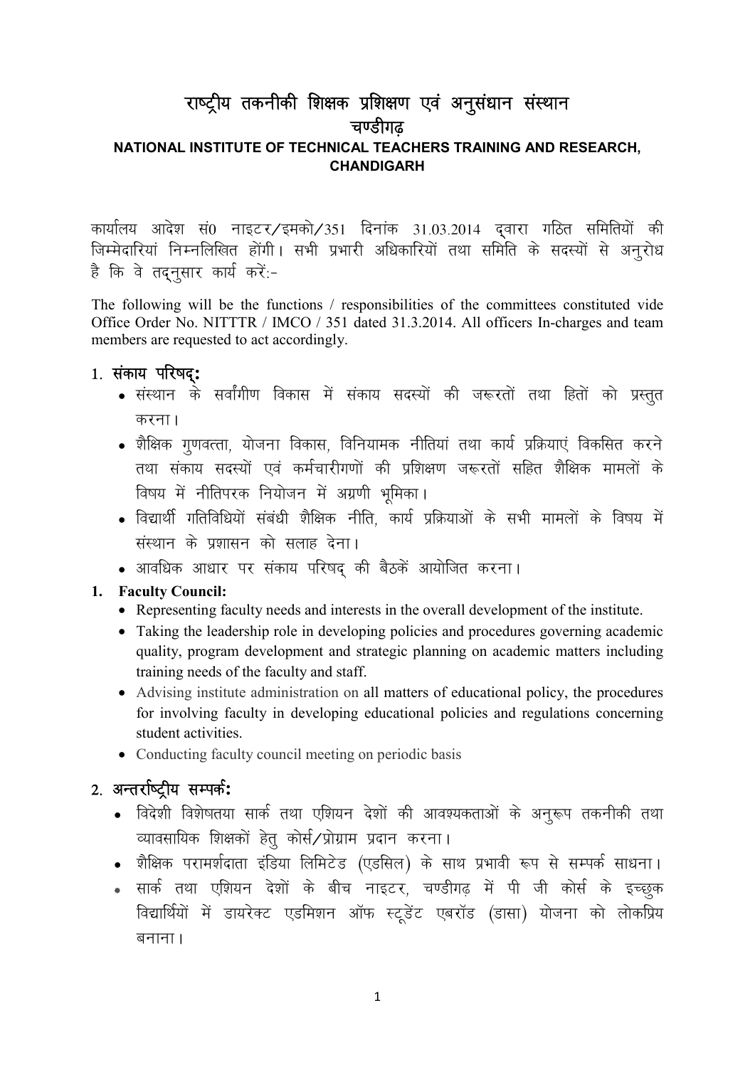# राष्ट्रीय तकनीकी शिक्षक प्रशिक्षण एवं अनुसंधान संस्थान
## चण्डीगढ़
### NATIONAL INSTITUTE OF TECHNICAL TEACHERS TRAINING AND RESEARCH, CHANDIGARH

कार्यालय आदेश सं0 नाइटर/इमको/351 दिनांक 31.03.2014 द्वारा गठित समितियों की जिम्मेदारियां निम्नलिखित होंगी। सभी प्रभारी अधिकारियों तथा समिति के सदस्यों से अनुरोध है कि वे तद्नुसार कार्य करें:-

The following will be the functions / responsibilities of the committees constituted vide Office Order No. NITTTR / IMCO / 351 dated 31.3.2014. All officers In-charges and team members are requested to act accordingly.

**1. संकाय परिषद्:**

- संस्थान के सर्वांगीण विकास में संकाय सदस्यों की जरूरतों तथा हितों को प्रस्तुत करना।
- शैक्षिक गुणवत्ता, योजना विकास, विनियामक नीतियां तथा कार्य प्रक्रियाएं विकसित करने तथा संकाय सदस्यों एवं कर्मचारीगणों की प्रशिक्षण जरूरतों सहित शैक्षिक मामलों के विषय में नीतिपरक नियोजन में अग्रणी भूमिका।
- विद्यार्थी गतिविधियों संबंधी शैक्षिक नीति, कार्य प्रक्रियाओं के सभी मामलों के विषय में संस्थान के प्रशासन को सलाह देना।
- आवधिक आधार पर संकाय परिषद् की बैठकें आयोजित करना।

**1. Faculty Council:**

- Representing faculty needs and interests in the overall development of the institute.
- Taking the leadership role in developing policies and procedures governing academic quality, program development and strategic planning on academic matters including training needs of the faculty and staff.
- Advising institute administration on all matters of educational policy, the procedures for involving faculty in developing educational policies and regulations concerning student activities.
- Conducting faculty council meeting on periodic basis

**2. अन्तर्राष्ट्रीय सम्पर्क:**

- विदेशी विशेषतया सार्क तथा एशियन देशों की आवश्यकताओं के अनुरूप तकनीकी तथा व्यावसायिक शिक्षकों हेतु कोर्स/प्रोग्राम प्रदान करना।
- शैक्षिक परामर्शदाता इंडिया लिमिटेड (एडसिल) के साथ प्रभावी रूप से सम्पर्क साधना।
- सार्क तथा एशियन देशों के बीच नाइटर, चण्डीगढ़ में पी जी कोर्स के इच्छुक विद्यार्थियों में डायरेक्ट एडमिशन ऑफ स्टूडेंट एबरॉड (डासा) योजना को लोकप्रिय बनाना।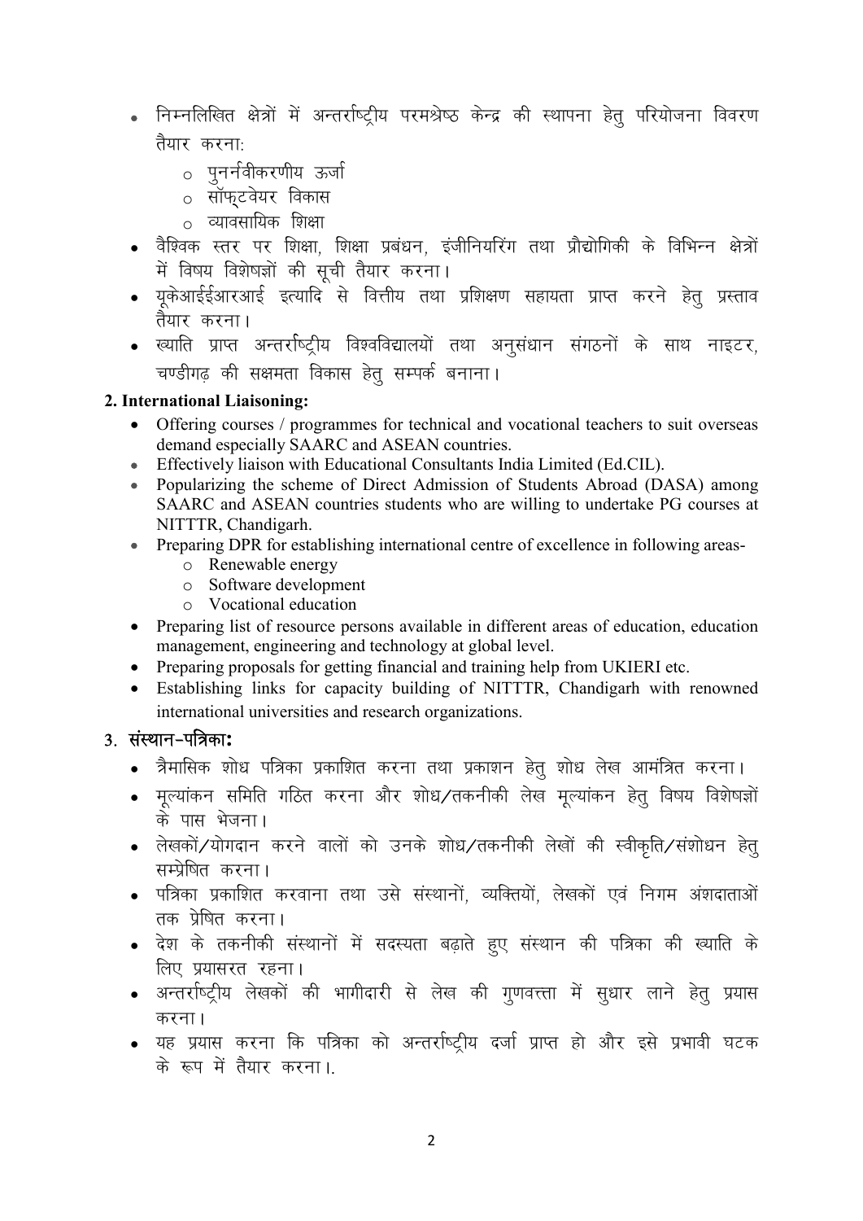- निम्नलिखित क्षेत्रों में अन्तर्राष्ट्रीय परमश्रेष्ठ केन्द्र की स्थापना हेतु परियोजना विवरण तैयार करना:
    - पुनर्नवीकरणीय ऊर्जा
    - सॉफ्टवेयर विकास
    - व्यावसायिक शिक्षा
- वैश्विक स्तर पर शिक्षा, शिक्षा प्रबंधन, इंजीनियरिंग तथा प्रौद्योगिकी के विभिन्न क्षेत्रों में विषय विशेषज्ञों की सूची तैयार करना।
- यूकेआईईआरआई इत्यादि से वित्तीय तथा प्रशिक्षण सहायता प्राप्त करने हेतु प्रस्ताव तैयार करना।
- ख्याति प्राप्त अन्तर्राष्ट्रीय विश्वविद्यालयों तथा अनुसंधान संगठनों के साथ नाइटर, चण्डीगढ़ की सक्षमता विकास हेतु सम्पर्क बनाना।

**2. International Liaisoning:**

- Offering courses / programmes for technical and vocational teachers to suit overseas demand especially SAARC and ASEAN countries.
- Effectively liaison with Educational Consultants India Limited (Ed.CIL).
- Popularizing the scheme of Direct Admission of Students Abroad (DASA) among SAARC and ASEAN countries students who are willing to undertake PG courses at NITTTR, Chandigarh.
- Preparing DPR for establishing international centre of excellence in following areas-
    - Renewable energy
    - Software development
    - Vocational education
- Preparing list of resource persons available in different areas of education, education management, engineering and technology at global level.
- Preparing proposals for getting financial and training help from UKIERI etc.
- Establishing links for capacity building of NITTTR, Chandigarh with renowned international universities and research organizations.

**3. संस्थान-पत्रिका:**

- त्रैमासिक शोध पत्रिका प्रकाशित करना तथा प्रकाशन हेतु शोध लेख आमंत्रित करना।
- मूल्यांकन समिति गठित करना और शोध/तकनीकी लेख मूल्यांकन हेतु विषय विशेषज्ञों के पास भेजना।
- लेखकों/योगदान करने वालों को उनके शोध/तकनीकी लेखों की स्वीकृति/संशोधन हेतु सम्प्रेषित करना।
- पत्रिका प्रकाशित करवाना तथा उसे संस्थानों, व्यक्तियों, लेखकों एवं निगम अंशदाताओं तक प्रेषित करना।
- देश के तकनीकी संस्थानों में सदस्यता बढ़ाते हुए संस्थान की पत्रिका की ख्याति के लिए प्रयासरत रहना।
- अन्तर्राष्ट्रीय लेखकों की भागीदारी से लेख की गुणवत्ता में सुधार लाने हेतु प्रयास करना।
- यह प्रयास करना कि पत्रिका को अन्तर्राष्ट्रीय दर्जा प्राप्त हो और इसे प्रभावी घटक के रूप में तैयार करना।.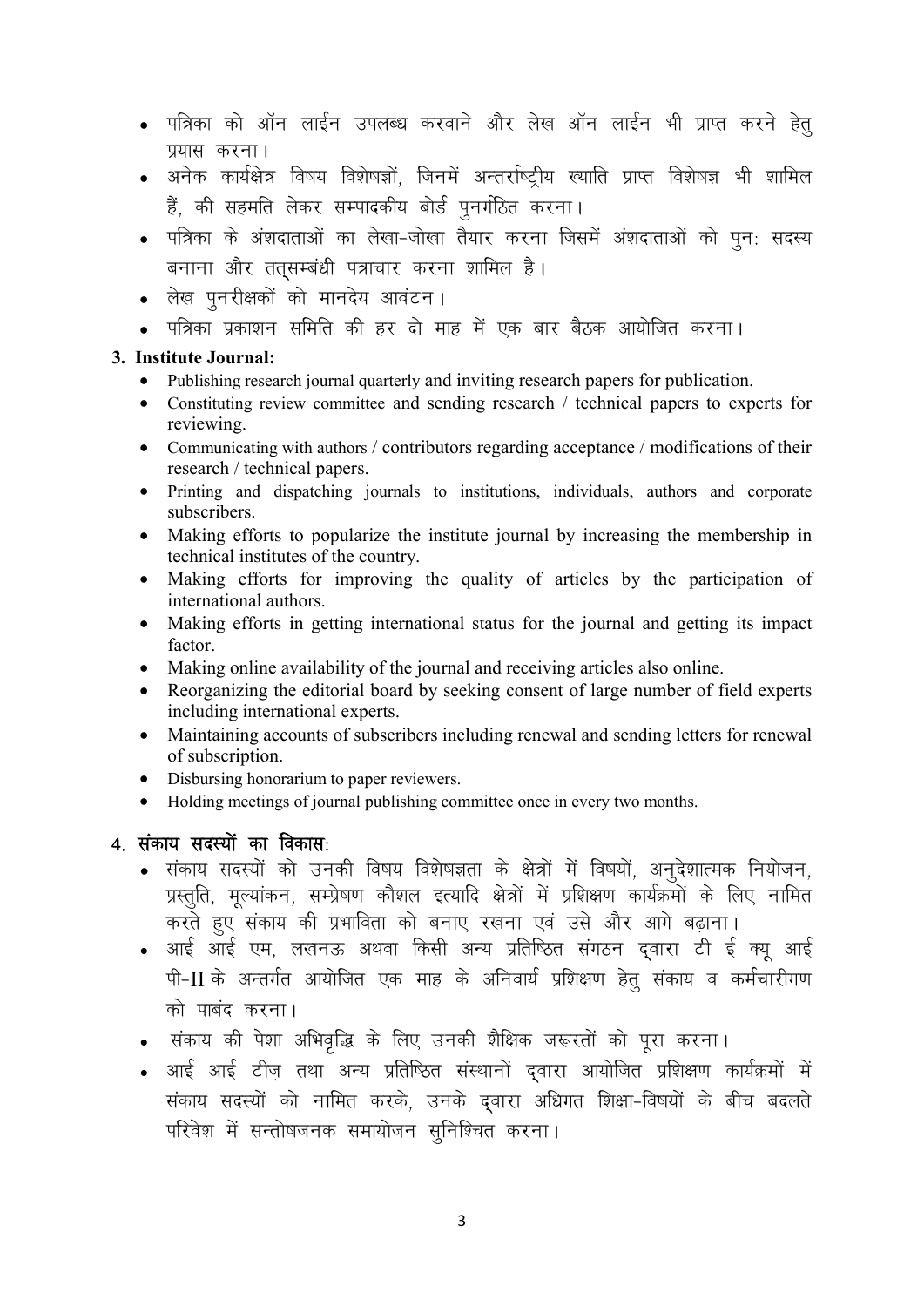- पत्रिका को ऑन लाईन उपलब्ध करवाने और लेख ऑन लाईन भी प्राप्त करने हेतु प्रयास करना।
- अनेक कार्यक्षेत्र विषय विशेषज्ञों, जिनमें अन्तर्राष्ट्रीय ख्याति प्राप्त विशेषज्ञ भी शामिल हैं, की सहमति लेकर सम्पादकीय बोर्ड पुनर्गठित करना।
- पत्रिका के अंशदाताओं का लेखा-जोखा तैयार करना जिसमें अंशदाताओं को पुन: सदस्य बनाना और तत्सम्बंधी पत्राचार करना शामिल है।
- लेख पुनरीक्षकों को मानदेय आवंटन।
- पत्रिका प्रकाशन समिति की हर दो माह में एक बार बैठक आयोजित करना।

### 3. Institute Journal:

- Publishing research journal quarterly and inviting research papers for publication.
- Constituting review committee and sending research / technical papers to experts for reviewing.
- Communicating with authors / contributors regarding acceptance / modifications of their research / technical papers.
- Printing and dispatching journals to institutions, individuals, authors and corporate subscribers.
- Making efforts to popularize the institute journal by increasing the membership in technical institutes of the country.
- Making efforts for improving the quality of articles by the participation of international authors.
- Making efforts in getting international status for the journal and getting its impact factor.
- Making online availability of the journal and receiving articles also online.
- Reorganizing the editorial board by seeking consent of large number of field experts including international experts.
- Maintaining accounts of subscribers including renewal and sending letters for renewal of subscription.
- Disbursing honorarium to paper reviewers.
- Holding meetings of journal publishing committee once in every two months.

### 4. संकाय सदस्यों का विकास:

- संकाय सदस्यों को उनकी विषय विशेषज्ञता के क्षेत्रों में विषयों, अनुदेशात्मक नियोजन, प्रस्तुति, मूल्यांकन, सम्प्रेषण कौशल इत्यादि क्षेत्रों में प्रशिक्षण कार्यक्रमों के लिए नामित करते हुए संकाय की प्रभाविता को बनाए रखना एवं उसे और आगे बढ़ाना।
- आई आई एम, लखनऊ अथवा किसी अन्य प्रतिष्ठित संगठन द्वारा टी ई क्यू आई पी-II के अन्तर्गत आयोजित एक माह के अनिवार्य प्रशिक्षण हेतु संकाय व कर्मचारीगण को पाबंद करना।
- संकाय की पेशा अभिवृद्धि के लिए उनकी शैक्षिक जरूरतों को पूरा करना।
- आई आई टीज़ तथा अन्य प्रतिष्ठित संस्थानों द्वारा आयोजित प्रशिक्षण कार्यक्रमों में संकाय सदस्यों को नामित करके, उनके द्वारा अधिगत शिक्षा-विषयों के बीच बदलते परिवेश में सन्तोषजनक समायोजन सुनिश्चित करना।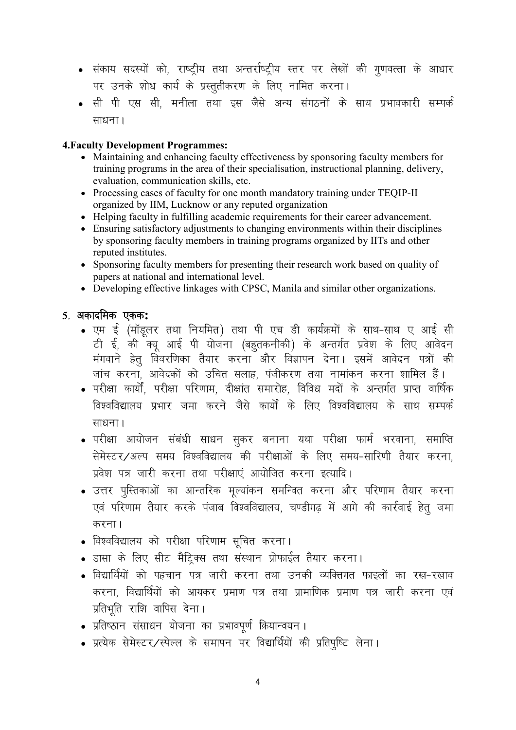- संकाय सदस्यों को, राष्ट्रीय तथा अन्तर्राष्ट्रीय स्तर पर लेखों की गुणवत्ता के आधार पर उनके शोध कार्य के प्रस्तुतीकरण के लिए नामित करना।
- सी पी एस सी, मनीला तथा इस जैसे अन्य संगठनों के साथ प्रभावकारी सम्पर्क साधना।

**4.Faculty Development Programmes:**

- Maintaining and enhancing faculty effectiveness by sponsoring faculty members for training programs in the area of their specialisation, instructional planning, delivery, evaluation, communication skills, etc.
- Processing cases of faculty for one month mandatory training under TEQIP-II organized by IIM, Lucknow or any reputed organization
- Helping faculty in fulfilling academic requirements for their career advancement.
- Ensuring satisfactory adjustments to changing environments within their disciplines by sponsoring faculty members in training programs organized by IITs and other reputed institutes.
- Sponsoring faculty members for presenting their research work based on quality of papers at national and international level.
- Developing effective linkages with CPSC, Manila and similar other organizations.

**5. अकादमिक एकक:**

- एम ई (मॉडूलर तथा नियमित) तथा पी एच डी कार्यक्रमों के साथ-साथ ए आई सी टी ई, की क्यू आई पी योजना (बहुतकनीकी) के अन्तर्गत प्रवेश के लिए आवेदन मंगवाने हेतु विवरणिका तैयार करना और विज्ञापन देना। इसमें आवेदन पत्रों की जांच करना, आवेदकों को उचित सलाह, पंजीकरण तथा नामांकन करना शामिल हैं।
- परीक्षा कार्यों, परीक्षा परिणाम, दीक्षांत समारोह, विविध मदों के अन्तर्गत प्राप्त वार्षिक विश्वविद्यालय प्रभार जमा करने जैसे कार्यों के लिए विश्वविद्यालय के साथ सम्पर्क साधना।
- परीक्षा आयोजन संबंधी साधन सुकर बनाना यथा परीक्षा फार्म भरवाना, समाप्ति सेमेस्टर/अल्प समय विश्वविद्यालय की परीक्षाओं के लिए समय-सारिणी तैयार करना, प्रवेश पत्र जारी करना तथा परीक्षाएं आयोजित करना इत्यादि।
- उत्तर पुस्तिकाओं का आन्तरिक मूल्यांकन समन्वित करना और परिणाम तैयार करना एवं परिणाम तैयार करके पंजाब विश्वविद्यालय, चण्डीगढ़ में आगे की कार्रवाई हेतु जमा करना।
- विश्वविद्यालय को परीक्षा परिणाम सूचित करना।
- डासा के लिए सीट मैट्रिक्स तथा संस्थान प्रोफाईल तैयार करना।
- विद्यार्थियों को पहचान पत्र जारी करना तथा उनकी व्यक्तिगत फाइलों का रख-रखाव करना, विद्यार्थियों को आयकर प्रमाण पत्र तथा प्रामाणिक प्रमाण पत्र जारी करना एवं प्रतिभूति राशि वापिस देना।
- प्रतिष्ठान संसाधन योजना का प्रभावपूर्ण क्रियान्वयन।
- प्रत्येक सेमेस्टर/स्पेल्ल के समापन पर विद्यार्थियों की प्रतिपुष्टि लेना।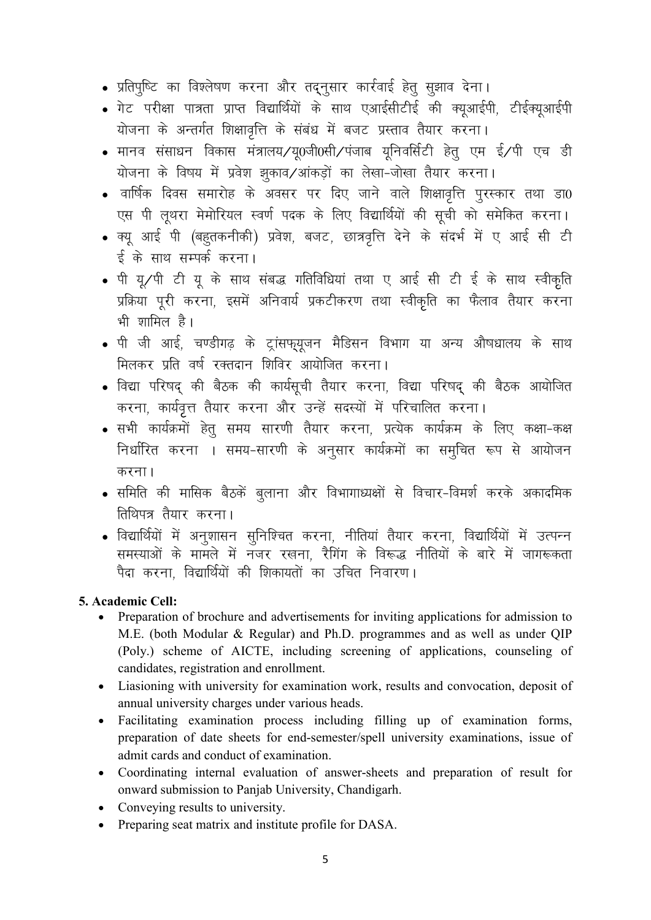- प्रतिपुष्टि का विश्लेषण करना और तद्नुसार कार्रवाई हेतु सुझाव देना।
- गेट परीक्षा पात्रता प्राप्त विद्यार्थियों के साथ एआईसीटीई की क्यूआईपी, टीईक्यूआईपी योजना के अन्तर्गत शिक्षावृत्ति के संबंध में बजट प्रस्ताव तैयार करना।
- मानव संसाधन विकास मंत्रालय/यू0जी0सी/पंजाब यूनिवर्सिटी हेतु एम ई/पी एच डी योजना के विषय में प्रवेश झुकाव/आंकड़ों का लेखा-जोखा तैयार करना।
- वार्षिक दिवस समारोह के अवसर पर दिए जाने वाले शिक्षावृत्ति पुरस्कार तथा डा0 एस पी लूथरा मेमोरियल स्वर्ण पदक के लिए विद्यार्थियों की सूची को समेकित करना।
- क्यू आई पी (बहुतकनीकी) प्रवेश, बजट, छात्रवृत्ति देने के संदर्भ में ए आई सी टी ई के साथ सम्पर्क करना।
- पी यू/पी टी यू के साथ संबद्ध गतिविधियां तथा ए आई सी टी ई के साथ स्वीकृति प्रक्रिया पूरी करना, इसमें अनिवार्य प्रकटीकरण तथा स्वीकृति का फैलाव तैयार करना भी शामिल है।
- पी जी आई, चण्डीगढ़ के ट्रांसफ्यूजन मैडिसन विभाग या अन्य औषधालय के साथ मिलकर प्रति वर्ष रक्तदान शिविर आयोजित करना।
- विद्या परिषद् की बैठक की कार्यसूची तैयार करना, विद्या परिषद् की बैठक आयोजित करना, कार्यवृत्त तैयार करना और उन्हें सदस्यों में परिचालित करना।
- सभी कार्यक्रमों हेतु समय सारणी तैयार करना, प्रत्येक कार्यक्रम के लिए कक्षा-कक्ष निर्धारित करना । समय-सारणी के अनुसार कार्यक्रमों का समुचित रूप से आयोजन करना।
- समिति की मासिक बैठकें बुलाना और विभागाध्यक्षों से विचार-विमर्श करके अकादमिक तिथिपत्र तैयार करना।
- विद्यार्थियों में अनुशासन सुनिश्चित करना, नीतियां तैयार करना, विद्यार्थियों में उत्पन्न समस्याओं के मामले में नजर रखना, रैगिंग के विरूद्ध नीतियों के बारे में जागरूकता पैदा करना, विद्यार्थियों की शिकायतों का उचित निवारण।

**5. Academic Cell:**

- Preparation of brochure and advertisements for inviting applications for admission to M.E. (both Modular & Regular) and Ph.D. programmes and as well as under QIP (Poly.) scheme of AICTE, including screening of applications, counseling of candidates, registration and enrollment.
- Liasioning with university for examination work, results and convocation, deposit of annual university charges under various heads.
- Facilitating examination process including filling up of examination forms, preparation of date sheets for end-semester/spell university examinations, issue of admit cards and conduct of examination.
- Coordinating internal evaluation of answer-sheets and preparation of result for onward submission to Panjab University, Chandigarh.
- Conveying results to university.
- Preparing seat matrix and institute profile for DASA.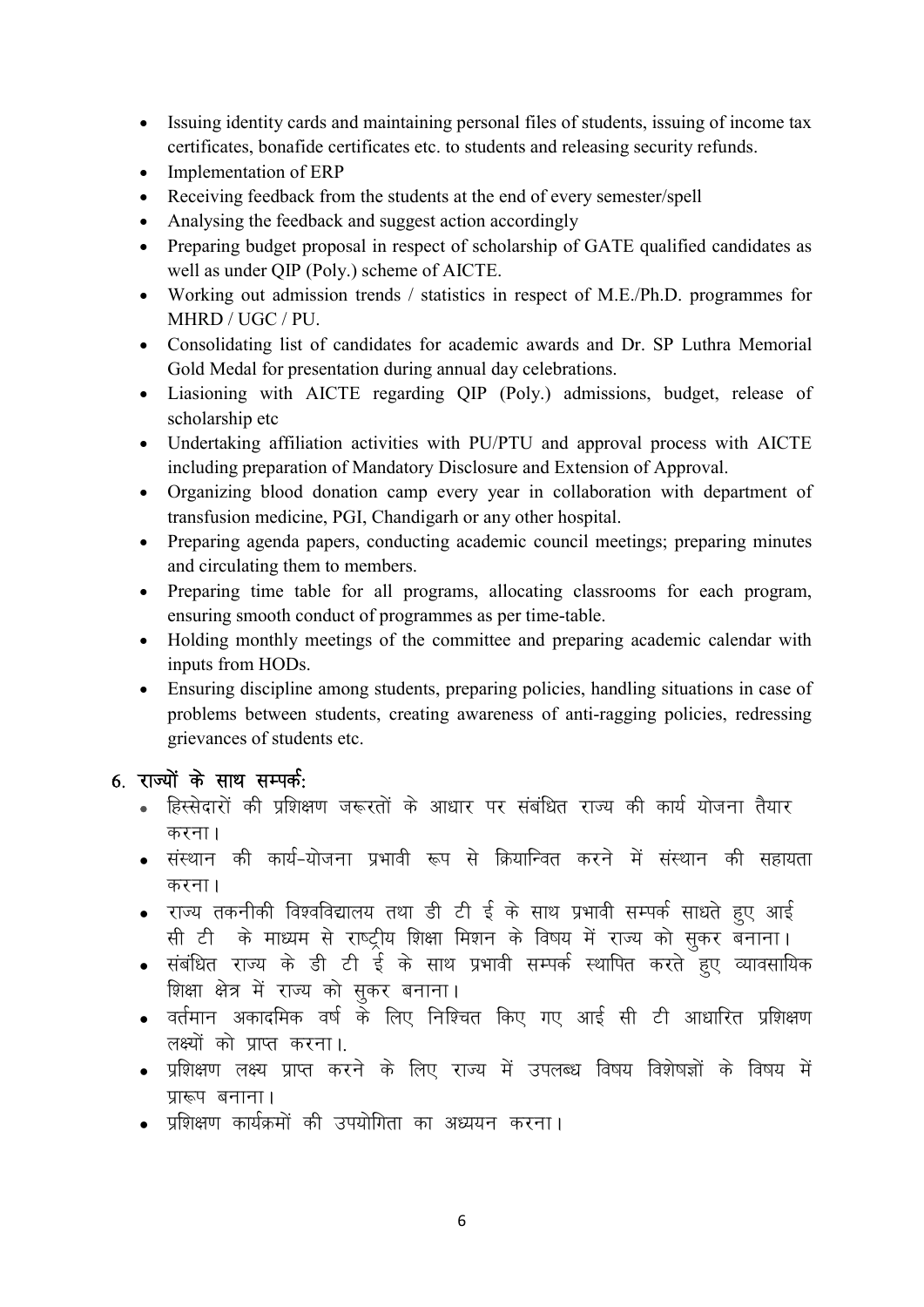- Issuing identity cards and maintaining personal files of students, issuing of income tax certificates, bonafide certificates etc. to students and releasing security refunds.
- Implementation of ERP
- Receiving feedback from the students at the end of every semester/spell
- Analysing the feedback and suggest action accordingly
- Preparing budget proposal in respect of scholarship of GATE qualified candidates as well as under QIP (Poly.) scheme of AICTE.
- Working out admission trends / statistics in respect of M.E./Ph.D. programmes for MHRD / UGC / PU.
- Consolidating list of candidates for academic awards and Dr. SP Luthra Memorial Gold Medal for presentation during annual day celebrations.
- Liasioning with AICTE regarding QIP (Poly.) admissions, budget, release of scholarship etc
- Undertaking affiliation activities with PU/PTU and approval process with AICTE including preparation of Mandatory Disclosure and Extension of Approval.
- Organizing blood donation camp every year in collaboration with department of transfusion medicine, PGI, Chandigarh or any other hospital.
- Preparing agenda papers, conducting academic council meetings; preparing minutes and circulating them to members.
- Preparing time table for all programs, allocating classrooms for each program, ensuring smooth conduct of programmes as per time-table.
- Holding monthly meetings of the committee and preparing academic calendar with inputs from HODs.
- Ensuring discipline among students, preparing policies, handling situations in case of problems between students, creating awareness of anti-ragging policies, redressing grievances of students etc.

## 6. राज्यों के साथ सम्पर्क:

- हिस्सेदारों की प्रशिक्षण जरूरतों के आधार पर संबंधित राज्य की कार्य योजना तैयार करना।
- संस्थान की कार्य-योजना प्रभावी रूप से क्रियान्वित करने में संस्थान की सहायता करना।
- राज्य तकनीकी विश्वविद्यालय तथा डी टी ई के साथ प्रभावी सम्पर्क साधते हुए आई सी टी के माध्यम से राष्ट्रीय शिक्षा मिशन के विषय में राज्य को सुकर बनाना।
- संबंधित राज्य के डी टी ई के साथ प्रभावी सम्पर्क स्थापित करते हुए व्यावसायिक शिक्षा क्षेत्र में राज्य को सुकर बनाना।
- वर्तमान अकादमिक वर्ष के लिए निश्चित किए गए आई सी टी आधारित प्रशिक्षण लक्ष्यों को प्राप्त करना।.
- प्रशिक्षण लक्ष्य प्राप्त करने के लिए राज्य में उपलब्ध विषय विशेषज्ञों के विषय में प्रारूप बनाना।
- प्रशिक्षण कार्यक्रमों की उपयोगिता का अध्ययन करना।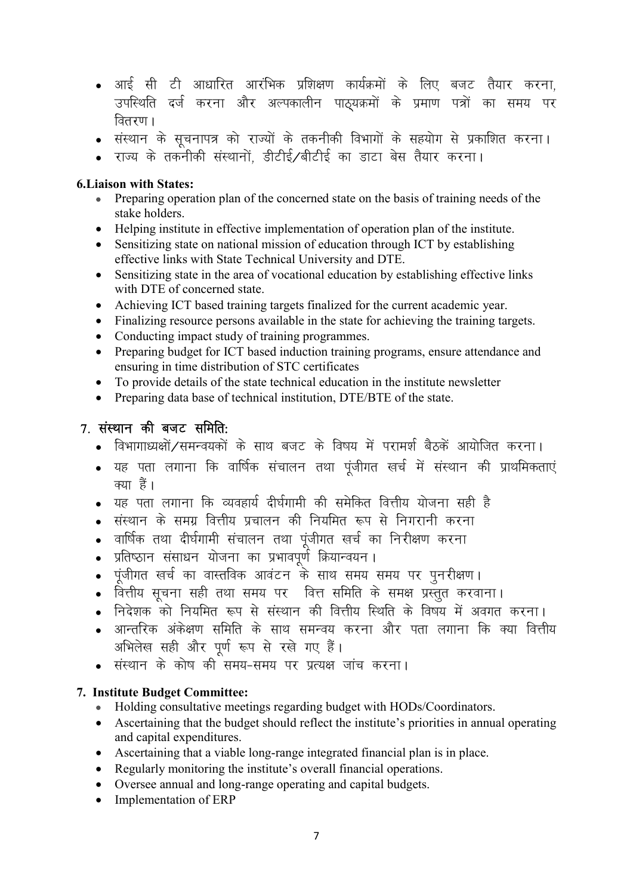- आई सी टी आधारित आरंभिक प्रशिक्षण कार्यक्रमों के लिए बजट तैयार करना, उपस्थिति दर्ज करना और अल्पकालीन पाठ्यक्रमों के प्रमाण पत्रों का समय पर वितरण।
- संस्थान के सूचनापत्र को राज्यों के तकनीकी विभागों के सहयोग से प्रकाशित करना।
- राज्य के तकनीकी संस्थानों, डीटीई/बीटीई का डाटा बेस तैयार करना।

**6.Liaison with States:**

- Preparing operation plan of the concerned state on the basis of training needs of the stake holders.
- Helping institute in effective implementation of operation plan of the institute.
- Sensitizing state on national mission of education through ICT by establishing effective links with State Technical University and DTE.
- Sensitizing state in the area of vocational education by establishing effective links with DTE of concerned state.
- Achieving ICT based training targets finalized for the current academic year.
- Finalizing resource persons available in the state for achieving the training targets.
- Conducting impact study of training programmes.
- Preparing budget for ICT based induction training programs, ensure attendance and ensuring in time distribution of STC certificates
- To provide details of the state technical education in the institute newsletter
- Preparing data base of technical institution, DTE/BTE of the state.

**7. संस्थान की बजट समिति:**

- विभागाध्यक्षों/समन्वयकों के साथ बजट के विषय में परामर्श बैठकें आयोजित करना।
- यह पता लगाना कि वार्षिक संचालन तथा पूंजीगत खर्च में संस्थान की प्राथमिकताएं क्या हैं।
- यह पता लगाना कि व्यवहार्य दीर्घगामी की समेकित वित्तीय योजना सही है
- संस्थान के समग्र वित्तीय प्रचालन की नियमित रूप से निगरानी करना
- वार्षिक तथा दीर्घगामी संचालन तथा पूंजीगत खर्च का निरीक्षण करना
- प्रतिष्ठान संसाधन योजना का प्रभावपूर्ण क्रियान्वयन।
- पूंजीगत खर्च का वास्तविक आवंटन के साथ समय समय पर पुनरीक्षण।
- वित्तीय सूचना सही तथा समय पर वित्त समिति के समक्ष प्रस्तुत करवाना।
- निदेशक को नियमित रूप से संस्थान की वित्तीय स्थिति के विषय में अवगत करना।
- आन्तरिक अंकेक्षण समिति के साथ समन्वय करना और पता लगाना कि क्या वित्तीय अभिलेख सही और पूर्ण रूप से रखे गए हैं।
- संस्थान के कोष की समय-समय पर प्रत्यक्ष जांच करना।

**7. Institute Budget Committee:**

- Holding consultative meetings regarding budget with HODs/Coordinators.
- Ascertaining that the budget should reflect the institute's priorities in annual operating and capital expenditures.
- Ascertaining that a viable long-range integrated financial plan is in place.
- Regularly monitoring the institute's overall financial operations.
- Oversee annual and long-range operating and capital budgets.
- Implementation of ERP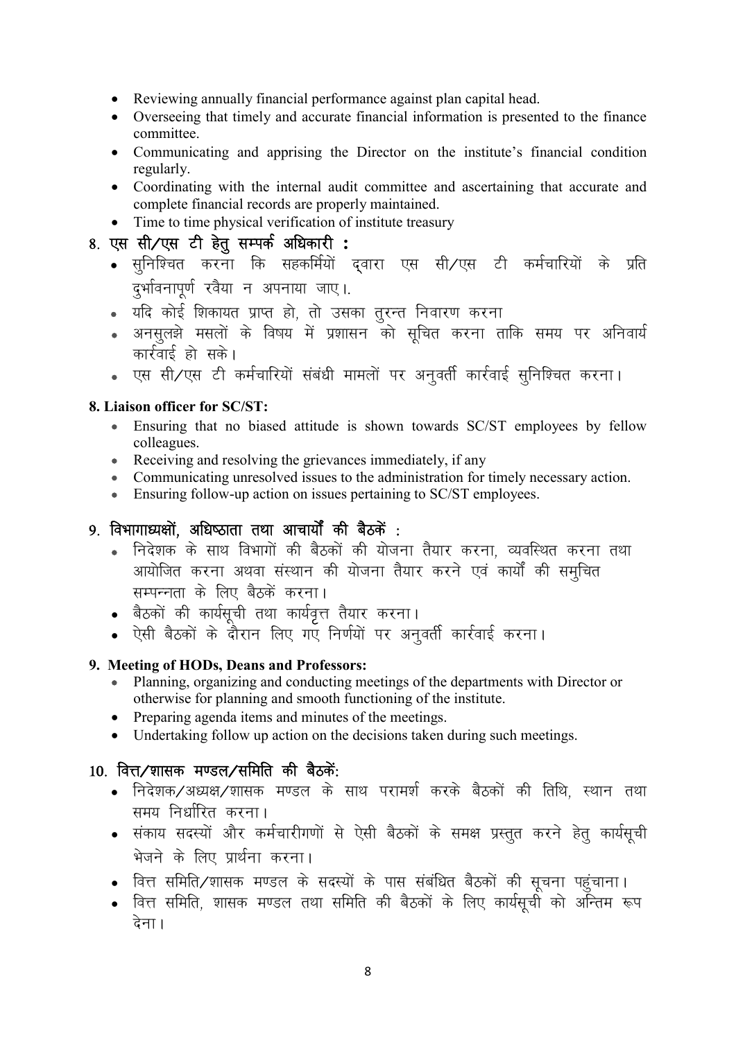- Reviewing annually financial performance against plan capital head.
- Overseeing that timely and accurate financial information is presented to the finance committee.
- Communicating and apprising the Director on the institute's financial condition regularly.
- Coordinating with the internal audit committee and ascertaining that accurate and complete financial records are properly maintained.
- Time to time physical verification of institute treasury

## 8. एस सी/एस टी हेतु सम्पर्क अधिकारी :

- सुनिश्चित करना कि सहकर्मियों द्वारा एस सी/एस टी कर्मचारियों के प्रति दुर्भावनापूर्ण रवैया न अपनाया जाए।.
- यदि कोई शिकायत प्राप्त हो, तो उसका तुरन्त निवारण करना
- अनसुलझे मसलों के विषय में प्रशासन को सूचित करना ताकि समय पर अनिवार्य कार्रवाई हो सके।
- एस सी/एस टी कर्मचारियों संबंधी मामलों पर अनुवर्ती कार्रवाई सुनिश्चित करना।

**8. Liaison officer for SC/ST:**

- Ensuring that no biased attitude is shown towards SC/ST employees by fellow colleagues.
- Receiving and resolving the grievances immediately, if any
- Communicating unresolved issues to the administration for timely necessary action.
- Ensuring follow-up action on issues pertaining to SC/ST employees.

## 9. विभागाध्यक्षों, अधिष्ठाता तथा आचार्यों की बैठकें :

- निदेशक के साथ विभागों की बैठकों की योजना तैयार करना, व्यवस्थित करना तथा आयोजित करना अथवा संस्थान की योजना तैयार करने एवं कार्यों की समुचित सम्पन्नता के लिए बैठकें करना।
- बैठकों की कार्यसूची तथा कार्यवृत्त तैयार करना।
- ऐसी बैठकों के दौरान लिए गए निर्णयों पर अनुवर्ती कार्रवाई करना।

**9. Meeting of HODs, Deans and Professors:**

- Planning, organizing and conducting meetings of the departments with Director or otherwise for planning and smooth functioning of the institute.
- Preparing agenda items and minutes of the meetings.
- Undertaking follow up action on the decisions taken during such meetings.

## 10. वित्त/शासक मण्डल/समिति की बैठकें:

- निदेशक/अध्यक्ष/शासक मण्डल के साथ परामर्श करके बैठकों की तिथि, स्थान तथा समय निर्धारित करना।
- संकाय सदस्यों और कर्मचारीगणों से ऐसी बैठकों के समक्ष प्रस्तुत करने हेतु कार्यसूची भेजने के लिए प्रार्थना करना।
- वित्त समिति/शासक मण्डल के सदस्यों के पास संबंधित बैठकों की सूचना पहुंचाना।
- वित्त समिति, शासक मण्डल तथा समिति की बैठकों के लिए कार्यसूची को अन्तिम रूप देना।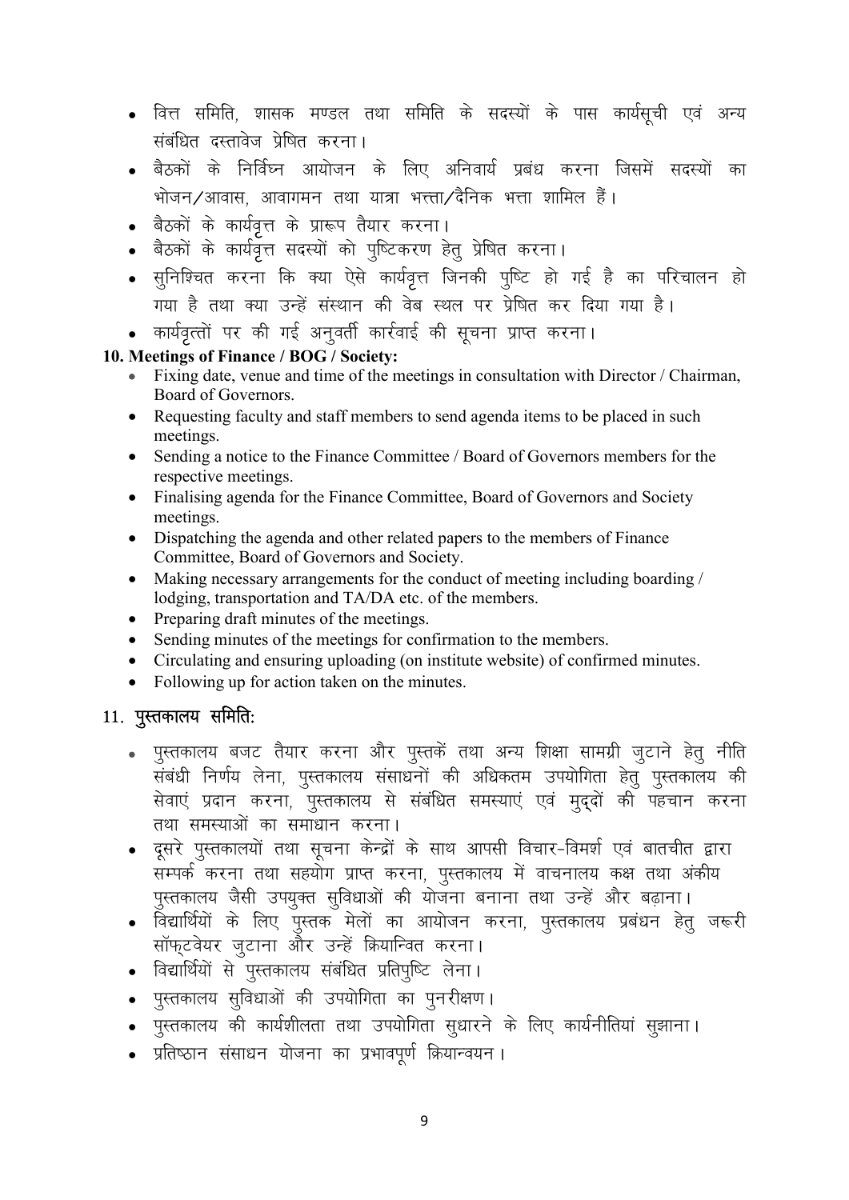- वित्त समिति, शासक मण्डल तथा समिति के सदस्यों के पास कार्यसूची एवं अन्य संबंधित दस्तावेज प्रेषित करना।
- बैठकों के निर्विघ्न आयोजन के लिए अनिवार्य प्रबंध करना जिसमें सदस्यों का भोजन/आवास, आवागमन तथा यात्रा भत्ता/दैनिक भत्ता शामिल हैं।
- बैठकों के कार्यवृत्त के प्रारूप तैयार करना।
- बैठकों के कार्यवृत्त सदस्यों को पुष्टिकरण हेतु प्रेषित करना।
- सुनिश्चित करना कि क्या ऐसे कार्यवृत्त जिनकी पुष्टि हो गई है का परिचालन हो गया है तथा क्या उन्हें संस्थान की वेब स्थल पर प्रेषित कर दिया गया है।
- कार्यवृत्तों पर की गई अनुवर्ती कार्रवाई की सूचना प्राप्त करना।

**10. Meetings of Finance / BOG / Society:**

- Fixing date, venue and time of the meetings in consultation with Director / Chairman, Board of Governors.
- Requesting faculty and staff members to send agenda items to be placed in such meetings.
- Sending a notice to the Finance Committee / Board of Governors members for the respective meetings.
- Finalising agenda for the Finance Committee, Board of Governors and Society meetings.
- Dispatching the agenda and other related papers to the members of Finance Committee, Board of Governors and Society.
- Making necessary arrangements for the conduct of meeting including boarding / lodging, transportation and TA/DA etc. of the members.
- Preparing draft minutes of the meetings.
- Sending minutes of the meetings for confirmation to the members.
- Circulating and ensuring uploading (on institute website) of confirmed minutes.
- Following up for action taken on the minutes.

**11. पुस्तकालय समिति:**

- पुस्तकालय बजट तैयार करना और पुस्तकें तथा अन्य शिक्षा सामग्री जुटाने हेतु नीति संबंधी निर्णय लेना, पुस्तकालय संसाधनों की अधिकतम उपयोगिता हेतु पुस्तकालय की सेवाएं प्रदान करना, पुस्तकालय से संबंधित समस्याएं एवं मुद्दों की पहचान करना तथा समस्याओं का समाधान करना।
- दूसरे पुस्तकालयों तथा सूचना केन्द्रों के साथ आपसी विचार-विमर्श एवं बातचीत द्वारा सम्पर्क करना तथा सहयोग प्राप्त करना, पुस्तकालय में वाचनालय कक्ष तथा अंकीय पुस्तकालय जैसी उपयुक्त सुविधाओं की योजना बनाना तथा उन्हें और बढ़ाना।
- विद्यार्थियों के लिए पुस्तक मेलों का आयोजन करना, पुस्तकालय प्रबंधन हेतु जरूरी सॉफ्टवेयर जुटाना और उन्हें क्रियान्वित करना।
- विद्यार्थियों से पुस्तकालय संबंधित प्रतिपुष्टि लेना।
- पुस्तकालय सुविधाओं की उपयोगिता का पुनरीक्षण।
- पुस्तकालय की कार्यशीलता तथा उपयोगिता सुधारने के लिए कार्यनीतियां सुझाना।
- प्रतिष्ठान संसाधन योजना का प्रभावपूर्ण क्रियान्वयन।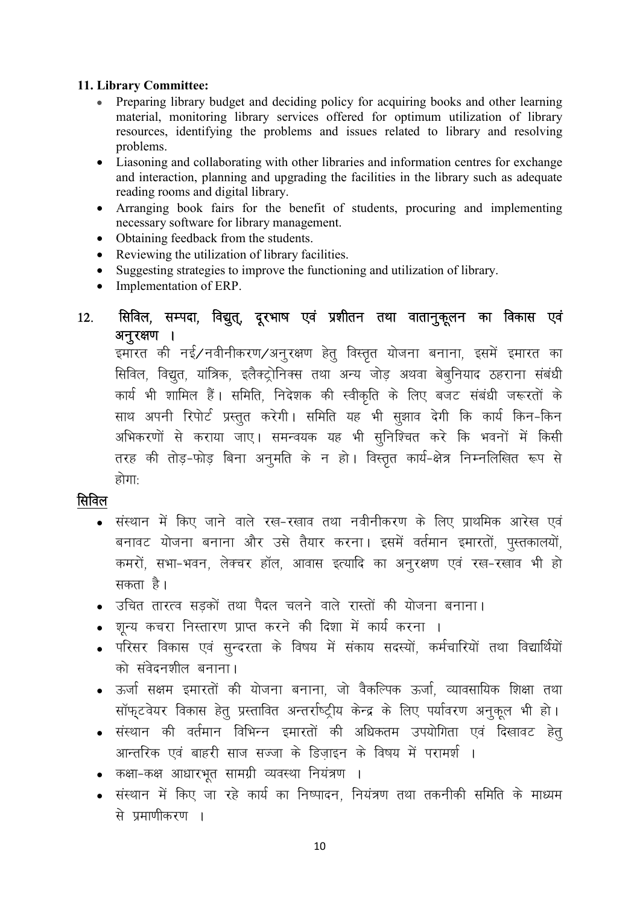**11. Library Committee:**

- Preparing library budget and deciding policy for acquiring books and other learning material, monitoring library services offered for optimum utilization of library resources, identifying the problems and issues related to library and resolving problems.
- Liasoning and collaborating with other libraries and information centres for exchange and interaction, planning and upgrading the facilities in the library such as adequate reading rooms and digital library.
- Arranging book fairs for the benefit of students, procuring and implementing necessary software for library management.
- Obtaining feedback from the students.
- Reviewing the utilization of library facilities.
- Suggesting strategies to improve the functioning and utilization of library.
- Implementation of ERP.

**12. सिविल, सम्पदा, विद्युत, दूरभाष एवं प्रशीतन तथा वातानुकूलन का विकास एवं अनुरक्षण ।**

इमारत की नई/नवीनीकरण/अनुरक्षण हेतु विस्तृत योजना बनाना, इसमें इमारत का सिविल, विद्युत, यांत्रिक, इलैक्ट्रोनिक्स तथा अन्य जोड़ अथवा बेबुनियाद ठहराना संबंधी कार्य भी शामिल हैं। समिति, निदेशक की स्वीकृति के लिए बजट संबंधी जरूरतों के साथ अपनी रिपोर्ट प्रस्तुत करेगी। समिति यह भी सुझाव देगी कि कार्य किन-किन अभिकरणों से कराया जाए। समन्वयक यह भी सुनिश्चित करे कि भवनों में किसी तरह की तोड़-फोड़ बिना अनुमति के न हो। विस्तृत कार्य-क्षेत्र निम्नलिखित रूप से होगा:

**सिविल**

- संस्थान में किए जाने वाले रख-रखाव तथा नवीनीकरण के लिए प्राथमिक आरेख एवं बनावट योजना बनाना और उसे तैयार करना। इसमें वर्तमान इमारतों, पुस्तकालयों, कमरों, सभा-भवन, लेक्चर हॉल, आवास इत्यादि का अनुरक्षण एवं रख-रखाव भी हो सकता है।
- उचित तारत्व सड़कों तथा पैदल चलने वाले रास्तों की योजना बनाना।
- शून्य कचरा निस्तारण प्राप्त करने की दिशा में कार्य करना ।
- परिसर विकास एवं सुन्दरता के विषय में संकाय सदस्यों, कर्मचारियों तथा विद्यार्थियों को संवेदनशील बनाना।
- ऊर्जा सक्षम इमारतों की योजना बनाना, जो वैकल्पिक ऊर्जा, व्यावसायिक शिक्षा तथा सॉफ्टवेयर विकास हेतु प्रस्तावित अन्तर्राष्ट्रीय केन्द्र के लिए पर्यावरण अनुकूल भी हो।
- संस्थान की वर्तमान विभिन्न इमारतों की अधिकतम उपयोगिता एवं दिखावट हेतु आन्तरिक एवं बाहरी साज सज्जा के डिज़ाइन के विषय में परामर्श ।
- कक्षा-कक्ष आधारभूत सामग्री व्यवस्था नियंत्रण ।
- संस्थान में किए जा रहे कार्य का निष्पादन, नियंत्रण तथा तकनीकी समिति के माध्यम से प्रमाणीकरण ।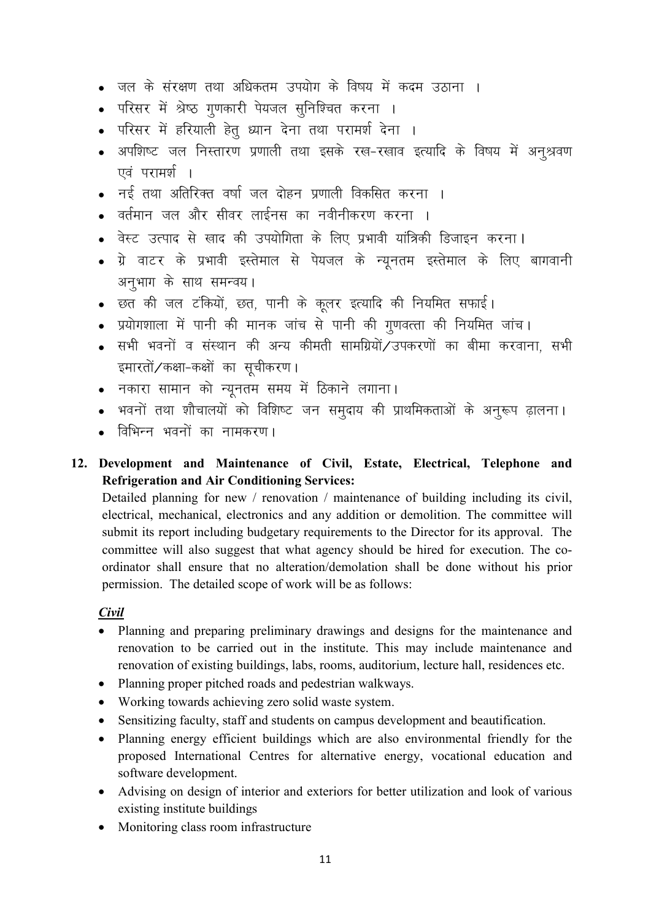- जल के संरक्षण तथा अधिकतम उपयोग के विषय में कदम उठाना ।
- परिसर में श्रेष्ठ गुणकारी पेयजल सुनिश्चित करना ।
- परिसर में हरियाली हेतु ध्यान देना तथा परामर्श देना ।
- अपशिष्ट जल निस्तारण प्रणाली तथा इसके रख-रखाव इत्यादि के विषय में अनुश्रवण एवं परामर्श ।
- नई तथा अतिरिक्त वर्षा जल दोहन प्रणाली विकसित करना ।
- वर्तमान जल और सीवर लाईनस का नवीनीकरण करना ।
- वेस्ट उत्पाद से खाद की उपयोगिता के लिए प्रभावी यांत्रिकी डिजाइन करना।
- ग्रे वाटर के प्रभावी इस्तेमाल से पेयजल के न्यूनतम इस्तेमाल के लिए बागवानी अनुभाग के साथ समन्वय।
- छत की जल टंकियों, छत, पानी के कूलर इत्यादि की नियमित सफाई।
- प्रयोगशाला में पानी की मानक जांच से पानी की गुणवत्ता की नियमित जांच।
- सभी भवनों व संस्थान की अन्य कीमती सामग्रियों/उपकरणों का बीमा करवाना, सभी इमारतों/कक्षा-कक्षों का सूचीकरण।
- नकारा सामान को न्यूनतम समय में ठिकाने लगाना।
- भवनों तथा शौचालयों को विशिष्ट जन समुदाय की प्राथमिकताओं के अनुरूप ढ़ालना।
- विभिन्न भवनों का नामकरण।

**12. Development and Maintenance of Civil, Estate, Electrical, Telephone and Refrigeration and Air Conditioning Services:**

Detailed planning for new / renovation / maintenance of building including its civil, electrical, mechanical, electronics and any addition or demolition. The committee will submit its report including budgetary requirements to the Director for its approval. The committee will also suggest that what agency should be hired for execution. The co-ordinator shall ensure that no alteration/demolation shall be done without his prior permission. The detailed scope of work will be as follows:

***Civil***

- Planning and preparing preliminary drawings and designs for the maintenance and renovation to be carried out in the institute. This may include maintenance and renovation of existing buildings, labs, rooms, auditorium, lecture hall, residences etc.
- Planning proper pitched roads and pedestrian walkways.
- Working towards achieving zero solid waste system.
- Sensitizing faculty, staff and students on campus development and beautification.
- Planning energy efficient buildings which are also environmental friendly for the proposed International Centres for alternative energy, vocational education and software development.
- Advising on design of interior and exteriors for better utilization and look of various existing institute buildings
- Monitoring class room infrastructure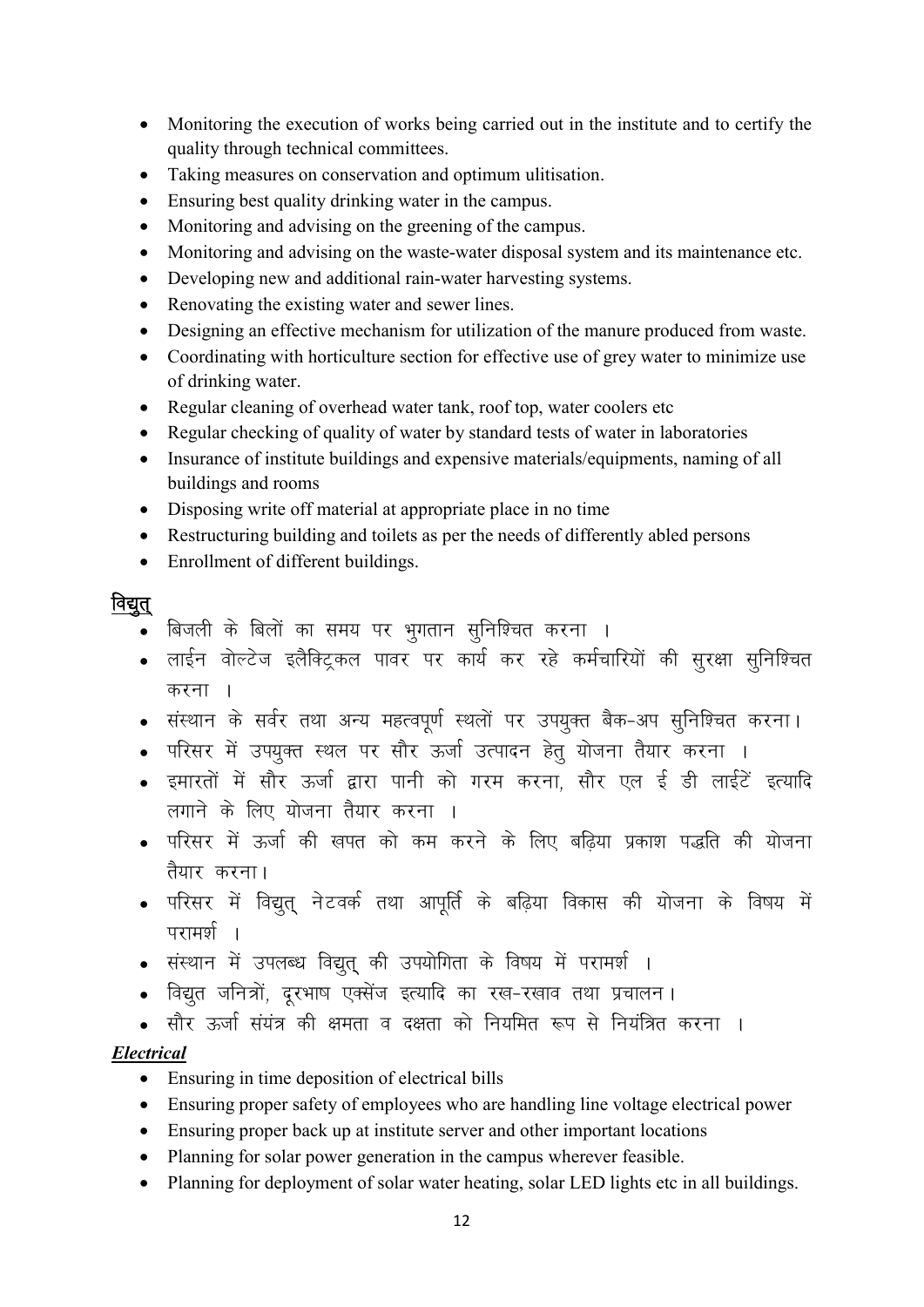- Monitoring the execution of works being carried out in the institute and to certify the quality through technical committees.
- Taking measures on conservation and optimum ulitisation.
- Ensuring best quality drinking water in the campus.
- Monitoring and advising on the greening of the campus.
- Monitoring and advising on the waste-water disposal system and its maintenance etc.
- Developing new and additional rain-water harvesting systems.
- Renovating the existing water and sewer lines.
- Designing an effective mechanism for utilization of the manure produced from waste.
- Coordinating with horticulture section for effective use of grey water to minimize use of drinking water.
- Regular cleaning of overhead water tank, roof top, water coolers etc
- Regular checking of quality of water by standard tests of water in laboratories
- Insurance of institute buildings and expensive materials/equipments, naming of all buildings and rooms
- Disposing write off material at appropriate place in no time
- Restructuring building and toilets as per the needs of differently abled persons
- Enrollment of different buildings.

## विद्युत्

- बिजली के बिलों का समय पर भुगतान सुनिश्चित करना ।
- लाईन वोल्टेज इलैक्ट्रिकल पावर पर कार्य कर रहे कर्मचारियों की सुरक्षा सुनिश्चित करना ।
- संस्थान के सर्वर तथा अन्य महत्वपूर्ण स्थलों पर उपयुक्त बैक-अप सुनिश्चित करना।
- परिसर में उपयुक्त स्थल पर सौर ऊर्जा उत्पादन हेतु योजना तैयार करना ।
- इमारतों में सौर ऊर्जा द्वारा पानी को गरम करना, सौर एल ई डी लाईटें इत्यादि लगाने के लिए योजना तैयार करना ।
- परिसर में ऊर्जा की खपत को कम करने के लिए बढ़िया प्रकाश पद्धति की योजना तैयार करना।
- परिसर में विद्युत् नेटवर्क तथा आपूर्ति के बढ़िया विकास की योजना के विषय में परामर्श ।
- संस्थान में उपलब्ध विद्युत् की उपयोगिता के विषय में परामर्श ।
- विद्युत जनित्रों, दूरभाष एक्सेंज इत्यादि का रख-रखाव तथा प्रचालन।
- सौर ऊर्जा संयंत्र की क्षमता व दक्षता को नियमित रूप से नियंत्रित करना ।

### *Electrical*

- Ensuring in time deposition of electrical bills
- Ensuring proper safety of employees who are handling line voltage electrical power
- Ensuring proper back up at institute server and other important locations
- Planning for solar power generation in the campus wherever feasible.
- Planning for deployment of solar water heating, solar LED lights etc in all buildings.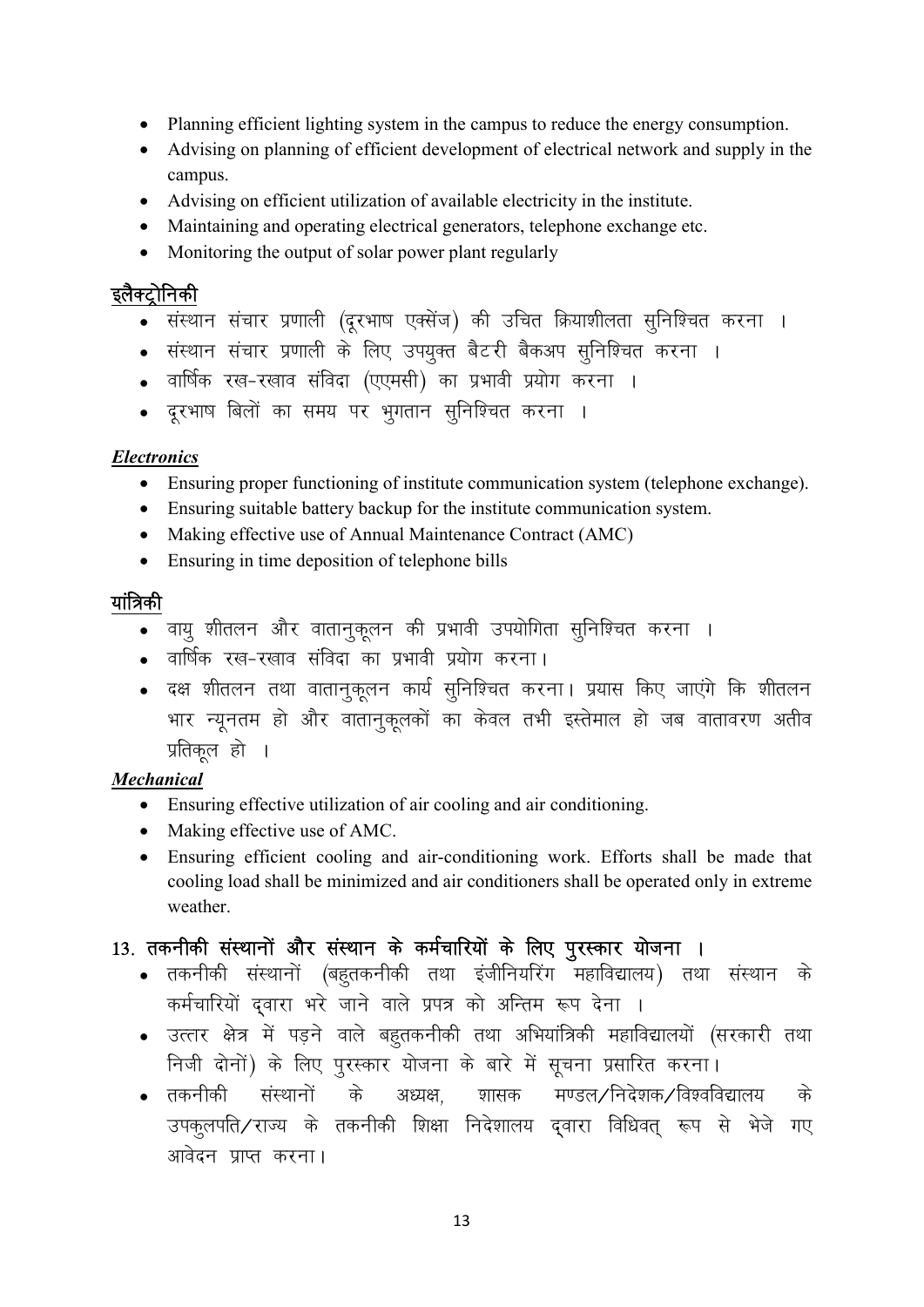- Planning efficient lighting system in the campus to reduce the energy consumption.
- Advising on planning of efficient development of electrical network and supply in the campus.
- Advising on efficient utilization of available electricity in the institute.
- Maintaining and operating electrical generators, telephone exchange etc.
- Monitoring the output of solar power plant regularly

**<u>इलैक्ट्रोनिकी</u>**

- संस्थान संचार प्रणाली (दूरभाष एक्सेंज) की उचित क्रियाशीलता सुनिश्चित करना ।
- संस्थान संचार प्रणाली के लिए उपयुक्त बैटरी बैकअप सुनिश्चित करना ।
- वार्षिक रख-रखाव संविदा (एएमसी) का प्रभावी प्रयोग करना ।
- दूरभाष बिलों का समय पर भुगतान सुनिश्चित करना ।

***<u>Electronics</u>***

- Ensuring proper functioning of institute communication system (telephone exchange).
- Ensuring suitable battery backup for the institute communication system.
- Making effective use of Annual Maintenance Contract (AMC)
- Ensuring in time deposition of telephone bills

**<u>यांत्रिकी</u>**

- वायु शीतलन और वातानुकूलन की प्रभावी उपयोगिता सुनिश्चित करना ।
- वार्षिक रख-रखाव संविदा का प्रभावी प्रयोग करना।
- दक्ष शीतलन तथा वातानुकूलन कार्य सुनिश्चित करना। प्रयास किए जाएंगे कि शीतलन भार न्यूनतम हो और वातानुकूलकों का केवल तभी इस्तेमाल हो जब वातावरण अतीव प्रतिकूल हो ।

***<u>Mechanical</u>***

- Ensuring effective utilization of air cooling and air conditioning.
- Making effective use of AMC.
- Ensuring efficient cooling and air-conditioning work. Efforts shall be made that cooling load shall be minimized and air conditioners shall be operated only in extreme weather.

### 13. तकनीकी संस्थानों और संस्थान के कर्मचारियों के लिए पुरस्कार योजना ।

- तकनीकी संस्थानों (बहुतकनीकी तथा इंजीनियरिंग महाविद्यालय) तथा संस्थान के कर्मचारियों द्वारा भरे जाने वाले प्रपत्र को अन्तिम रूप देना ।
- उत्तर क्षेत्र में पड़ने वाले बहुतकनीकी तथा अभियांत्रिकी महाविद्यालयों (सरकारी तथा निजी दोनों) के लिए पुरस्कार योजना के बारे में सूचना प्रसारित करना।
- तकनीकी संस्थानों के अध्यक्ष, शासक मण्डल/निदेशक/विश्वविद्यालय के उपकुलपति/राज्य के तकनीकी शिक्षा निदेशालय द्वारा विधिवत् रूप से भेजे गए आवेदन प्राप्त करना।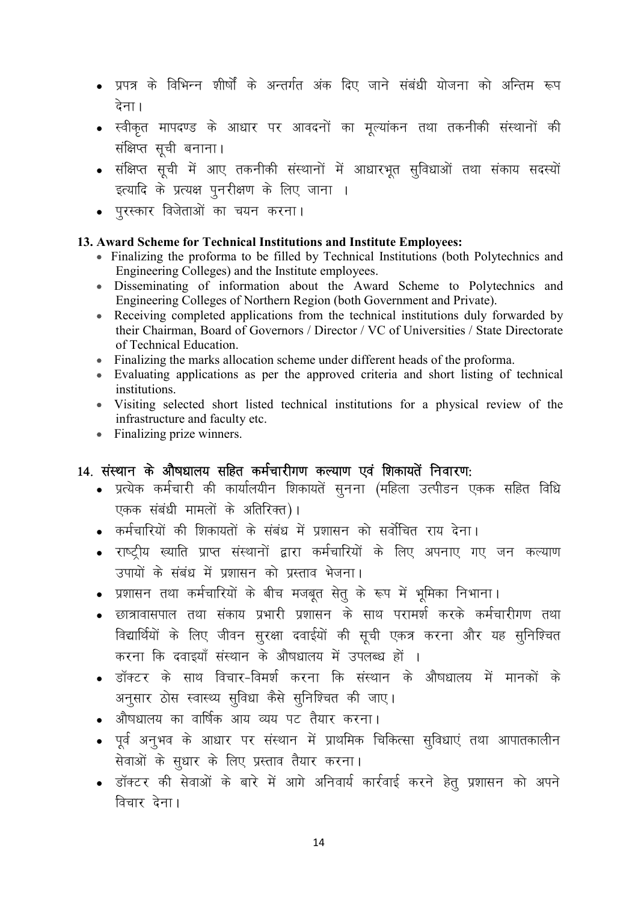- प्रपत्र के विभिन्न शीर्षों के अन्तर्गत अंक दिए जाने संबंधी योजना को अन्तिम रूप देना।
- स्वीकृत मापदण्ड के आधार पर आवदनों का मूल्यांकन तथा तकनीकी संस्थानों की संक्षिप्त सूची बनाना।
- संक्षिप्त सूची में आए तकनीकी संस्थानों में आधारभूत सुविधाओं तथा संकाय सदस्यों इत्यादि के प्रत्यक्ष पुनरीक्षण के लिए जाना ।
- पुरस्कार विजेताओं का चयन करना।

**13. Award Scheme for Technical Institutions and Institute Employees:**

- Finalizing the proforma to be filled by Technical Institutions (both Polytechnics and Engineering Colleges) and the Institute employees.
- Disseminating of information about the Award Scheme to Polytechnics and Engineering Colleges of Northern Region (both Government and Private).
- Receiving completed applications from the technical institutions duly forwarded by their Chairman, Board of Governors / Director / VC of Universities / State Directorate of Technical Education.
- Finalizing the marks allocation scheme under different heads of the proforma.
- Evaluating applications as per the approved criteria and short listing of technical institutions.
- Visiting selected short listed technical institutions for a physical review of the infrastructure and faculty etc.
- Finalizing prize winners.

**14. संस्थान के औषधालय सहित कर्मचारीगण कल्याण एवं शिकायतें निवारण:**

- प्रत्येक कर्मचारी की कार्यालयीन शिकायतें सुनना (महिला उत्पीडन एकक सहित विधि एकक संबंधी मामलों के अतिरिक्त)।
- कर्मचारियों की शिकायतों के संबंध में प्रशासन को सर्वोचित राय देना।
- राष्ट्रीय ख्याति प्राप्त संस्थानों द्वारा कर्मचारियों के लिए अपनाए गए जन कल्याण उपायों के संबंध में प्रशासन को प्रस्ताव भेजना।
- प्रशासन तथा कर्मचारियों के बीच मजबूत सेतु के रूप में भूमिका निभाना।
- छात्रावासपाल तथा संकाय प्रभारी प्रशासन के साथ परामर्श करके कर्मचारीगण तथा विद्यार्थियों के लिए जीवन सुरक्षा दवाईयों की सूची एकत्र करना और यह सुनिश्चित करना कि दवाइयाँ संस्थान के औषधालय में उपलब्ध हों ।
- डॉक्टर के साथ विचार-विमर्श करना कि संस्थान के औषधालय में मानकों के अनुसार ठोस स्वास्थ्य सुविधा कैसे सुनिश्चित की जाए।
- औषधालय का वार्षिक आय व्यय पट तैयार करना।
- पूर्व अनुभव के आधार पर संस्थान में प्राथमिक चिकित्सा सुविधाएं तथा आपातकालीन सेवाओं के सुधार के लिए प्रस्ताव तैयार करना।
- डॉक्टर की सेवाओं के बारे में आगे अनिवार्य कार्रवाई करने हेतु प्रशासन को अपने विचार देना।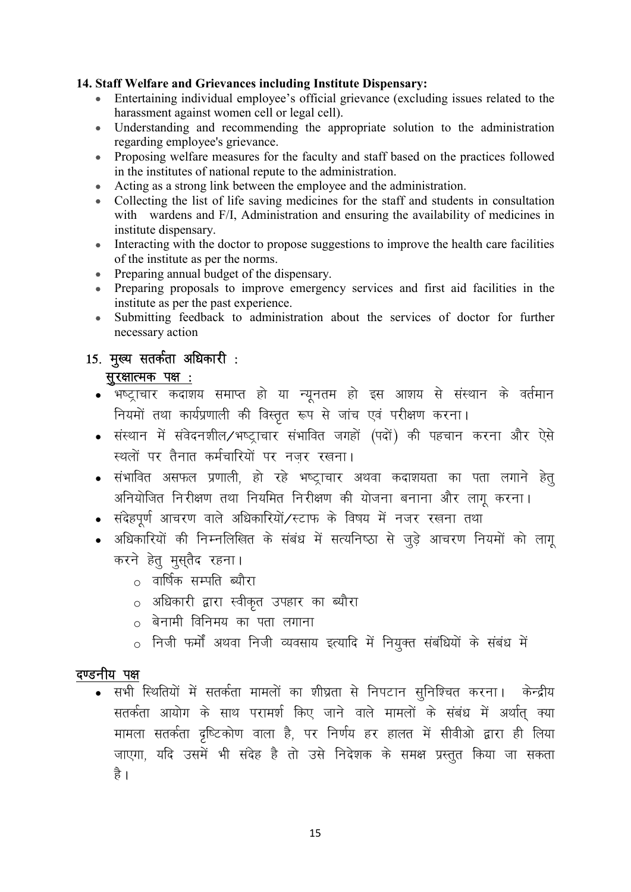**14. Staff Welfare and Grievances including Institute Dispensary:**

- Entertaining individual employee's official grievance (excluding issues related to the harassment against women cell or legal cell).
- Understanding and recommending the appropriate solution to the administration regarding employee's grievance.
- Proposing welfare measures for the faculty and staff based on the practices followed in the institutes of national repute to the administration.
- Acting as a strong link between the employee and the administration.
- Collecting the list of life saving medicines for the staff and students in consultation with wardens and F/I, Administration and ensuring the availability of medicines in institute dispensary.
- Interacting with the doctor to propose suggestions to improve the health care facilities of the institute as per the norms.
- Preparing annual budget of the dispensary.
- Preparing proposals to improve emergency services and first aid facilities in the institute as per the past experience.
- Submitting feedback to administration about the services of doctor for further necessary action

**15. मुख्य सतर्कता अधिकारी :**

**सुरक्षात्मक पक्ष :**

- भष्ट्राचार कदाशय समाप्त हो या न्यूनतम हो इस आशय से संस्थान के वर्तमान नियमों तथा कार्यप्रणाली की विस्तृत रूप से जांच एवं परीक्षण करना।
- संस्थान में संवेदनशील/भष्ट्राचार संभावित जगहों (पदों) की पहचान करना और ऐसे स्थलों पर तैनात कर्मचारियों पर नज़र रखना।
- संभावित असफल प्रणाली, हो रहे भष्ट्राचार अथवा कदाशयता का पता लगाने हेतु अनियोजित निरीक्षण तथा नियमित निरीक्षण की योजना बनाना और लागू करना।
- संदेहपूर्ण आचरण वाले अधिकारियों/स्टाफ के विषय में नजर रखना तथा
- अधिकारियों की निम्नलिखित के संबंध में सत्यनिष्ठा से जुड़े आचरण नियमों को लागू करने हेतु मुस्तैद रहना।
  - वार्षिक सम्पति ब्यौरा
  - अधिकारी द्वारा स्वीकृत उपहार का ब्यौरा
  - बेनामी विनिमय का पता लगाना
  - निजी फर्मों अथवा निजी व्यवसाय इत्यादि में नियुक्त संबंधियों के संबंध में

**दण्डनीय पक्ष**

- सभी स्थितियों में सतर्कता मामलों का शीघ्रता से निपटान सुनिश्चित करना। केन्द्रीय सतर्कता आयोग के साथ परामर्श किए जाने वाले मामलों के संबंध में अर्थात् क्या मामला सतर्कता दृष्टिकोण वाला है, पर निर्णय हर हालत में सीवीओ द्वारा ही लिया जाएगा, यदि उसमें भी संदेह है तो उसे निदेशक के समक्ष प्रस्तुत किया जा सकता है।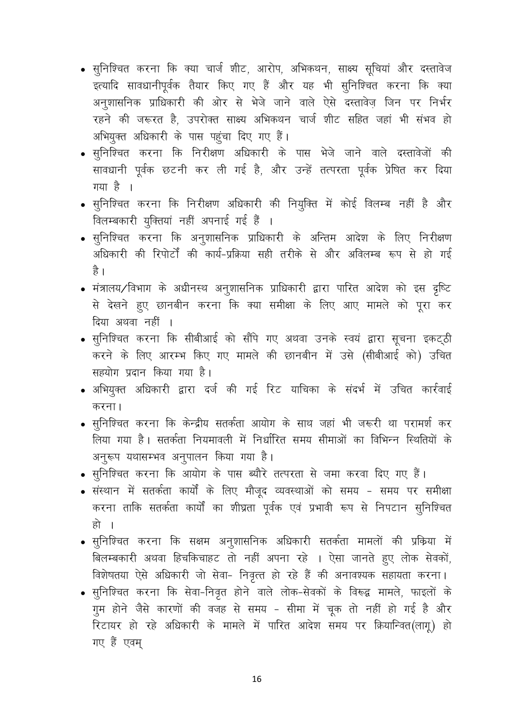- सुनिश्चित करना कि क्या चार्ज शीट, आरोप, अभिकथन, साक्ष्य सूचियां और दस्तावेज इत्यादि सावधानीपूर्वक तैयार किए गए हैं और यह भी सुनिश्चित करना कि क्या अनुशासनिक प्राधिकारी की ओर से भेजे जाने वाले ऐसे दस्तावेज़ जिन पर निर्भर रहने की जरूरत है, उपरोक्त साक्ष्य अभिकथन चार्ज शीट सहित जहां भी संभव हो अभियुक्त अधिकारी के पास पहुंचा दिए गए हैं।
- सुनिश्चित करना कि निरीक्षण अधिकारी के पास भेजे जाने वाले दस्तावेजों की सावधानी पूर्वक छटनी कर ली गई है, और उन्हें तत्परता पूर्वक प्रेषित कर दिया गया है ।
- सुनिश्चित करना कि निरीक्षण अधिकारी की नियुक्ति में कोई विलम्ब नहीं है और विलम्बकारी युक्तियां नहीं अपनाई गई हैं ।
- सुनिश्चित करना कि अनुशासनिक प्राधिकारी के अन्तिम आदेश के लिए निरीक्षण अधिकारी की रिपोर्टों की कार्य-प्रक्रिया सही तरीके से और अविलम्ब रूप से हो गई है।
- मंत्रालय/विभाग के अधीनस्थ अनुशासनिक प्राधिकारी द्वारा पारित आदेश को इस दृष्टि से देखने हुए छानबीन करना कि क्या समीक्षा के लिए आए मामले को पूरा कर दिया अथवा नहीं ।
- सुनिश्चित करना कि सीबीआई को सौंपे गए अथवा उनके स्वयं द्वारा सूचना इकट्ठी करने के लिए आरम्भ किए गए मामले की छानबीन में उसे (सीबीआई को) उचित सहयोग प्रदान किया गया है।
- अभियुक्त अधिकारी द्वारा दर्ज की गई रिट याचिका के संदर्भ में उचित कार्रवाई करना।
- सुनिश्चित करना कि केन्द्रीय सतर्कता आयोग के साथ जहां भी जरूरी था परामर्श कर लिया गया है। सतर्कता नियमावली में निर्धारित समय सीमाओं का विभिन्न स्थितियों के अनुरूप यथासम्भव अनुपालन किया गया है।
- सुनिश्चित करना कि आयोग के पास ब्यौरे तत्परता से जमा करवा दिए गए हैं।
- संस्थान में सतर्कता कार्यों के लिए मौजूद व्यवस्थाओं को समय - समय पर समीक्षा करना ताकि सतर्कता कार्यों का शीघ्रता पूर्वक एवं प्रभावी रूप से निपटान सुनिश्चित हो ।
- सुनिश्चित करना कि सक्षम अनुशासनिक अधिकारी सतर्कता मामलों की प्रक्रिया में बिलम्बकारी अथवा हिचकिचाहट तो नहीं अपना रहे । ऐसा जानते हुए लोक सेवकों, विशेषतया ऐसे अधिकारी जो सेवा- निवृत्त हो रहे हैं की अनावश्यक सहायता करना।
- सुनिश्चित करना कि सेवा-निवृत होने वाले लोक-सेवकों के विरूद्व मामले, फाइलों के गुम होने जैसे कारणों की वजह से समय - सीमा में चूक तो नहीं हो गई है और रिटायर हो रहे अधिकारी के मामले में पारित आदेश समय पर क्रियान्वित(लागू) हो गए हैं एवम्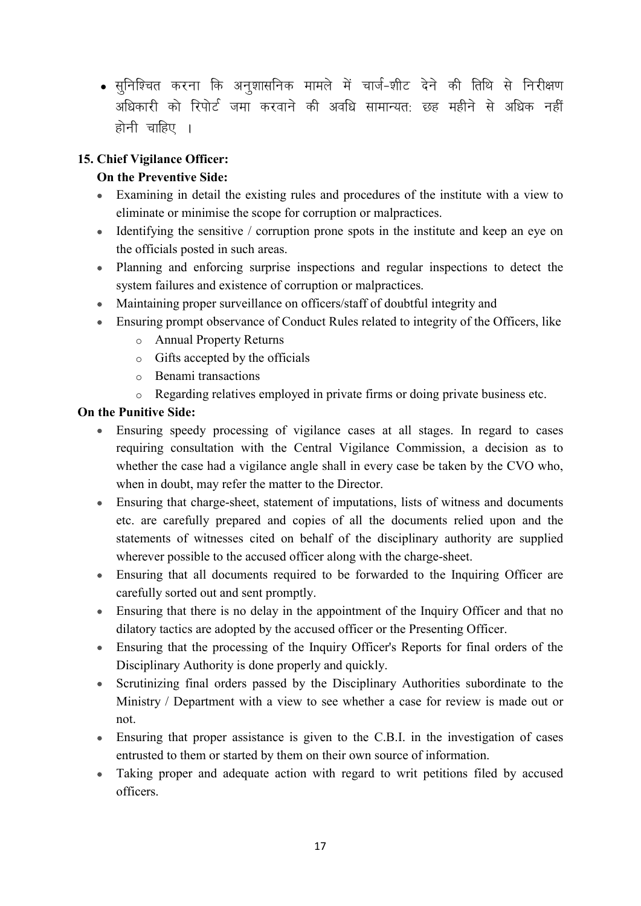- सुनिश्चित करना कि अनुशासनिक मामले में चार्ज-शीट देने की तिथि से निरीक्षण अधिकारी को रिपोर्ट जमा करवाने की अवधि सामान्यत: छह महीने से अधिक नहीं होनी चाहिए ।

**15. Chief Vigilance Officer:**

**On the Preventive Side:**

- Examining in detail the existing rules and procedures of the institute with a view to eliminate or minimise the scope for corruption or malpractices.
- Identifying the sensitive / corruption prone spots in the institute and keep an eye on the officials posted in such areas.
- Planning and enforcing surprise inspections and regular inspections to detect the system failures and existence of corruption or malpractices.
- Maintaining proper surveillance on officers/staff of doubtful integrity and
- Ensuring prompt observance of Conduct Rules related to integrity of the Officers, like
  - Annual Property Returns
  - Gifts accepted by the officials
  - Benami transactions
  - Regarding relatives employed in private firms or doing private business etc.

**On the Punitive Side:**

- Ensuring speedy processing of vigilance cases at all stages. In regard to cases requiring consultation with the Central Vigilance Commission, a decision as to whether the case had a vigilance angle shall in every case be taken by the CVO who, when in doubt, may refer the matter to the Director.
- Ensuring that charge-sheet, statement of imputations, lists of witness and documents etc. are carefully prepared and copies of all the documents relied upon and the statements of witnesses cited on behalf of the disciplinary authority are supplied wherever possible to the accused officer along with the charge-sheet.
- Ensuring that all documents required to be forwarded to the Inquiring Officer are carefully sorted out and sent promptly.
- Ensuring that there is no delay in the appointment of the Inquiry Officer and that no dilatory tactics are adopted by the accused officer or the Presenting Officer.
- Ensuring that the processing of the Inquiry Officer's Reports for final orders of the Disciplinary Authority is done properly and quickly.
- Scrutinizing final orders passed by the Disciplinary Authorities subordinate to the Ministry / Department with a view to see whether a case for review is made out or not.
- Ensuring that proper assistance is given to the C.B.I. in the investigation of cases entrusted to them or started by them on their own source of information.
- Taking proper and adequate action with regard to writ petitions filed by accused officers.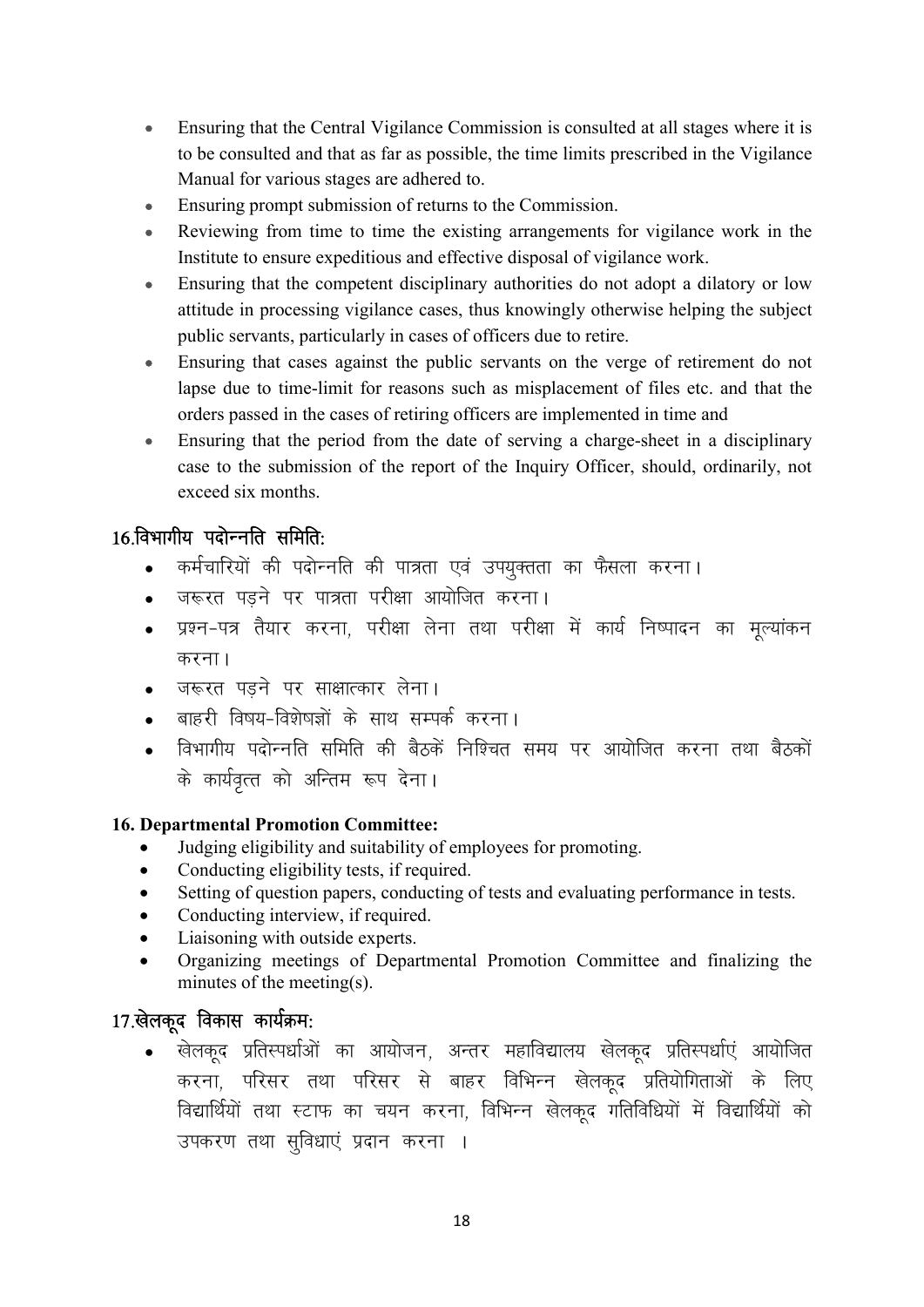- Ensuring that the Central Vigilance Commission is consulted at all stages where it is to be consulted and that as far as possible, the time limits prescribed in the Vigilance Manual for various stages are adhered to.
- Ensuring prompt submission of returns to the Commission.
- Reviewing from time to time the existing arrangements for vigilance work in the Institute to ensure expeditious and effective disposal of vigilance work.
- Ensuring that the competent disciplinary authorities do not adopt a dilatory or low attitude in processing vigilance cases, thus knowingly otherwise helping the subject public servants, particularly in cases of officers due to retire.
- Ensuring that cases against the public servants on the verge of retirement do not lapse due to time-limit for reasons such as misplacement of files etc. and that the orders passed in the cases of retiring officers are implemented in time and
- Ensuring that the period from the date of serving a charge-sheet in a disciplinary case to the submission of the report of the Inquiry Officer, should, ordinarily, not exceed six months.

## 16.विभागीय पदोन्नति समिति:

- कर्मचारियों की पदोन्नति की पात्रता एवं उपयुक्तता का फैसला करना।
- जरूरत पड़ने पर पात्रता परीक्षा आयोजित करना।
- प्रश्न-पत्र तैयार करना, परीक्षा लेना तथा परीक्षा में कार्य निष्पादन का मूल्यांकन करना।
- जरूरत पड़ने पर साक्षात्कार लेना।
- बाहरी विषय-विशेषज्ञों के साथ सम्पर्क करना।
- विभागीय पदोन्नति समिति की बैठकें निश्चित समय पर आयोजित करना तथा बैठकों के कार्यवृत्त को अन्तिम रूप देना।

**16. Departmental Promotion Committee:**

- Judging eligibility and suitability of employees for promoting.
- Conducting eligibility tests, if required.
- Setting of question papers, conducting of tests and evaluating performance in tests.
- Conducting interview, if required.
- Liaisoning with outside experts.
- Organizing meetings of Departmental Promotion Committee and finalizing the minutes of the meeting(s).

## 17.खेलकूद विकास कार्यक्रम:

- खेलकूद प्रतिस्पर्धाओं का आयोजन, अन्तर महाविद्यालय खेलकूद प्रतिस्पर्धाएं आयोजित करना, परिसर तथा परिसर से बाहर विभिन्न खेलकूद प्रतियोगिताओं के लिए विद्यार्थियों तथा स्टाफ का चयन करना, विभिन्न खेलकूद गतिविधियों में विद्यार्थियों को उपकरण तथा सुविधाएं प्रदान करना ।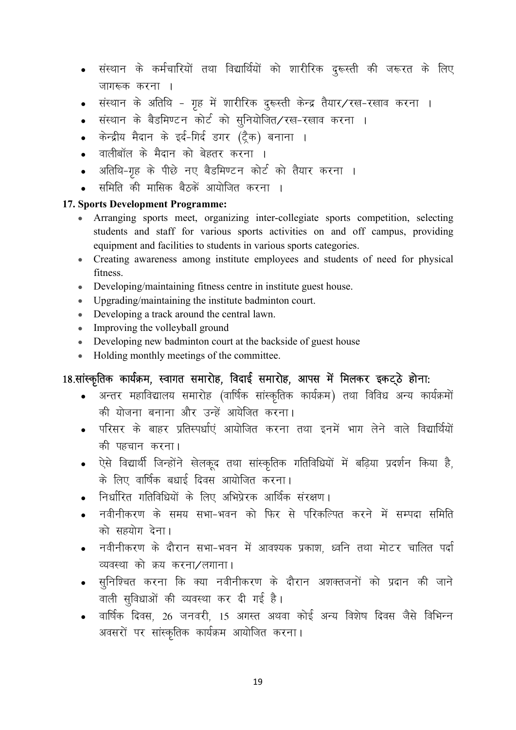- संस्थान के कर्मचारियों तथा विद्यार्थियों को शारीरिक दुरूस्ती की जरूरत के लिए जागरूक करना ।
- संस्थान के अतिथि - गृह में शारीरिक दुरूस्ती केन्द्र तैयार/रख-रखाव करना ।
- संस्थान के बैडमिण्टन कोर्ट को सुनियोजित/रख-रखाव करना ।
- केन्द्रीय मैदान के इर्द-गिर्द डगर (ट्रैक) बनाना ।
- वालीबॉल के मैदान को बेहतर करना ।
- अतिथि-गृह के पीछे नए बैडमिण्टन कोर्ट को तैयार करना ।
- समिति की मासिक बैठकें आयोजित करना ।

**17. Sports Development Programme:**

- Arranging sports meet, organizing inter-collegiate sports competition, selecting students and staff for various sports activities on and off campus, providing equipment and facilities to students in various sports categories.
- Creating awareness among institute employees and students of need for physical fitness.
- Developing/maintaining fitness centre in institute guest house.
- Upgrading/maintaining the institute badminton court.
- Developing a track around the central lawn.
- Improving the volleyball ground
- Developing new badminton court at the backside of guest house
- Holding monthly meetings of the committee.

**18.सांस्कृतिक कार्यक्रम, स्वागत समारोह, विदाई समारोह, आपस में मिलकर इकट्ठे होना:**

- अन्तर महाविद्यालय समारोह (वार्षिक सांस्कृतिक कार्यक्रम) तथा विविध अन्य कार्यक्रमों की योजना बनाना और उन्हें आयेजित करना।
- परिसर के बाहर प्रतिस्पर्धाएं आयोजित करना तथा इनमें भाग लेने वाले विद्यार्थियों की पहचान करना।
- ऐसे विद्यार्थी जिन्होंने खेलकूद तथा सांस्कृतिक गतिविधियों में बढ़िया प्रदर्शन किया है, के लिए वार्षिक बधाई दिवस आयोजित करना।
- निर्धारित गतिविधियों के लिए अभिप्रेरक आर्थिक संरक्षण।
- नवीनीकरण के समय सभा-भवन को फिर से परिकल्पित करने में सम्पदा समिति को सहयोग देना।
- नवीनीकरण के दौरान सभा-भवन में आवश्यक प्रकाश, ध्वनि तथा मोटर चालित पर्दा व्यवस्था को क्रय करना/लगाना।
- सुनिश्चित करना कि क्या नवीनीकरण के दौरान अशक्तजनों को प्रदान की जाने वाली सुविधाओं की व्यवस्था कर दी गई है।
- वार्षिक दिवस, 26 जनवरी, 15 अगस्त अथवा कोई अन्य विशेष दिवस जैसे विभिन्न अवसरों पर सांस्कृतिक कार्यक्रम आयोजित करना।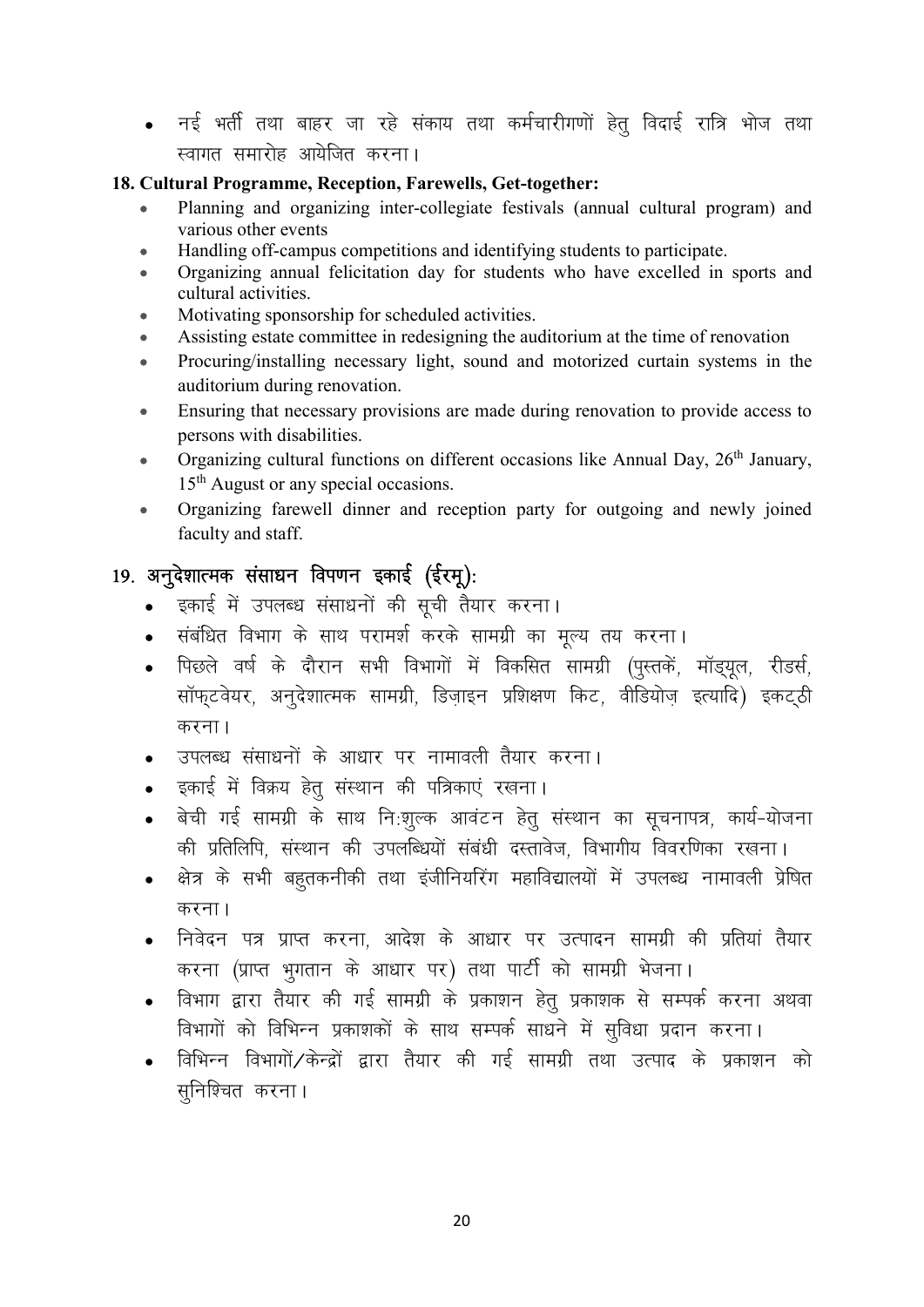- नई भर्ती तथा बाहर जा रहे संकाय तथा कर्मचारीगणों हेतु विदाई रात्रि भोज तथा स्वागत समारोह आयेजित करना।

### 18. Cultural Programme, Reception, Farewells, Get-together:

- Planning and organizing inter-collegiate festivals (annual cultural program) and various other events
- Handling off-campus competitions and identifying students to participate.
- Organizing annual felicitation day for students who have excelled in sports and cultural activities.
- Motivating sponsorship for scheduled activities.
- Assisting estate committee in redesigning the auditorium at the time of renovation
- Procuring/installing necessary light, sound and motorized curtain systems in the auditorium during renovation.
- Ensuring that necessary provisions are made during renovation to provide access to persons with disabilities.
- Organizing cultural functions on different occasions like Annual Day, 26th January, 15th August or any special occasions.
- Organizing farewell dinner and reception party for outgoing and newly joined faculty and staff.

### 19. अनुदेशात्मक संसाधन विपणन इकाई (ईरमू):

- इकाई में उपलब्ध संसाधनों की सूची तैयार करना।
- संबंधित विभाग के साथ परामर्श करके सामग्री का मूल्य तय करना।
- पिछले वर्ष के दौरान सभी विभागों में विकसित सामग्री (पुस्तकें, मॉड्यूल, रीडर्स, सॉफ्टवेयर, अनुदेशात्मक सामग्री, डिज़ाइन प्रशिक्षण किट, वीडियोज़ इत्यादि) इकट्ठी करना।
- उपलब्ध संसाधनों के आधार पर नामावली तैयार करना।
- इकाई में विक्रय हेतु संस्थान की पत्रिकाएं रखना।
- बेची गई सामग्री के साथ नि:शुल्क आवंटन हेतु संस्थान का सूचनापत्र, कार्य-योजना की प्रतिलिपि, संस्थान की उपलब्धियों संबंधी दस्तावेज, विभागीय विवरणिका रखना।
- क्षेत्र के सभी बहुतकनीकी तथा इंजीनियरिंग महाविद्यालयों में उपलब्ध नामावली प्रेषित करना।
- निवेदन पत्र प्राप्त करना, आदेश के आधार पर उत्पादन सामग्री की प्रतियां तैयार करना (प्राप्त भुगतान के आधार पर) तथा पार्टी को सामग्री भेजना।
- विभाग द्वारा तैयार की गई सामग्री के प्रकाशन हेतु प्रकाशक से सम्पर्क करना अथवा विभागों को विभिन्न प्रकाशकों के साथ सम्पर्क साधने में सुविधा प्रदान करना।
- विभिन्न विभागों/केन्द्रों द्वारा तैयार की गई सामग्री तथा उत्पाद के प्रकाशन को सुनिश्चित करना।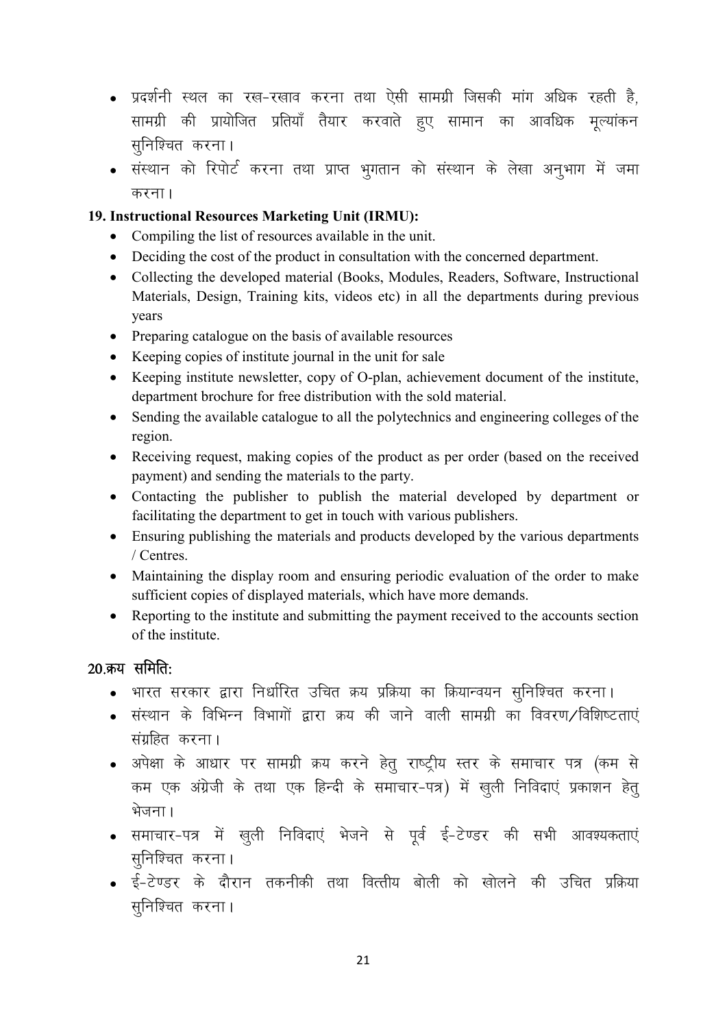- प्रदर्शनी स्थल का रख-रखाव करना तथा ऐसी सामग्री जिसकी मांग अधिक रहती है, सामग्री की प्रायोजित प्रतियाँ तैयार करवाते हुए सामान का आवधिक मूल्यांकन सुनिश्चित करना।
- संस्थान को रिपोर्ट करना तथा प्राप्त भुगतान को संस्थान के लेखा अनुभाग में जमा करना।

**19. Instructional Resources Marketing Unit (IRMU):**

- Compiling the list of resources available in the unit.
- Deciding the cost of the product in consultation with the concerned department.
- Collecting the developed material (Books, Modules, Readers, Software, Instructional Materials, Design, Training kits, videos etc) in all the departments during previous years
- Preparing catalogue on the basis of available resources
- Keeping copies of institute journal in the unit for sale
- Keeping institute newsletter, copy of O-plan, achievement document of the institute, department brochure for free distribution with the sold material.
- Sending the available catalogue to all the polytechnics and engineering colleges of the region.
- Receiving request, making copies of the product as per order (based on the received payment) and sending the materials to the party.
- Contacting the publisher to publish the material developed by department or facilitating the department to get in touch with various publishers.
- Ensuring publishing the materials and products developed by the various departments / Centres.
- Maintaining the display room and ensuring periodic evaluation of the order to make sufficient copies of displayed materials, which have more demands.
- Reporting to the institute and submitting the payment received to the accounts section of the institute.

**20.क्रय समिति:**

- भारत सरकार द्वारा निर्धारित उचित क्रय प्रक्रिया का क्रियान्वयन सुनिश्चित करना।
- संस्थान के विभिन्न विभागों द्वारा क्रय की जाने वाली सामग्री का विवरण/विशिष्टताएं संग्रहित करना।
- अपेक्षा के आधार पर सामग्री क्रय करने हेतु राष्ट्रीय स्तर के समाचार पत्र (कम से कम एक अंग्रेजी के तथा एक हिन्दी के समाचार-पत्र) में खुली निविदाएं प्रकाशन हेतु भेजना।
- समाचार-पत्र में खुली निविदाएं भेजने से पूर्व ई-टेण्डर की सभी आवश्यकताएं सुनिश्चित करना।
- ई-टेण्डर के दौरान तकनीकी तथा वित्तीय बोली को खोलने की उचित प्रक्रिया सुनिश्चित करना।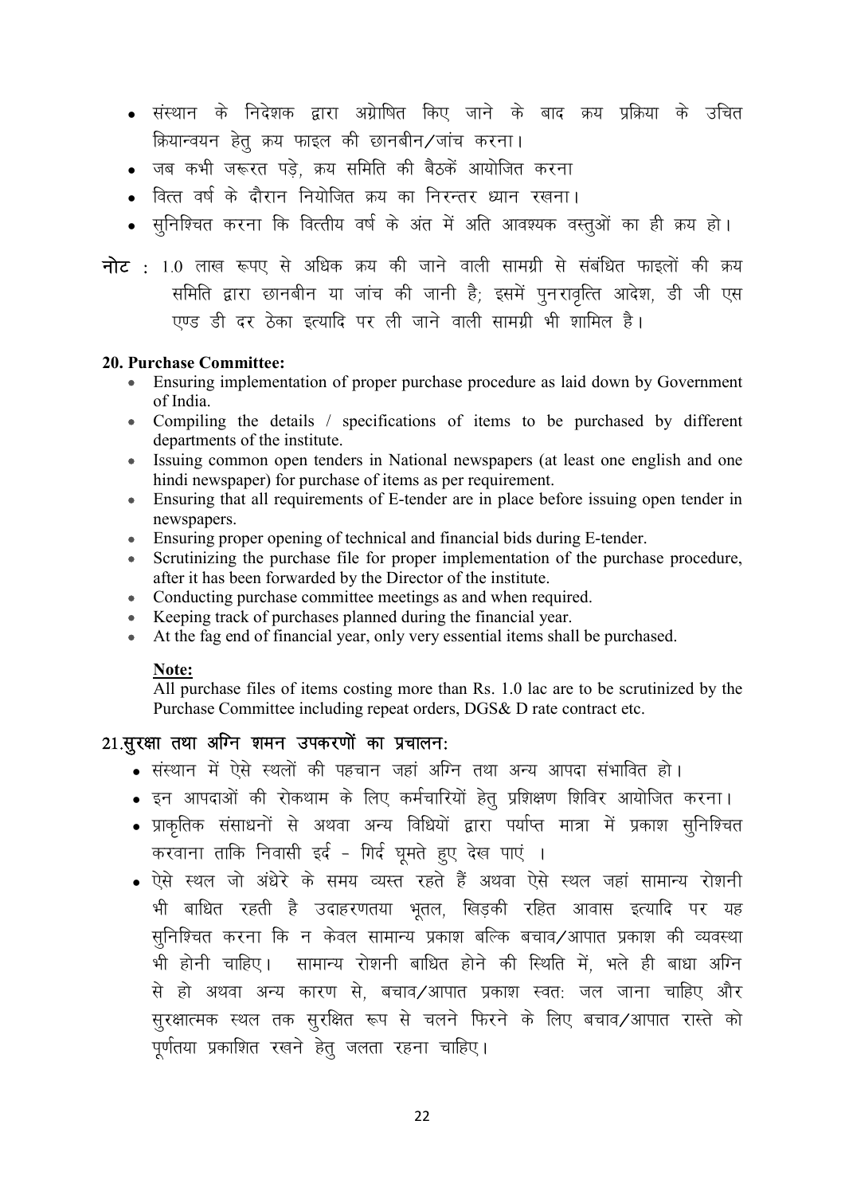- संस्थान के निदेशक द्वारा अग्रेषित किए जाने के बाद क्रय प्रक्रिया के उचित क्रियान्वयन हेतु क्रय फाइल की छानबीन/जांच करना।
- जब कभी जरूरत पड़े, क्रय समिति की बैठकें आयोजित करना
- वित्त वर्ष के दौरान नियोजित क्रय का निरन्तर ध्यान रखना।
- सुनिश्चित करना कि वित्तीय वर्ष के अंत में अति आवश्यक वस्तुओं का ही क्रय हो।

**नोट** : 1.0 लाख रूपए से अधिक क्रय की जाने वाली सामग्री से संबंधित फाइलों की क्रय समिति द्वारा छानबीन या जांच की जानी है; इसमें पुनरावृत्ति आदेश, डी जी एस एण्ड डी दर ठेका इत्यादि पर ली जाने वाली सामग्री भी शामिल है।

**20. Purchase Committee:**

- Ensuring implementation of proper purchase procedure as laid down by Government of India.
- Compiling the details / specifications of items to be purchased by different departments of the institute.
- Issuing common open tenders in National newspapers (at least one english and one hindi newspaper) for purchase of items as per requirement.
- Ensuring that all requirements of E-tender are in place before issuing open tender in newspapers.
- Ensuring proper opening of technical and financial bids during E-tender.
- Scrutinizing the purchase file for proper implementation of the purchase procedure, after it has been forwarded by the Director of the institute.
- Conducting purchase committee meetings as and when required.
- Keeping track of purchases planned during the financial year.
- At the fag end of financial year, only very essential items shall be purchased.

**Note:**

All purchase files of items costing more than Rs. 1.0 lac are to be scrutinized by the Purchase Committee including repeat orders, DGS& D rate contract etc.

## 21.सुरक्षा तथा अग्नि शमन उपकरणों का प्रचालन:

- संस्थान में ऐसे स्थलों की पहचान जहां अग्नि तथा अन्य आपदा संभावित हो।
- इन आपदाओं की रोकथाम के लिए कर्मचारियों हेतु प्रशिक्षण शिविर आयोजित करना।
- प्राकृतिक संसाधनों से अथवा अन्य विधियों द्वारा पर्याप्त मात्रा में प्रकाश सुनिश्चित करवाना ताकि निवासी इर्द - गिर्द घूमते हुए देख पाएं ।
- ऐसे स्थल जो अंधेरे के समय व्यस्त रहते हैं अथवा ऐसे स्थल जहां सामान्य रोशनी भी बाधित रहती है उदाहरणतया भूतल, खिड़की रहित आवास इत्यादि पर यह सुनिश्चित करना कि न केवल सामान्य प्रकाश बल्कि बचाव/आपात प्रकाश की व्यवस्था भी होनी चाहिए। सामान्य रोशनी बाधित होने की स्थिति में, भले ही बाधा अग्नि से हो अथवा अन्य कारण से, बचाव/आपात प्रकाश स्वत: जल जाना चाहिए और सुरक्षात्मक स्थल तक सुरक्षित रूप से चलने फिरने के लिए बचाव/आपात रास्ते को पूर्णतया प्रकाशित रखने हेतु जलता रहना चाहिए।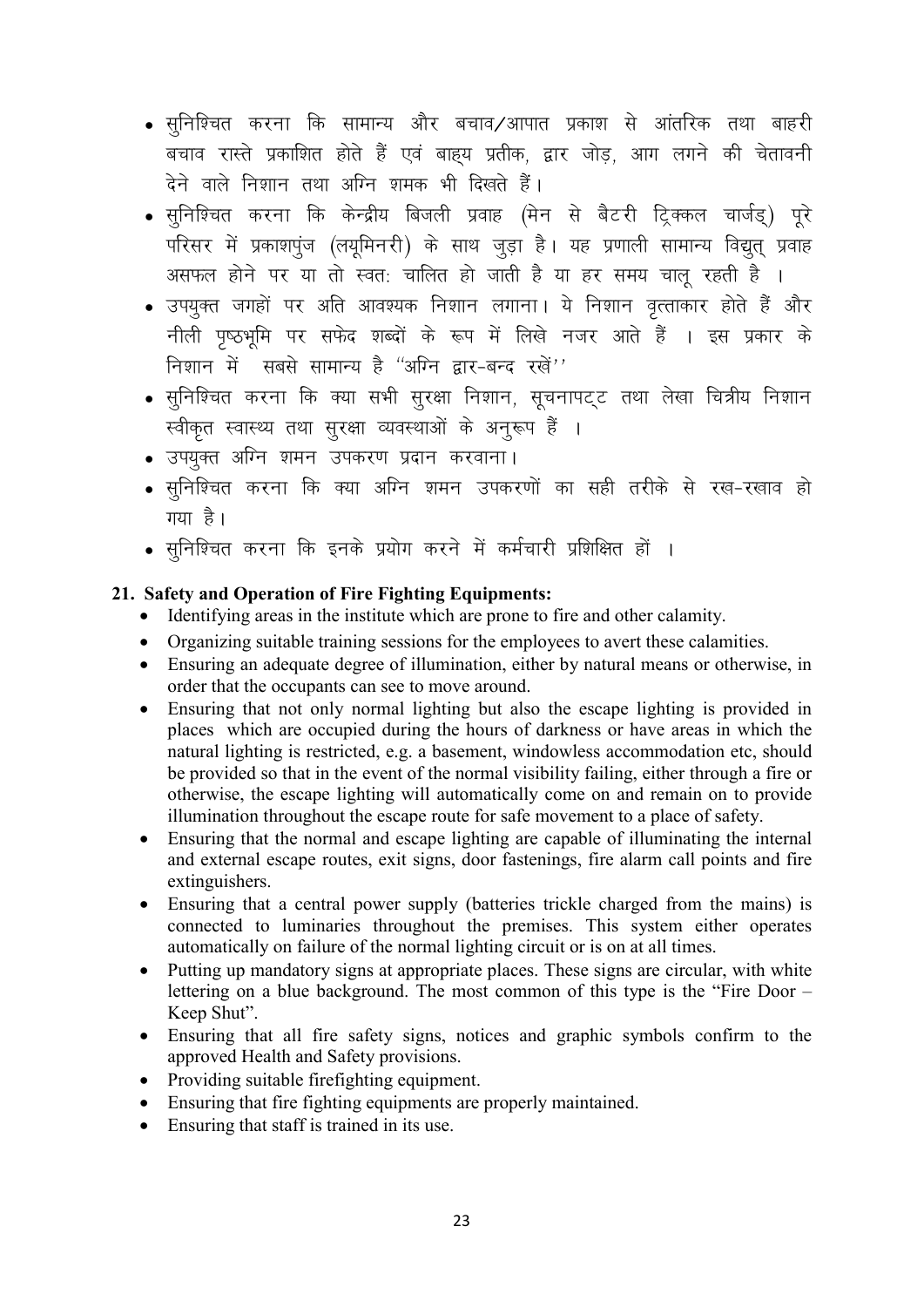- सुनिश्चित करना कि सामान्य और बचाव/आपात प्रकाश से आंतरिक तथा बाहरी बचाव रास्ते प्रकाशित होते हैं एवं बाह्य प्रतीक, द्वार जोड़, आग लगने की चेतावनी देने वाले निशान तथा अग्नि शमक भी दिखते हैं।
- सुनिश्चित करना कि केन्द्रीय बिजली प्रवाह (मेन से बैटरी ट्रिक्कल चार्जड्) पूरे परिसर में प्रकाशपुंज (लयूमिनरी) के साथ जुड़ा है। यह प्रणाली सामान्य विद्युत् प्रवाह असफल होने पर या तो स्वत: चालित हो जाती है या हर समय चालू रहती है ।
- उपयुक्त जगहों पर अति आवश्यक निशान लगाना। ये निशान वृत्ताकार होते हैं और नीली पृष्ठभूमि पर सफेद शब्दों के रूप में लिखे नजर आते हैं । इस प्रकार के निशान में सबसे सामान्य है "अग्नि द्वार-बन्द रखें"
- सुनिश्चित करना कि क्या सभी सुरक्षा निशान, सूचनापट्ट तथा लेखा चित्रीय निशान स्वीकृत स्वास्थ्य तथा सुरक्षा व्यवस्थाओं के अनुरूप हैं ।
- उपयुक्त अग्नि शमन उपकरण प्रदान करवाना।
- सुनिश्चित करना कि क्या अग्नि शमन उपकरणों का सही तरीके से रख-रखाव हो गया है।
- सुनिश्चित करना कि इनके प्रयोग करने में कर्मचारी प्रशिक्षित हों ।

**21. Safety and Operation of Fire Fighting Equipments:**

- Identifying areas in the institute which are prone to fire and other calamity.
- Organizing suitable training sessions for the employees to avert these calamities.
- Ensuring an adequate degree of illumination, either by natural means or otherwise, in order that the occupants can see to move around.
- Ensuring that not only normal lighting but also the escape lighting is provided in places which are occupied during the hours of darkness or have areas in which the natural lighting is restricted, e.g. a basement, windowless accommodation etc, should be provided so that in the event of the normal visibility failing, either through a fire or otherwise, the escape lighting will automatically come on and remain on to provide illumination throughout the escape route for safe movement to a place of safety.
- Ensuring that the normal and escape lighting are capable of illuminating the internal and external escape routes, exit signs, door fastenings, fire alarm call points and fire extinguishers.
- Ensuring that a central power supply (batteries trickle charged from the mains) is connected to luminaries throughout the premises. This system either operates automatically on failure of the normal lighting circuit or is on at all times.
- Putting up mandatory signs at appropriate places. These signs are circular, with white lettering on a blue background. The most common of this type is the "Fire Door – Keep Shut".
- Ensuring that all fire safety signs, notices and graphic symbols confirm to the approved Health and Safety provisions.
- Providing suitable firefighting equipment.
- Ensuring that fire fighting equipments are properly maintained.
- Ensuring that staff is trained in its use.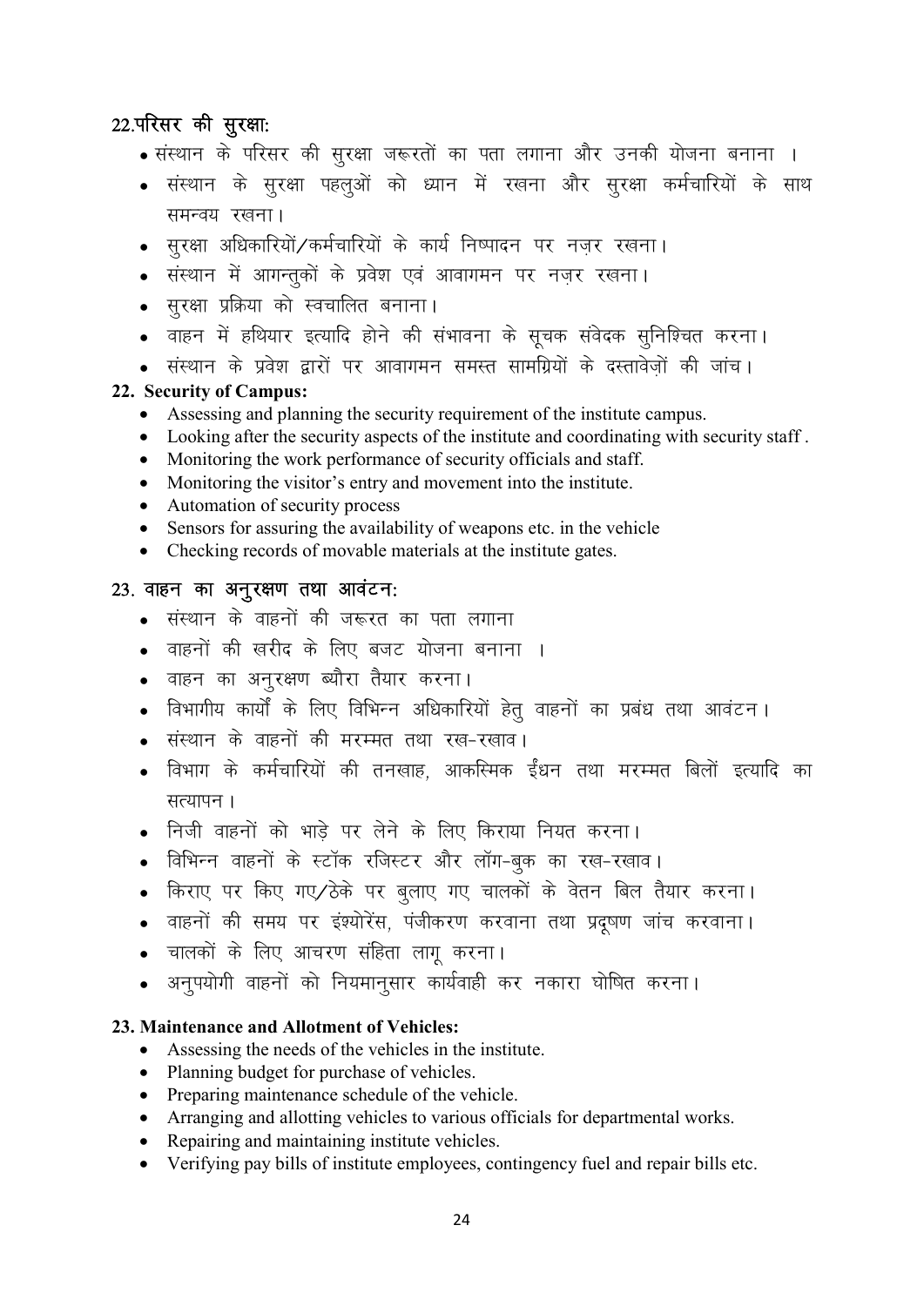## 22.परिसर की सुरक्षा:

- संस्थान के परिसर की सुरक्षा जरूरतों का पता लगाना और उनकी योजना बनाना ।
- संस्थान के सुरक्षा पहलुओं को ध्यान में रखना और सुरक्षा कर्मचारियों के साथ समन्वय रखना।
- सुरक्षा अधिकारियों/कर्मचारियों के कार्य निष्पादन पर नज़र रखना।
- संस्थान में आगन्तुकों के प्रवेश एवं आवागमन पर नज़र रखना।
- सुरक्षा प्रक्रिया को स्वचालित बनाना।
- वाहन में हथियार इत्यादि होने की संभावना के सूचक संवेदक सुनिश्चित करना।
- संस्थान के प्रवेश द्वारों पर आवागमन समस्त सामग्रियों के दस्तावेज़ों की जांच।

## 22. Security of Campus:

- Assessing and planning the security requirement of the institute campus.
- Looking after the security aspects of the institute and coordinating with security staff .
- Monitoring the work performance of security officials and staff.
- Monitoring the visitor's entry and movement into the institute.
- Automation of security process
- Sensors for assuring the availability of weapons etc. in the vehicle
- Checking records of movable materials at the institute gates.

## 23. वाहन का अनुरक्षण तथा आवंटन:

- संस्थान के वाहनों की जरूरत का पता लगाना
- वाहनों की खरीद के लिए बजट योजना बनाना ।
- वाहन का अनुरक्षण ब्यौरा तैयार करना।
- विभागीय कार्यों के लिए विभिन्न अधिकारियों हेतु वाहनों का प्रबंध तथा आवंटन।
- संस्थान के वाहनों की मरम्मत तथा रख-रखाव।
- विभाग के कर्मचारियों की तनखाह, आकस्मिक ईंधन तथा मरम्मत बिलों इत्यादि का सत्यापन।
- निजी वाहनों को भाड़े पर लेने के लिए किराया नियत करना।
- विभिन्न वाहनों के स्टॉक रजिस्टर और लॉग-बुक का रख-रखाव।
- किराए पर किए गए/ठेके पर बुलाए गए चालकों के वेतन बिल तैयार करना।
- वाहनों की समय पर इंश्योरेंस, पंजीकरण करवाना तथा प्रदूषण जांच करवाना।
- चालकों के लिए आचरण संहिता लागू करना।
- अनुपयोगी वाहनों को नियमानुसार कार्यवाही कर नकारा घोषित करना।

## 23. Maintenance and Allotment of Vehicles:

- Assessing the needs of the vehicles in the institute.
- Planning budget for purchase of vehicles.
- Preparing maintenance schedule of the vehicle.
- Arranging and allotting vehicles to various officials for departmental works.
- Repairing and maintaining institute vehicles.
- Verifying pay bills of institute employees, contingency fuel and repair bills etc.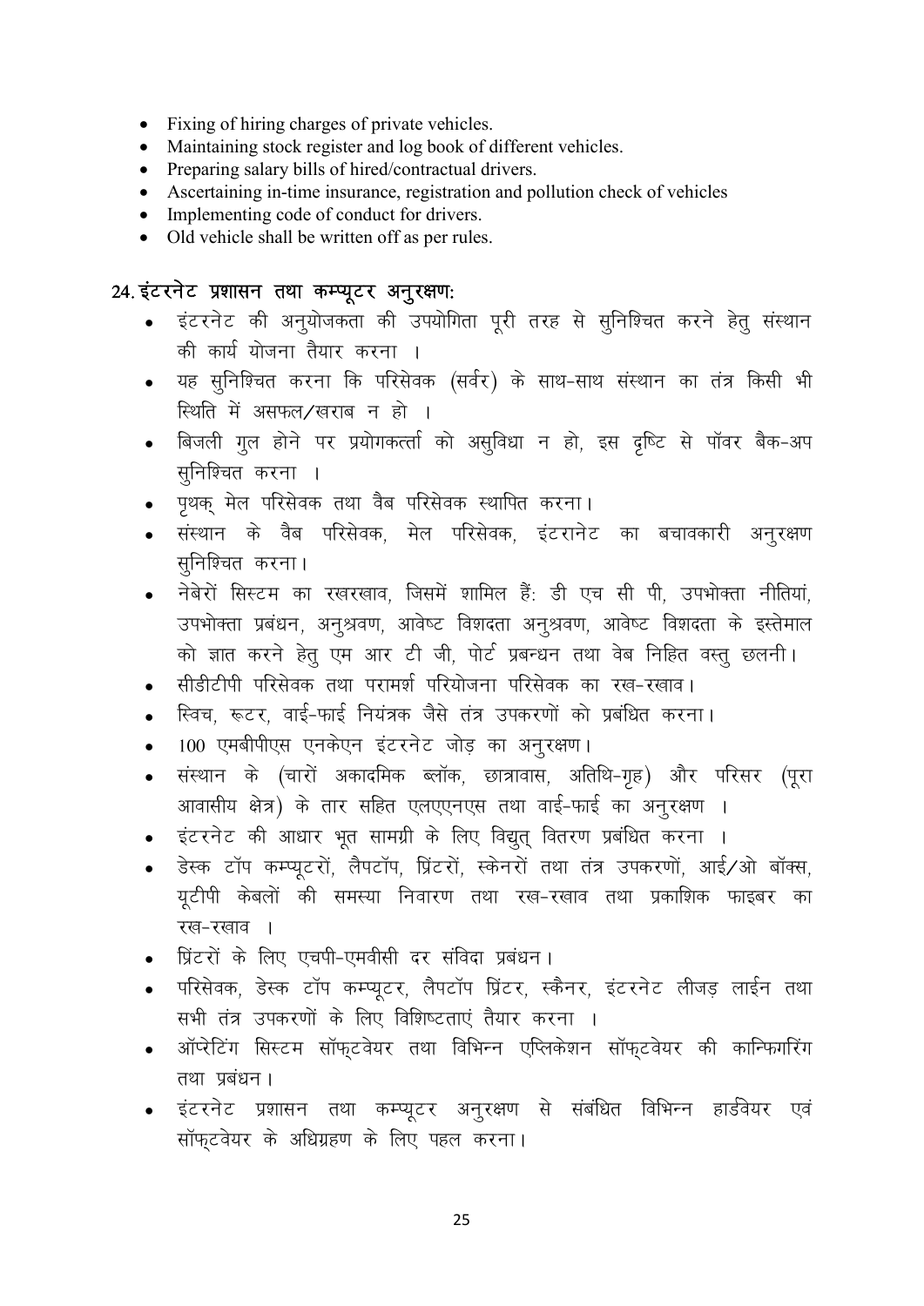- Fixing of hiring charges of private vehicles.
- Maintaining stock register and log book of different vehicles.
- Preparing salary bills of hired/contractual drivers.
- Ascertaining in-time insurance, registration and pollution check of vehicles
- Implementing code of conduct for drivers.
- Old vehicle shall be written off as per rules.

## 24. इंटरनेट प्रशासन तथा कम्प्यूटर अनुरक्षण:

- इंटरनेट की अनुयोजकता की उपयोगिता पूरी तरह से सुनिश्चित करने हेतु संस्थान की कार्य योजना तैयार करना ।
- यह सुनिश्चित करना कि परिसेवक (सर्वर) के साथ-साथ संस्थान का तंत्र किसी भी स्थिति में असफल/खराब न हो ।
- बिजली गुल होने पर प्रयोगकर्त्ता को असुविधा न हो, इस दृष्टि से पॉवर बैक-अप सुनिश्चित करना ।
- पृथक् मेल परिसेवक तथा वैब परिसेवक स्थापित करना।
- संस्थान के वैब परिसेवक, मेल परिसेवक, इंटरानेट का बचावकारी अनुरक्षण सुनिश्चित करना।
- नेबेरों सिस्टम का रखरखाव, जिसमें शामिल हैं: डी एच सी पी, उपभोक्ता नीतियां, उपभोक्ता प्रबंधन, अनुश्रवण, आवेष्ट विशदता अनुश्रवण, आवेष्ट विशदता के इस्तेमाल को ज्ञात करने हेतु एम आर टी जी, पोर्ट प्रबन्धन तथा वेब निहित वस्तु छलनी।
- सीडीटीपी परिसेवक तथा परामर्श परियोजना परिसेवक का रख-रखाव।
- स्विच, रूटर, वाई-फाई नियंत्रक जैसे तंत्र उपकरणों को प्रबंधित करना।
- 100 एमबीपीएस एनकेएन इंटरनेट जोड़ का अनुरक्षण।
- संस्थान के (चारों अकादमिक ब्लॉक, छात्रावास, अतिथि-गृह) और परिसर (पूरा आवासीय क्षेत्र) के तार सहित एलएएनएस तथा वाई-फाई का अनुरक्षण ।
- इंटरनेट की आधार भूत सामग्री के लिए विद्युत् वितरण प्रबंधित करना ।
- डेस्क टॉप कम्प्यूटरों, लैपटॉप, प्रिंटरों, स्केनरों तथा तंत्र उपकरणों, आई/ओ बॉक्स, यूटीपी केबलों की समस्या निवारण तथा रख-रखाव तथा प्रकाशिक फाइबर का रख-रखाव ।
- प्रिंटरों के लिए एचपी-एमवीसी दर संविदा प्रबंधन।
- परिसेवक, डेस्क टॉप कम्प्यूटर, लैपटॉप प्रिंटर, स्कैनर, इंटरनेट लीजड़ लाईन तथा सभी तंत्र उपकरणों के लिए विशिष्टताएं तैयार करना ।
- ऑप्रेटिंग सिस्टम सॉफ्टवेयर तथा विभिन्न एप्लिकेशन सॉफ्टवेयर की कान्फिगरिंग तथा प्रबंधन।
- इंटरनेट प्रशासन तथा कम्प्यूटर अनुरक्षण से संबंधित विभिन्न हार्डवेयर एवं सॉफ्टवेयर के अधिग्रहण के लिए पहल करना।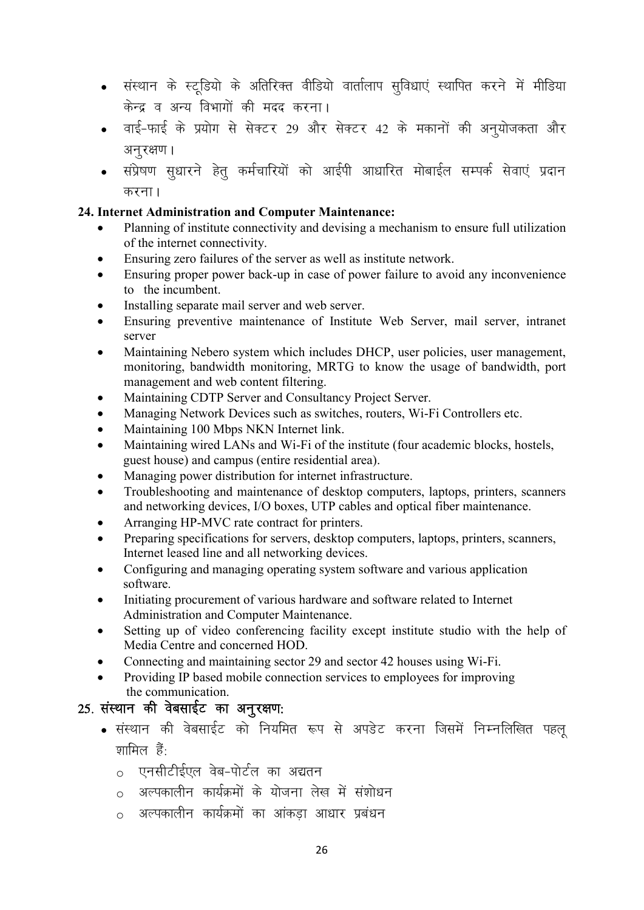- संस्थान के स्टूडियो के अतिरिक्त वीडियो वार्तालाप सुविधाएं स्थापित करने में मीडिया केन्द्र व अन्य विभागों की मदद करना।
- वाई-फाई के प्रयोग से सेक्टर 29 और सेक्टर 42 के मकानों की अनुयोजकता और अनुरक्षण।
- संप्रेषण सुधारने हेतु कर्मचारियों को आईपी आधारित मोबाईल सम्पर्क सेवाएं प्रदान करना।

**24. Internet Administration and Computer Maintenance:**

- Planning of institute connectivity and devising a mechanism to ensure full utilization of the internet connectivity.
- Ensuring zero failures of the server as well as institute network.
- Ensuring proper power back-up in case of power failure to avoid any inconvenience to the incumbent.
- Installing separate mail server and web server.
- Ensuring preventive maintenance of Institute Web Server, mail server, intranet server
- Maintaining Nebero system which includes DHCP, user policies, user management, monitoring, bandwidth monitoring, MRTG to know the usage of bandwidth, port management and web content filtering.
- Maintaining CDTP Server and Consultancy Project Server.
- Managing Network Devices such as switches, routers, Wi-Fi Controllers etc.
- Maintaining 100 Mbps NKN Internet link.
- Maintaining wired LANs and Wi-Fi of the institute (four academic blocks, hostels, guest house) and campus (entire residential area).
- Managing power distribution for internet infrastructure.
- Troubleshooting and maintenance of desktop computers, laptops, printers, scanners and networking devices, I/O boxes, UTP cables and optical fiber maintenance.
- Arranging HP-MVC rate contract for printers.
- Preparing specifications for servers, desktop computers, laptops, printers, scanners, Internet leased line and all networking devices.
- Configuring and managing operating system software and various application software.
- Initiating procurement of various hardware and software related to Internet Administration and Computer Maintenance.
- Setting up of video conferencing facility except institute studio with the help of Media Centre and concerned HOD.
- Connecting and maintaining sector 29 and sector 42 houses using Wi-Fi.
- Providing IP based mobile connection services to employees for improving the communication.

**25. संस्थान की वेबसाईट का अनुरक्षण:**

- संस्थान की वेबसाईट को नियमित रूप से अपडेट करना जिसमें निम्नलिखित पहलू शामिल हैं:
  - एनसीटीईएल वेब-पोर्टल का अद्यतन
  - अल्पकालीन कार्यक्रमों के योजना लेख में संशोधन
  - अल्पकालीन कार्यक्रमों का आंकड़ा आधार प्रबंधन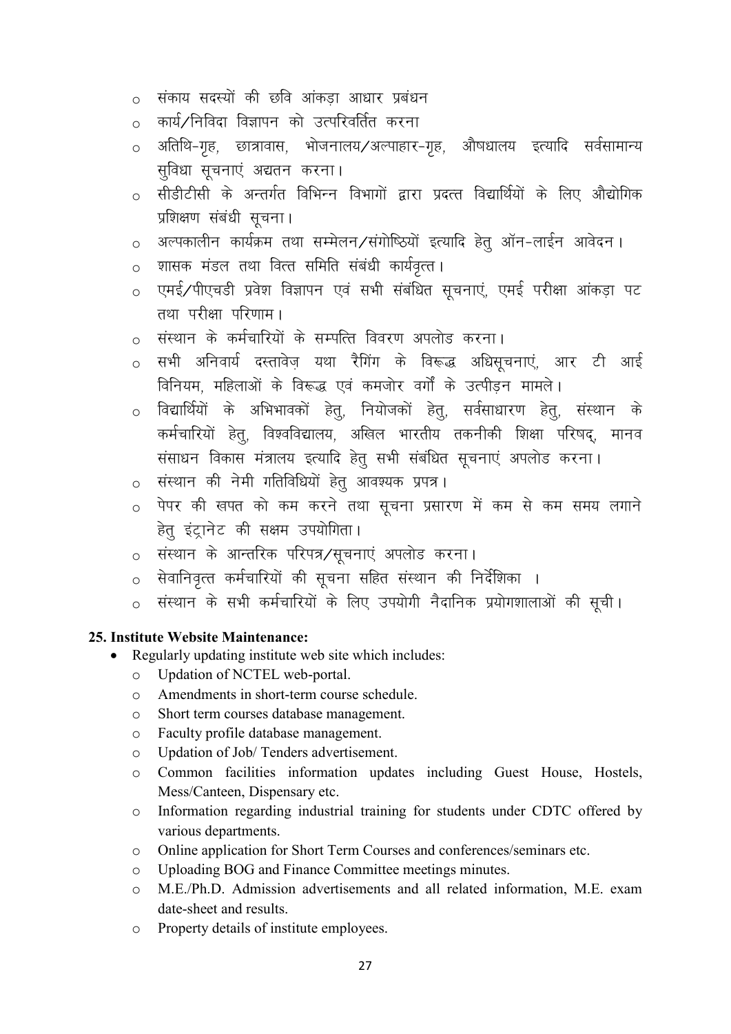- संकाय सदस्यों की छवि आंकड़ा आधार प्रबंधन
- कार्य/निविदा विज्ञापन को उत्परिवर्तित करना
- अतिथि-गृह, छात्रावास, भोजनालय/अल्पाहार-गृह, औषधालय इत्यादि सर्वसामान्य सुविधा सूचनाएं अद्यतन करना।
- सीडीटीसी के अन्तर्गत विभिन्न विभागों द्वारा प्रदत्त विद्यार्थियों के लिए औद्योगिक प्रशिक्षण संबंधी सूचना।
- अल्पकालीन कार्यक्रम तथा सम्मेलन/संगोष्ठियों इत्यादि हेतु ऑन-लाईन आवेदन।
- शासक मंडल तथा वित्त समिति संबंधी कार्यवृत्त।
- एमई/पीएचडी प्रवेश विज्ञापन एवं सभी संबंधित सूचनाएं, एमई परीक्षा आंकड़ा पट तथा परीक्षा परिणाम।
- संस्थान के कर्मचारियों के सम्पत्ति विवरण अपलोड करना।
- सभी अनिवार्य दस्तावेज़ यथा रैगिंग के विरूद्ध अधिसूचनाएं, आर टी आई विनियम, महिलाओं के विरूद्ध एवं कमजोर वर्गों के उत्पीड़न मामले।
- विद्यार्थियों के अभिभावकों हेतु, नियोजकों हेतु, सर्वसाधारण हेतु, संस्थान के कर्मचारियों हेतु, विश्वविद्यालय, अखिल भारतीय तकनीकी शिक्षा परिषद्, मानव संसाधन विकास मंत्रालय इत्यादि हेतु सभी संबंधित सूचनाएं अपलोड करना।
- संस्थान की नेमी गतिविधियों हेतु आवश्यक प्रपत्र।
- पेपर की खपत को कम करने तथा सूचना प्रसारण में कम से कम समय लगाने हेतु इंट्रानेट की सक्षम उपयोगिता।
- संस्थान के आन्तरिक परिपत्र/सूचनाएं अपलोड करना।
- सेवानिवृत्त कर्मचारियों की सूचना सहित संस्थान की निर्देशिका ।
- संस्थान के सभी कर्मचारियों के लिए उपयोगी नैदानिक प्रयोगशालाओं की सूची।

**25. Institute Website Maintenance:**

- Regularly updating institute web site which includes:
  - Updation of NCTEL web-portal.
  - Amendments in short-term course schedule.
  - Short term courses database management.
  - Faculty profile database management.
  - Updation of Job/ Tenders advertisement.
  - Common facilities information updates including Guest House, Hostels, Mess/Canteen, Dispensary etc.
  - Information regarding industrial training for students under CDTC offered by various departments.
  - Online application for Short Term Courses and conferences/seminars etc.
  - Uploading BOG and Finance Committee meetings minutes.
  - M.E./Ph.D. Admission advertisements and all related information, M.E. exam date-sheet and results.
  - Property details of institute employees.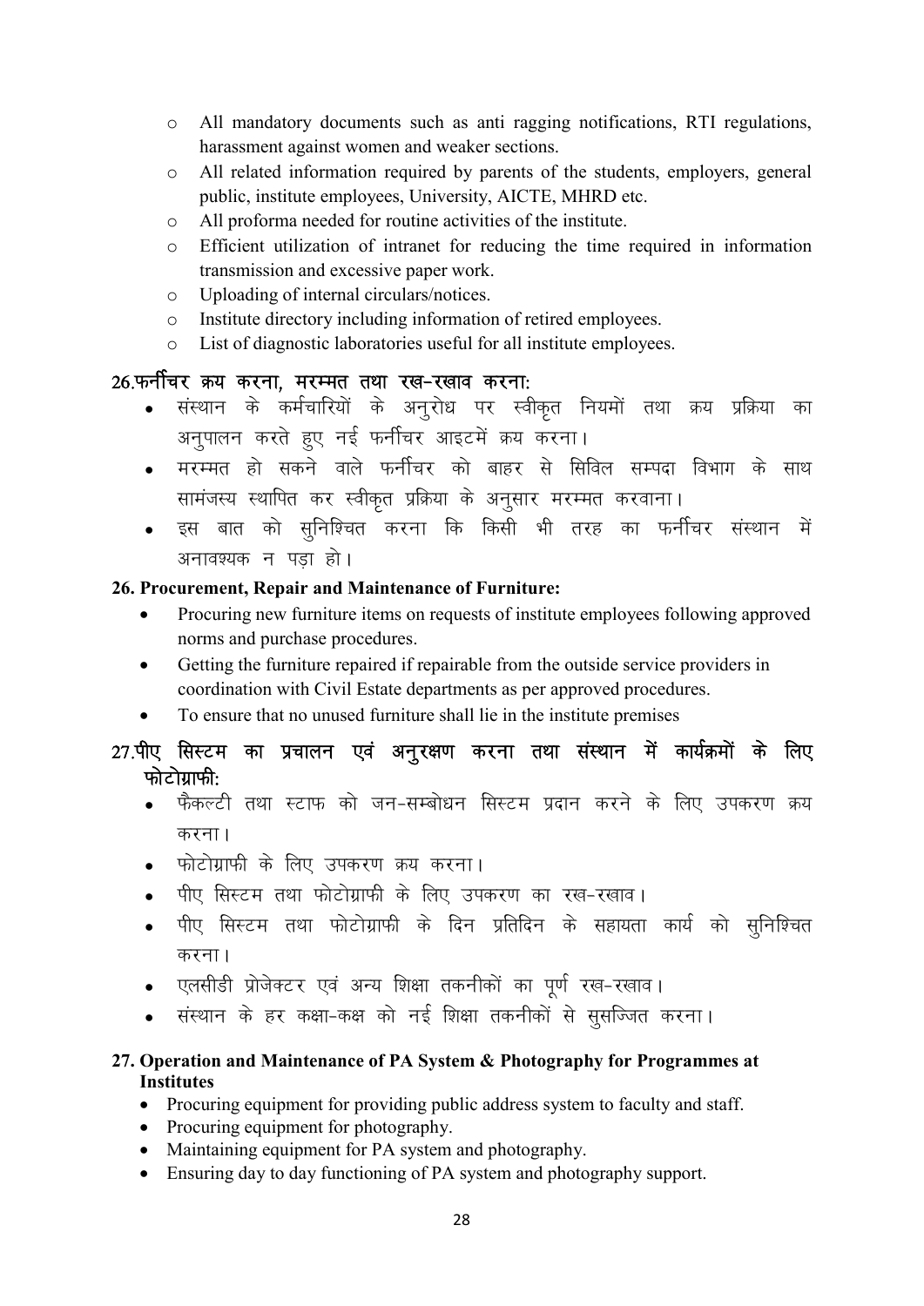- All mandatory documents such as anti ragging notifications, RTI regulations, harassment against women and weaker sections.
- All related information required by parents of the students, employers, general public, institute employees, University, AICTE, MHRD etc.
- All proforma needed for routine activities of the institute.
- Efficient utilization of intranet for reducing the time required in information transmission and excessive paper work.
- Uploading of internal circulars/notices.
- Institute directory including information of retired employees.
- List of diagnostic laboratories useful for all institute employees.

### 26.फर्नीचर क्रय करना, मरम्मत तथा रख-रखाव करना:

- संस्थान के कर्मचारियों के अनुरोध पर स्वीकृत नियमों तथा क्रय प्रक्रिया का अनुपालन करते हुए नई फर्नीचर आइटमें क्रय करना।
- मरम्मत हो सकने वाले फर्नीचर को बाहर से सिविल सम्पदा विभाग के साथ सामंजस्य स्थापित कर स्वीकृत प्रक्रिया के अनुसार मरम्मत करवाना।
- इस बात को सुनिश्चित करना कि किसी भी तरह का फर्नीचर संस्थान में अनावश्यक न पड़ा हो।

### 26. Procurement, Repair and Maintenance of Furniture:

- Procuring new furniture items on requests of institute employees following approved norms and purchase procedures.
- Getting the furniture repaired if repairable from the outside service providers in coordination with Civil Estate departments as per approved procedures.
- To ensure that no unused furniture shall lie in the institute premises

### 27.पीए सिस्टम का प्रचालन एवं अनुरक्षण करना तथा संस्थान में कार्यक्रमों के लिए फोटोग्राफी:

- फैकल्टी तथा स्टाफ को जन-सम्बोधन सिस्टम प्रदान करने के लिए उपकरण क्रय करना।
- फोटोग्राफी के लिए उपकरण क्रय करना।
- पीए सिस्टम तथा फोटोग्राफी के लिए उपकरण का रख-रखाव।
- पीए सिस्टम तथा फोटोग्राफी के दिन प्रतिदिन के सहायता कार्य को सुनिश्चित करना।
- एलसीडी प्रोजेक्टर एवं अन्य शिक्षा तकनीकों का पूर्ण रख-रखाव।
- संस्थान के हर कक्षा-कक्ष को नई शिक्षा तकनीकों से सुसज्जित करना।

### 27. Operation and Maintenance of PA System & Photography for Programmes at Institutes

- Procuring equipment for providing public address system to faculty and staff.
- Procuring equipment for photography.
- Maintaining equipment for PA system and photography.
- Ensuring day to day functioning of PA system and photography support.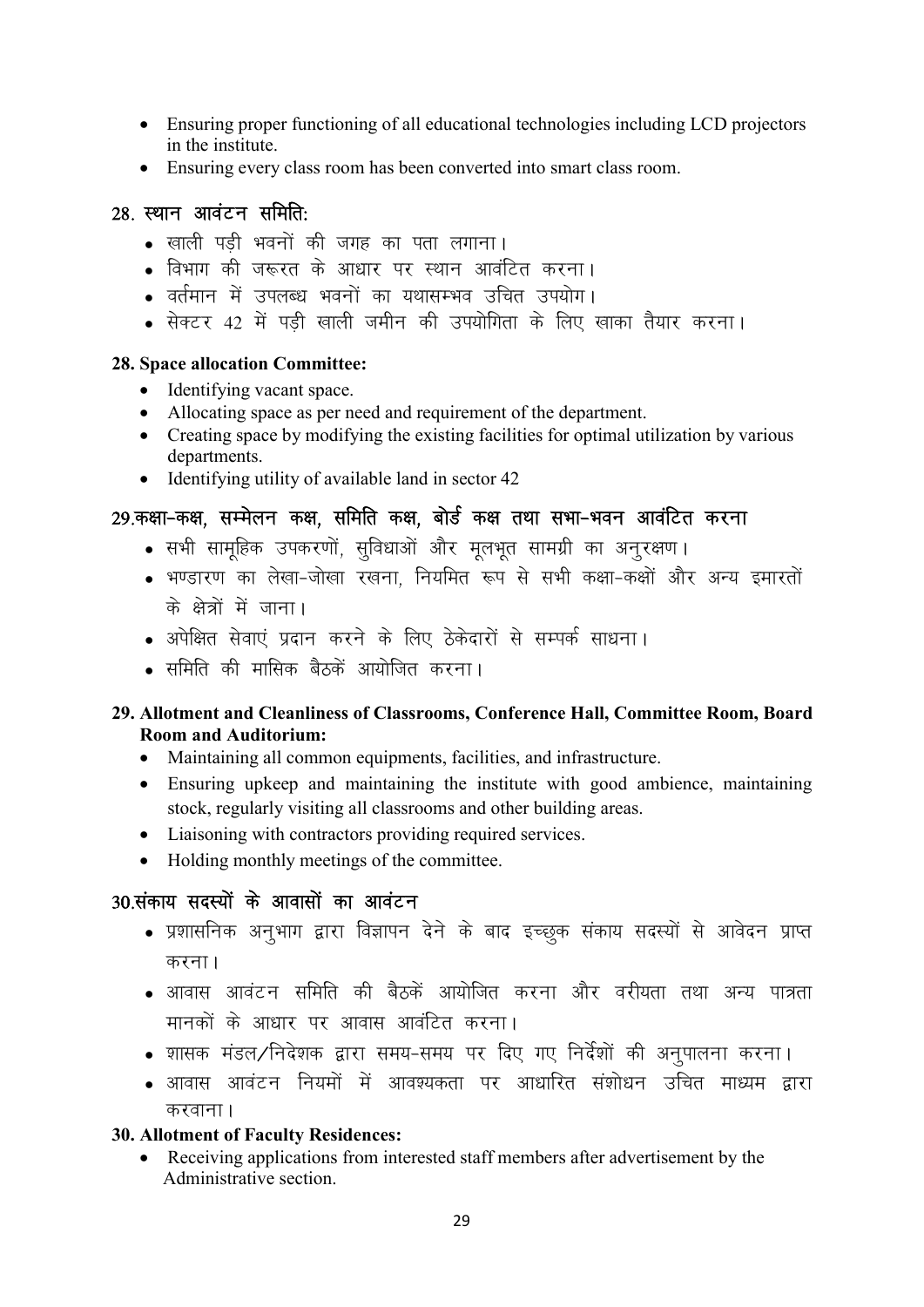- Ensuring proper functioning of all educational technologies including LCD projectors in the institute.
- Ensuring every class room has been converted into smart class room.

## 28. स्थान आवंटन समिति:

- खाली पड़ी भवनों की जगह का पता लगाना।
- विभाग की जरूरत के आधार पर स्थान आवंटित करना।
- वर्तमान में उपलब्ध भवनों का यथासम्भव उचित उपयोग।
- सेक्टर 42 में पड़ी खाली जमीन की उपयोगिता के लिए खाका तैयार करना।

**28. Space allocation Committee:**

- Identifying vacant space.
- Allocating space as per need and requirement of the department.
- Creating space by modifying the existing facilities for optimal utilization by various departments.
- Identifying utility of available land in sector 42

## 29.कक्षा-कक्ष, सम्मेलन कक्ष, समिति कक्ष, बोर्ड कक्ष तथा सभा-भवन आवंटित करना

- सभी सामूहिक उपकरणों, सुविधाओं और मूलभूत सामग्री का अनुरक्षण।
- भण्डारण का लेखा-जोखा रखना, नियमित रूप से सभी कक्षा-कक्षों और अन्य इमारतों के क्षेत्रों में जाना।
- अपेक्षित सेवाएं प्रदान करने के लिए ठेकेदारों से सम्पर्क साधना।
- समिति की मासिक बैठकें आयोजित करना।

**29. Allotment and Cleanliness of Classrooms, Conference Hall, Committee Room, Board Room and Auditorium:**

- Maintaining all common equipments, facilities, and infrastructure.
- Ensuring upkeep and maintaining the institute with good ambience, maintaining stock, regularly visiting all classrooms and other building areas.
- Liaisoning with contractors providing required services.
- Holding monthly meetings of the committee.

## 30.संकाय सदस्यों के आवासों का आवंटन

- प्रशासनिक अनुभाग द्वारा विज्ञापन देने के बाद इच्छुक संकाय सदस्यों से आवेदन प्राप्त करना।
- आवास आवंटन समिति की बैठकें आयोजित करना और वरीयता तथा अन्य पात्रता मानकों के आधार पर आवास आवंटित करना।
- शासक मंडल/निदेशक द्वारा समय-समय पर दिए गए निर्देशों की अनुपालना करना।
- आवास आवंटन नियमों में आवश्यकता पर आधारित संशोधन उचित माध्यम द्वारा करवाना।

**30. Allotment of Faculty Residences:**

- Receiving applications from interested staff members after advertisement by the Administrative section.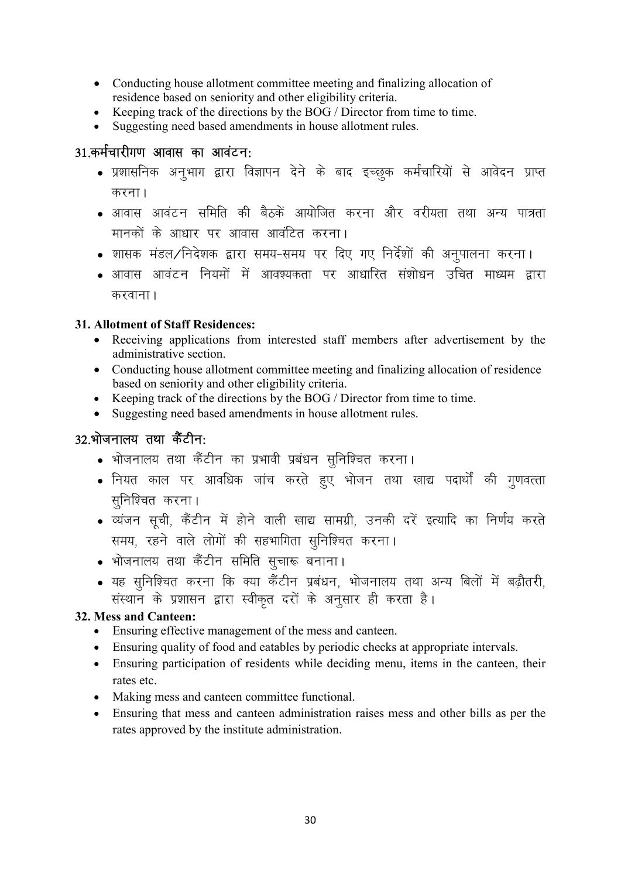- Conducting house allotment committee meeting and finalizing allocation of residence based on seniority and other eligibility criteria.
- Keeping track of the directions by the BOG / Director from time to time.
- Suggesting need based amendments in house allotment rules.

### 31.कर्मचारीगण आवास का आवंटन:

- प्रशासनिक अनुभाग द्वारा विज्ञापन देने के बाद इच्छुक कर्मचारियों से आवेदन प्राप्त करना।
- आवास आवंटन समिति की बैठकें आयोजित करना और वरीयता तथा अन्य पात्रता मानकों के आधार पर आवास आवंटित करना।
- शासक मंडल/निदेशक द्वारा समय-समय पर दिए गए निर्देशों की अनुपालना करना।
- आवास आवंटन नियमों में आवश्यकता पर आधारित संशोधन उचित माध्यम द्वारा करवाना।

### 31. Allotment of Staff Residences:

- Receiving applications from interested staff members after advertisement by the administrative section.
- Conducting house allotment committee meeting and finalizing allocation of residence based on seniority and other eligibility criteria.
- Keeping track of the directions by the BOG / Director from time to time.
- Suggesting need based amendments in house allotment rules.

### 32.भोजनालय तथा कैंटीन:

- भोजनालय तथा कैंटीन का प्रभावी प्रबंधन सुनिश्चित करना।
- नियत काल पर आवधिक जांच करते हुए भोजन तथा खाद्य पदार्थों की गुणवत्ता सुनिश्चित करना।
- व्यंजन सूची, कैंटीन में होने वाली खाद्य सामग्री, उनकी दरें इत्यादि का निर्णय करते समय, रहने वाले लोगों की सहभागिता सुनिश्चित करना।
- भोजनालय तथा कैंटीन समिति सुचारू बनाना।
- यह सुनिश्चित करना कि क्या कैंटीन प्रबंधन, भोजनालय तथा अन्य बिलों में बढ़ौतरी, संस्थान के प्रशासन द्वारा स्वीकृत दरों के अनुसार ही करता है।

### 32. Mess and Canteen:

- Ensuring effective management of the mess and canteen.
- Ensuring quality of food and eatables by periodic checks at appropriate intervals.
- Ensuring participation of residents while deciding menu, items in the canteen, their rates etc.
- Making mess and canteen committee functional.
- Ensuring that mess and canteen administration raises mess and other bills as per the rates approved by the institute administration.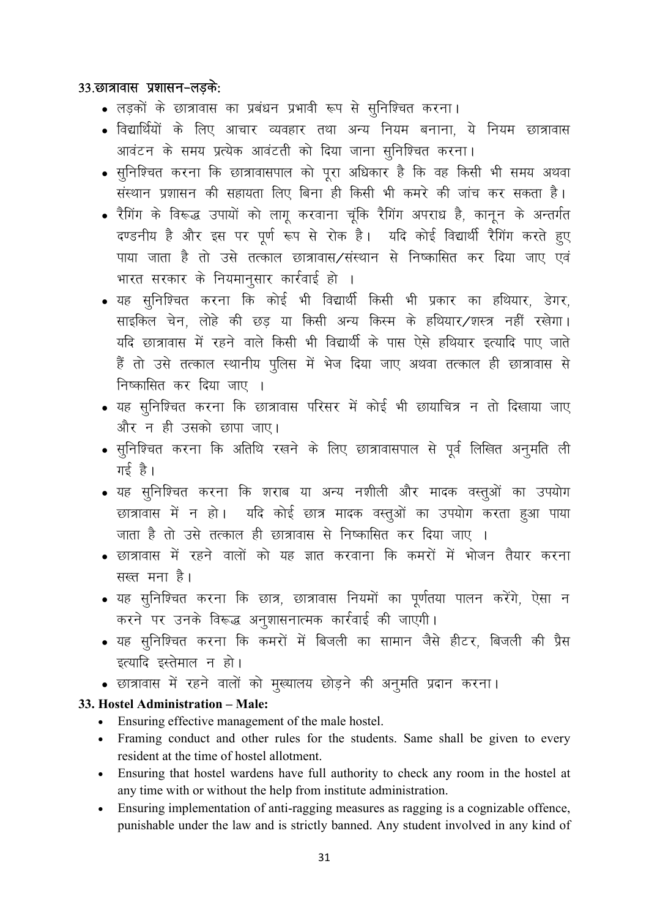### 33.छात्रावास प्रशासन-लड़के:

- लड़कों के छात्रावास का प्रबंधन प्रभावी रूप से सुनिश्चित करना।
- विद्यार्थियों के लिए आचार व्यवहार तथा अन्य नियम बनाना, ये नियम छात्रावास आवंटन के समय प्रत्येक आवंटती को दिया जाना सुनिश्चित करना।
- सुनिश्चित करना कि छात्रावासपाल को पूरा अधिकार है कि वह किसी भी समय अथवा संस्थान प्रशासन की सहायता लिए बिना ही किसी भी कमरे की जांच कर सकता है।
- रैगिंग के विरूद्ध उपायों को लागू करवाना चूंकि रैगिंग अपराध है, कानून के अन्तर्गत दण्डनीय है और इस पर पूर्ण रूप से रोक है। यदि कोई विद्यार्थी रैगिंग करते हुए पाया जाता है तो उसे तत्काल छात्रावास/संस्थान से निष्कासित कर दिया जाए एवं भारत सरकार के नियमानुसार कार्रवाई हो ।
- यह सुनिश्चित करना कि कोई भी विद्यार्थी किसी भी प्रकार का हथियार, डेगर, साइकिल चेन, लोहे की छड़ या किसी अन्य किस्म के हथियार/शस्त्र नहीं रखेगा। यदि छात्रावास में रहने वाले किसी भी विद्यार्थी के पास ऐसे हथियार इत्यादि पाए जाते हैं तो उसे तत्काल स्थानीय पुलिस में भेज दिया जाए अथवा तत्काल ही छात्रावास से निष्कासित कर दिया जाए ।
- यह सुनिश्चित करना कि छात्रावास परिसर में कोई भी छायाचित्र न तो दिखाया जाए और न ही उसको छापा जाए।
- सुनिश्चित करना कि अतिथि रखने के लिए छात्रावासपाल से पूर्व लिखित अनुमति ली गई है।
- यह सुनिश्चित करना कि शराब या अन्य नशीली और मादक वस्तुओं का उपयोग छात्रावास में न हो। यदि कोई छात्र मादक वस्तुओं का उपयोग करता हुआ पाया जाता है तो उसे तत्काल ही छात्रावास से निष्कासित कर दिया जाए ।
- छात्रावास में रहने वालों को यह ज्ञात करवाना कि कमरों में भोजन तैयार करना सख्त मना है।
- यह सुनिश्चित करना कि छात्र, छात्रावास नियमों का पूर्णतया पालन करेंगे, ऐसा न करने पर उनके विरूद्ध अनुशासनात्मक कार्रवाई की जाएगी।
- यह सुनिश्चित करना कि कमरों में बिजली का सामान जैसे हीटर, बिजली की प्रैस इत्यादि इस्तेमाल न हो।
- छात्रावास में रहने वालों को मुख्यालय छोड़ने की अनुमति प्रदान करना।

### 33. Hostel Administration – Male:

- Ensuring effective management of the male hostel.
- Framing conduct and other rules for the students. Same shall be given to every resident at the time of hostel allotment.
- Ensuring that hostel wardens have full authority to check any room in the hostel at any time with or without the help from institute administration.
- Ensuring implementation of anti-ragging measures as ragging is a cognizable offence, punishable under the law and is strictly banned. Any student involved in any kind of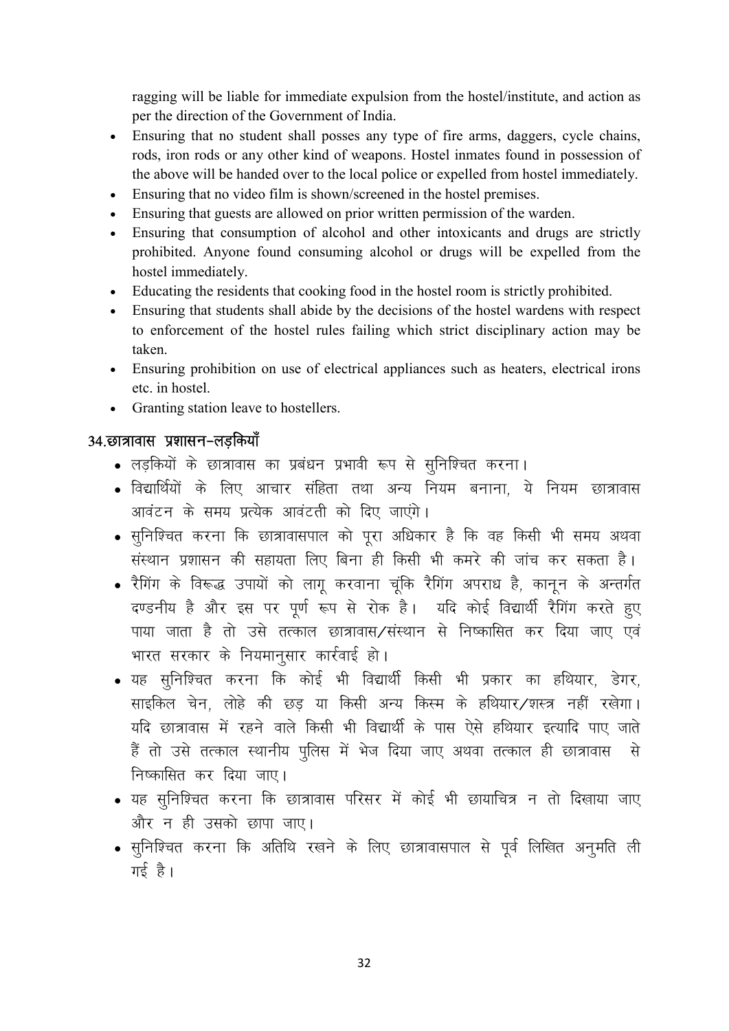ragging will be liable for immediate expulsion from the hostel/institute, and action as per the direction of the Government of India.

- Ensuring that no student shall posses any type of fire arms, daggers, cycle chains, rods, iron rods or any other kind of weapons. Hostel inmates found in possession of the above will be handed over to the local police or expelled from hostel immediately.
- Ensuring that no video film is shown/screened in the hostel premises.
- Ensuring that guests are allowed on prior written permission of the warden.
- Ensuring that consumption of alcohol and other intoxicants and drugs are strictly prohibited. Anyone found consuming alcohol or drugs will be expelled from the hostel immediately.
- Educating the residents that cooking food in the hostel room is strictly prohibited.
- Ensuring that students shall abide by the decisions of the hostel wardens with respect to enforcement of the hostel rules failing which strict disciplinary action may be taken.
- Ensuring prohibition on use of electrical appliances such as heaters, electrical irons etc. in hostel.
- Granting station leave to hostellers.

## 34. छात्रावास प्रशासन-लड़कियाँ

- लड़कियों के छात्रावास का प्रबंधन प्रभावी रूप से सुनिश्चित करना।
- विद्यार्थियों के लिए आचार संहिता तथा अन्य नियम बनाना, ये नियम छात्रावास आवंटन के समय प्रत्येक आवंटती को दिए जाएंगे।
- सुनिश्चित करना कि छात्रावासपाल को पूरा अधिकार है कि वह किसी भी समय अथवा संस्थान प्रशासन की सहायता लिए बिना ही किसी भी कमरे की जांच कर सकता है।
- रैगिंग के विरूद्ध उपायों को लागू करवाना चूंकि रैगिंग अपराध है, कानून के अन्तर्गत दण्डनीय है और इस पर पूर्ण रूप से रोक है। यदि कोई विद्यार्थी रैगिंग करते हुए पाया जाता है तो उसे तत्काल छात्रावास/संस्थान से निष्कासित कर दिया जाए एवं भारत सरकार के नियमानुसार कार्रवाई हो।
- यह सुनिश्चित करना कि कोई भी विद्यार्थी किसी भी प्रकार का हथियार, डेगर, साइकिल चेन, लोहे की छड़ या किसी अन्य किस्म के हथियार/शस्त्र नहीं रखेगा। यदि छात्रावास में रहने वाले किसी भी विद्यार्थी के पास ऐसे हथियार इत्यादि पाए जाते हैं तो उसे तत्काल स्थानीय पुलिस में भेज दिया जाए अथवा तत्काल ही छात्रावास से निष्कासित कर दिया जाए।
- यह सुनिश्चित करना कि छात्रावास परिसर में कोई भी छायाचित्र न तो दिखाया जाए और न ही उसको छापा जाए।
- सुनिश्चित करना कि अतिथि रखने के लिए छात्रावासपाल से पूर्व लिखित अनुमति ली गई है।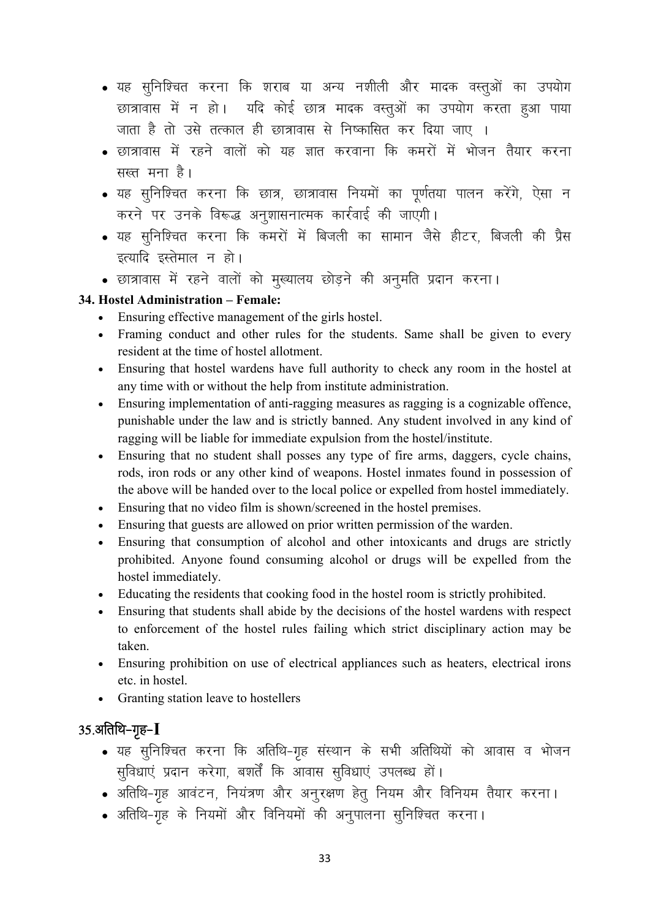- यह सुनिश्चित करना कि शराब या अन्य नशीली और मादक वस्तुओं का उपयोग छात्रावास में न हो। यदि कोई छात्र मादक वस्तुओं का उपयोग करता हुआ पाया जाता है तो उसे तत्काल ही छात्रावास से निष्कासित कर दिया जाए ।
- छात्रावास में रहने वालों को यह ज्ञात करवाना कि कमरों में भोजन तैयार करना सख्त मना है।
- यह सुनिश्चित करना कि छात्र, छात्रावास नियमों का पूर्णतया पालन करेंगे, ऐसा न करने पर उनके विरूद्ध अनुशासनात्मक कार्रवाई की जाएगी।
- यह सुनिश्चित करना कि कमरों में बिजली का सामान जैसे हीटर, बिजली की प्रैस इत्यादि इस्तेमाल न हो।
- छात्रावास में रहने वालों को मुख्यालय छोड़ने की अनुमति प्रदान करना।

**34. Hostel Administration – Female:**

- Ensuring effective management of the girls hostel.
- Framing conduct and other rules for the students. Same shall be given to every resident at the time of hostel allotment.
- Ensuring that hostel wardens have full authority to check any room in the hostel at any time with or without the help from institute administration.
- Ensuring implementation of anti-ragging measures as ragging is a cognizable offence, punishable under the law and is strictly banned. Any student involved in any kind of ragging will be liable for immediate expulsion from the hostel/institute.
- Ensuring that no student shall posses any type of fire arms, daggers, cycle chains, rods, iron rods or any other kind of weapons. Hostel inmates found in possession of the above will be handed over to the local police or expelled from hostel immediately.
- Ensuring that no video film is shown/screened in the hostel premises.
- Ensuring that guests are allowed on prior written permission of the warden.
- Ensuring that consumption of alcohol and other intoxicants and drugs are strictly prohibited. Anyone found consuming alcohol or drugs will be expelled from the hostel immediately.
- Educating the residents that cooking food in the hostel room is strictly prohibited.
- Ensuring that students shall abide by the decisions of the hostel wardens with respect to enforcement of the hostel rules failing which strict disciplinary action may be taken.
- Ensuring prohibition on use of electrical appliances such as heaters, electrical irons etc. in hostel.
- Granting station leave to hostellers

**35.अतिथि-गृह-I**

- यह सुनिश्चित करना कि अतिथि-गृह संस्थान के सभी अतिथियों को आवास व भोजन सुविधाएं प्रदान करेगा, बशर्तें कि आवास सुविधाएं उपलब्ध हों।
- अतिथि-गृह आवंटन, नियंत्रण और अनुरक्षण हेतु नियम और विनियम तैयार करना।
- अतिथि-गृह के नियमों और विनियमों की अनुपालना सुनिश्चित करना।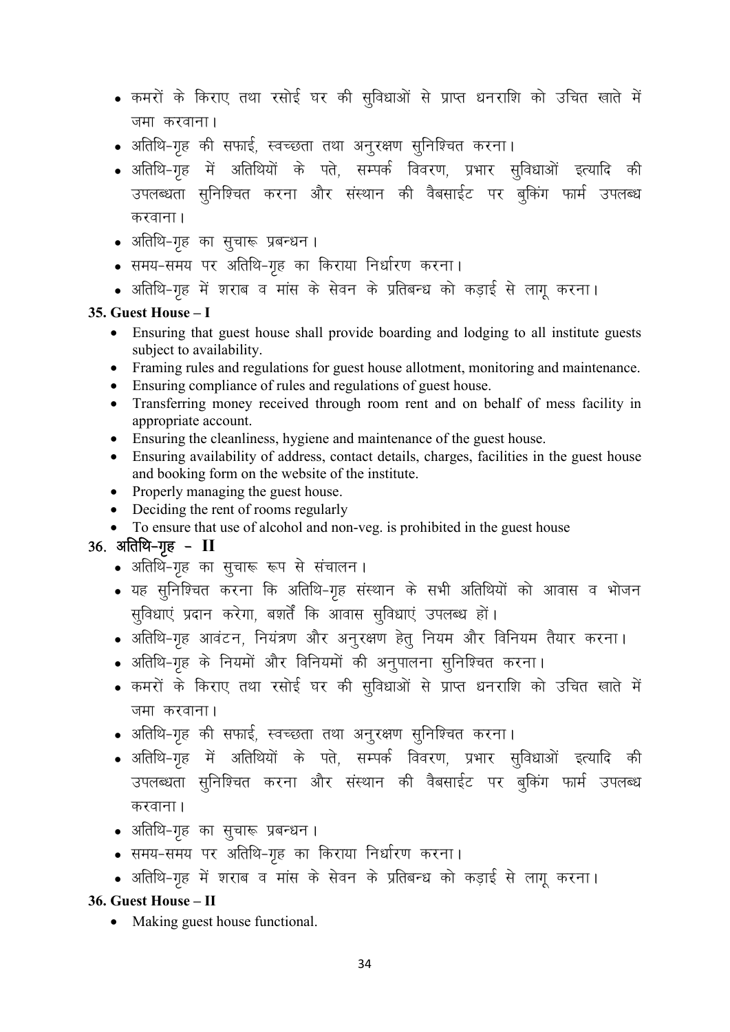- कमरों के किराए तथा रसोई घर की सुविधाओं से प्राप्त धनराशि को उचित खाते में जमा करवाना।
- अतिथि-गृह की सफाई, स्वच्छता तथा अनुरक्षण सुनिश्चित करना।
- अतिथि-गृह में अतिथियों के पते, सम्पर्क विवरण, प्रभार सुविधाओं इत्यादि की उपलब्धता सुनिश्चित करना और संस्थान की वैबसाईट पर बुकिंग फार्म उपलब्ध करवाना।
- अतिथि-गृह का सुचारू प्रबन्धन।
- समय-समय पर अतिथि-गृह का किराया निर्धारण करना।
- अतिथि-गृह में शराब व मांस के सेवन के प्रतिबन्ध को कड़ाई से लागू करना।

**35. Guest House – I**

- Ensuring that guest house shall provide boarding and lodging to all institute guests subject to availability.
- Framing rules and regulations for guest house allotment, monitoring and maintenance.
- Ensuring compliance of rules and regulations of guest house.
- Transferring money received through room rent and on behalf of mess facility in appropriate account.
- Ensuring the cleanliness, hygiene and maintenance of the guest house.
- Ensuring availability of address, contact details, charges, facilities in the guest house and booking form on the website of the institute.
- Properly managing the guest house.
- Deciding the rent of rooms regularly
- To ensure that use of alcohol and non-veg. is prohibited in the guest house

**36. अतिथि-गृह - II**

- अतिथि-गृह का सुचारू रूप से संचालन।
- यह सुनिश्चित करना कि अतिथि-गृह संस्थान के सभी अतिथियों को आवास व भोजन सुविधाएं प्रदान करेगा, बशर्ते कि आवास सुविधाएं उपलब्ध हों।
- अतिथि-गृह आवंटन, नियंत्रण और अनुरक्षण हेतु नियम और विनियम तैयार करना।
- अतिथि-गृह के नियमों और विनियमों की अनुपालना सुनिश्चित करना।
- कमरों के किराए तथा रसोई घर की सुविधाओं से प्राप्त धनराशि को उचित खाते में जमा करवाना।
- अतिथि-गृह की सफाई, स्वच्छता तथा अनुरक्षण सुनिश्चित करना।
- अतिथि-गृह में अतिथियों के पते, सम्पर्क विवरण, प्रभार सुविधाओं इत्यादि की उपलब्धता सुनिश्चित करना और संस्थान की वैबसाईट पर बुकिंग फार्म उपलब्ध करवाना।
- अतिथि-गृह का सुचारू प्रबन्धन।
- समय-समय पर अतिथि-गृह का किराया निर्धारण करना।
- अतिथि-गृह में शराब व मांस के सेवन के प्रतिबन्ध को कड़ाई से लागू करना।

**36. Guest House – II**

- Making guest house functional.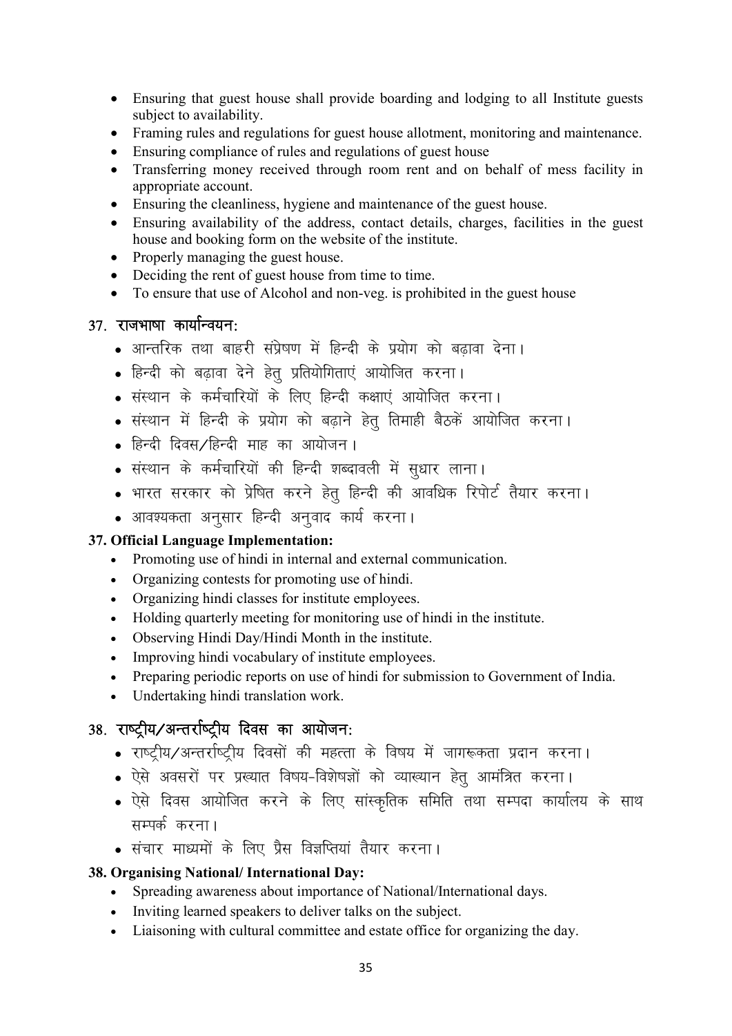- Ensuring that guest house shall provide boarding and lodging to all Institute guests subject to availability.
- Framing rules and regulations for guest house allotment, monitoring and maintenance.
- Ensuring compliance of rules and regulations of guest house
- Transferring money received through room rent and on behalf of mess facility in appropriate account.
- Ensuring the cleanliness, hygiene and maintenance of the guest house.
- Ensuring availability of the address, contact details, charges, facilities in the guest house and booking form on the website of the institute.
- Properly managing the guest house.
- Deciding the rent of guest house from time to time.
- To ensure that use of Alcohol and non-veg. is prohibited in the guest house

### 37. राजभाषा कार्यान्वयन:

- आन्तरिक तथा बाहरी संप्रेषण में हिन्दी के प्रयोग को बढ़ावा देना।
- हिन्दी को बढ़ावा देने हेतु प्रतियोगिताएं आयोजित करना।
- संस्थान के कर्मचारियों के लिए हिन्दी कक्षाएं आयोजित करना।
- संस्थान में हिन्दी के प्रयोग को बढ़ाने हेतु तिमाही बैठकें आयोजित करना।
- हिन्दी दिवस/हिन्दी माह का आयोजन।
- संस्थान के कर्मचारियों की हिन्दी शब्दावली में सुधार लाना।
- भारत सरकार को प्रेषित करने हेतु हिन्दी की आवधिक रिपोर्ट तैयार करना।
- आवश्यकता अनुसार हिन्दी अनुवाद कार्य करना।

### 37. Official Language Implementation:

- Promoting use of hindi in internal and external communication.
- Organizing contests for promoting use of hindi.
- Organizing hindi classes for institute employees.
- Holding quarterly meeting for monitoring use of hindi in the institute.
- Observing Hindi Day/Hindi Month in the institute.
- Improving hindi vocabulary of institute employees.
- Preparing periodic reports on use of hindi for submission to Government of India.
- Undertaking hindi translation work.

### 38. राष्ट्रीय/अन्तर्राष्ट्रीय दिवस का आयोजन:

- राष्ट्रीय/अन्तर्राष्ट्रीय दिवसों की महत्ता के विषय में जागरूकता प्रदान करना।
- ऐसे अवसरों पर प्रख्यात विषय-विशेषज्ञों को व्याख्यान हेतु आमंत्रित करना।
- ऐसे दिवस आयोजित करने के लिए सांस्कृतिक समिति तथा सम्पदा कार्यालय के साथ सम्पर्क करना।
- संचार माध्यमों के लिए प्रैस विज्ञप्तियां तैयार करना।

### 38. Organising National/ International Day:

- Spreading awareness about importance of National/International days.
- Inviting learned speakers to deliver talks on the subject.
- Liaisoning with cultural committee and estate office for organizing the day.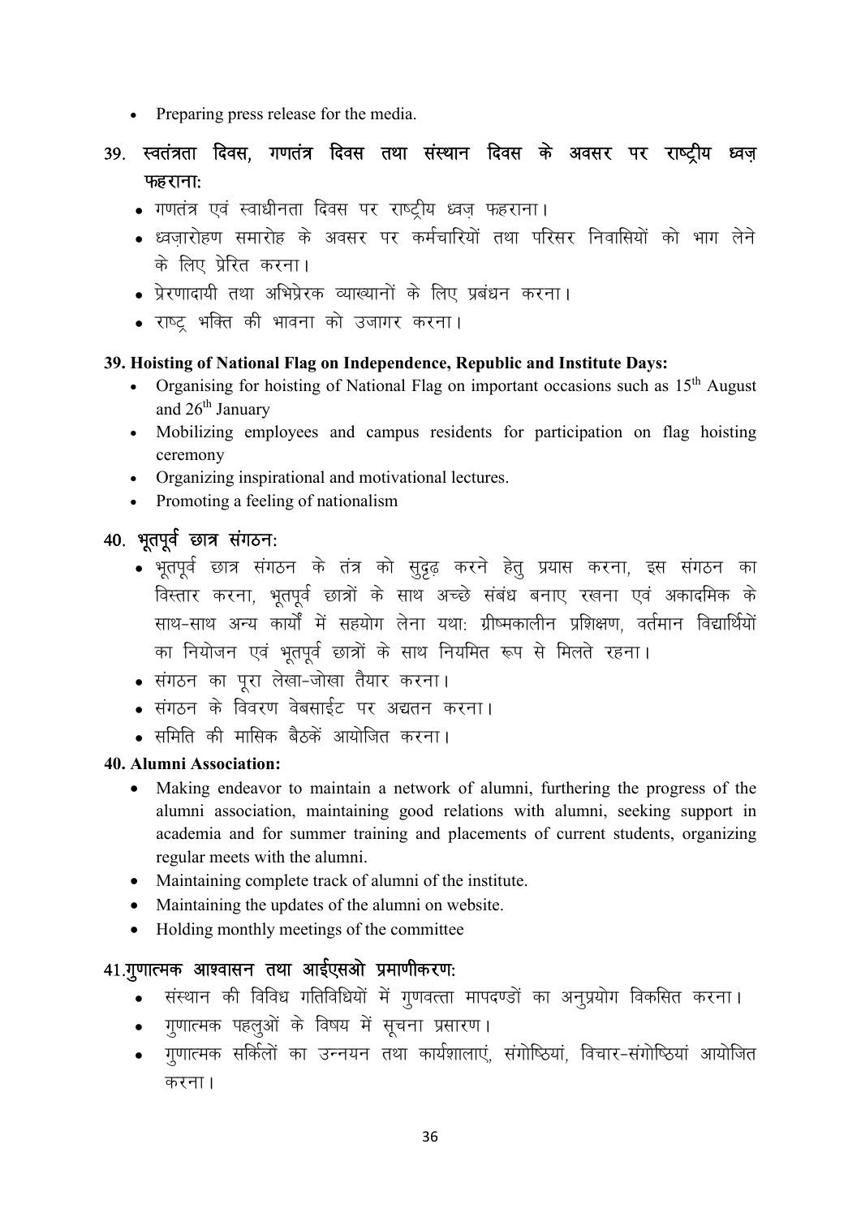- Preparing press release for the media.

## 39. स्वतंत्रता दिवस, गणतंत्र दिवस तथा संस्थान दिवस के अवसर पर राष्ट्रीय ध्वज़ फहराना:

- गणतंत्र एवं स्वाधीनता दिवस पर राष्ट्रीय ध्वज़ फहराना।
- ध्वज़ारोहण समारोह के अवसर पर कर्मचारियों तथा परिसर निवासियों को भाग लेने के लिए प्रेरित करना।
- प्रेरणादायी तथा अभिप्रेरक व्याख्यानों के लिए प्रबंधन करना।
- राष्ट्र भक्ति की भावना को उजागर करना।

### 39. Hoisting of National Flag on Independence, Republic and Institute Days:

- Organising for hoisting of National Flag on important occasions such as 15th August and 26th January
- Mobilizing employees and campus residents for participation on flag hoisting ceremony
- Organizing inspirational and motivational lectures.
- Promoting a feeling of nationalism

## 40. भूतपूर्व छात्र संगठन:

- भूतपूर्व छात्र संगठन के तंत्र को सुदृढ़ करने हेतु प्रयास करना, इस संगठन का विस्तार करना, भूतपूर्व छात्रों के साथ अच्छे संबंध बनाए रखना एवं अकादमिक के साथ-साथ अन्य कार्यों में सहयोग लेना यथा: ग्रीष्मकालीन प्रशिक्षण, वर्तमान विद्यार्थियों का नियोजन एवं भूतपूर्व छात्रों के साथ नियमित रूप से मिलते रहना।
- संगठन का पूरा लेखा-जोखा तैयार करना।
- संगठन के विवरण वेबसाईट पर अद्यतन करना।
- समिति की मासिक बैठकें आयोजित करना।

### 40. Alumni Association:

- Making endeavor to maintain a network of alumni, furthering the progress of the alumni association, maintaining good relations with alumni, seeking support in academia and for summer training and placements of current students, organizing regular meets with the alumni.
- Maintaining complete track of alumni of the institute.
- Maintaining the updates of the alumni on website.
- Holding monthly meetings of the committee

## 41. गुणात्मक आश्वासन तथा आईएसओ प्रमाणीकरण:

- संस्थान की विविध गतिविधियों में गुणवत्ता मापदण्डों का अनुप्रयोग विकसित करना।
- गुणात्मक पहलुओं के विषय में सूचना प्रसारण।
- गुणात्मक सर्किलों का उन्नयन तथा कार्यशालाएं, संगोष्ठियां, विचार-संगोष्ठियां आयोजित करना।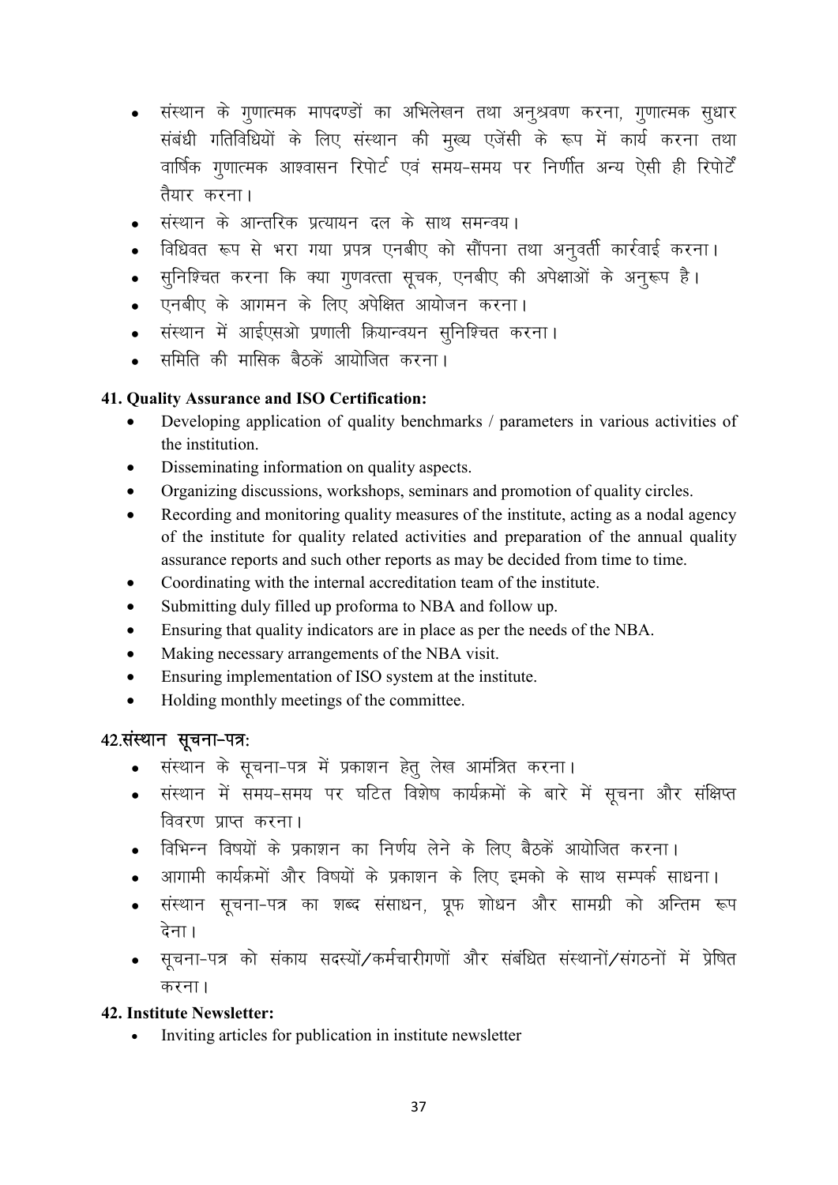- संस्थान के गुणात्मक मापदण्डों का अभिलेखन तथा अनुश्रवण करना, गुणात्मक सुधार संबंधी गतिविधियों के लिए संस्थान की मुख्य एजेंसी के रूप में कार्य करना तथा वार्षिक गुणात्मक आश्वासन रिपोर्ट एवं समय-समय पर निर्णीत अन्य ऐसी ही रिपोर्टें तैयार करना।
- संस्थान के आन्तरिक प्रत्यायन दल के साथ समन्वय।
- विधिवत रूप से भरा गया प्रपत्र एनबीए को सौंपना तथा अनुवर्ती कार्रवाई करना।
- सुनिश्चित करना कि क्या गुणवत्ता सूचक, एनबीए की अपेक्षाओं के अनुरूप है।
- एनबीए के आगमन के लिए अपेक्षित आयोजन करना।
- संस्थान में आईएसओ प्रणाली क्रियान्वयन सुनिश्चित करना।
- समिति की मासिक बैठकें आयोजित करना।

**41. Quality Assurance and ISO Certification:**

- Developing application of quality benchmarks / parameters in various activities of the institution.
- Disseminating information on quality aspects.
- Organizing discussions, workshops, seminars and promotion of quality circles.
- Recording and monitoring quality measures of the institute, acting as a nodal agency of the institute for quality related activities and preparation of the annual quality assurance reports and such other reports as may be decided from time to time.
- Coordinating with the internal accreditation team of the institute.
- Submitting duly filled up proforma to NBA and follow up.
- Ensuring that quality indicators are in place as per the needs of the NBA.
- Making necessary arrangements of the NBA visit.
- Ensuring implementation of ISO system at the institute.
- Holding monthly meetings of the committee.

**42.संस्थान सूचना-पत्र:**

- संस्थान के सूचना-पत्र में प्रकाशन हेतु लेख आमंत्रित करना।
- संस्थान में समय-समय पर घटित विशेष कार्यक्रमों के बारे में सूचना और संक्षिप्त विवरण प्राप्त करना।
- विभिन्न विषयों के प्रकाशन का निर्णय लेने के लिए बैठकें आयोजित करना।
- आगामी कार्यक्रमों और विषयों के प्रकाशन के लिए इमको के साथ सम्पर्क साधना।
- संस्थान सूचना-पत्र का शब्द संसाधन, प्रूफ शोधन और सामग्री को अन्तिम रूप देना।
- सूचना-पत्र को संकाय सदस्यों/कर्मचारीगणों और संबंधित संस्थानों/संगठनों में प्रेषित करना।

**42. Institute Newsletter:**

- Inviting articles for publication in institute newsletter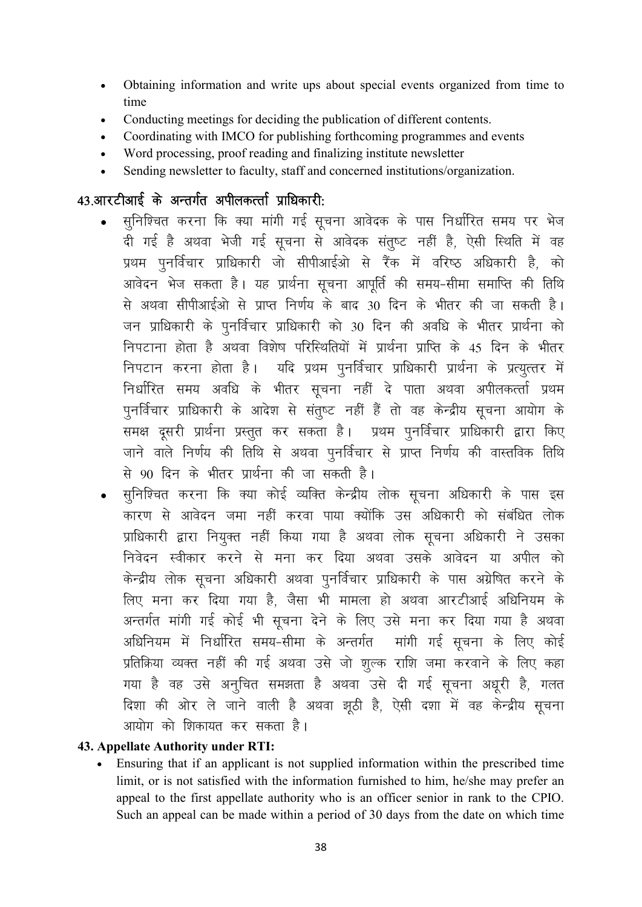- Obtaining information and write ups about special events organized from time to time
- Conducting meetings for deciding the publication of different contents.
- Coordinating with IMCO for publishing forthcoming programmes and events
- Word processing, proof reading and finalizing institute newsletter
- Sending newsletter to faculty, staff and concerned institutions/organization.

## 43.आरटीआई के अन्तर्गत अपीलकर्त्ता प्राधिकारी:

- सुनिश्चित करना कि क्या मांगी गई सूचना आवेदक के पास निर्धारित समय पर भेज दी गई है अथवा भेजी गई सूचना से आवेदक संतुष्ट नहीं है, ऐसी स्थिति में वह प्रथम पुनर्विचार प्राधिकारी जो सीपीआईओ से रैंक में वरिष्ठ अधिकारी है, को आवेदन भेज सकता है। यह प्रार्थना सूचना आपूर्ति की समय-सीमा समाप्ति की तिथि से अथवा सीपीआईओ से प्राप्त निर्णय के बाद 30 दिन के भीतर की जा सकती है। जन प्राधिकारी के पुनर्विचार प्राधिकारी को 30 दिन की अवधि के भीतर प्रार्थना को निपटाना होता है अथवा विशेष परिस्थितियों में प्रार्थना प्राप्ति के 45 दिन के भीतर निपटान करना होता है। यदि प्रथम पुनर्विचार प्राधिकारी प्रार्थना के प्रत्युत्तर में निर्धारित समय अवधि के भीतर सूचना नहीं दे पाता अथवा अपीलकर्त्ता प्रथम पुनर्विचार प्राधिकारी के आदेश से संतुष्ट नहीं हैं तो वह केन्द्रीय सूचना आयोग के समक्ष दूसरी प्रार्थना प्रस्तुत कर सकता है। प्रथम पुनर्विचार प्राधिकारी द्वारा किए जाने वाले निर्णय की तिथि से अथवा पुनर्विचार से प्राप्त निर्णय की वास्तविक तिथि से 90 दिन के भीतर प्रार्थना की जा सकती है।
- सुनिश्चित करना कि क्या कोई व्यक्ति केन्द्रीय लोक सूचना अधिकारी के पास इस कारण से आवेदन जमा नहीं करवा पाया क्योंकि उस अधिकारी को संबंधित लोक प्राधिकारी द्वारा नियुक्त नहीं किया गया है अथवा लोक सूचना अधिकारी ने उसका निवेदन स्वीकार करने से मना कर दिया अथवा उसके आवेदन या अपील को केन्द्रीय लोक सूचना अधिकारी अथवा पुनर्विचार प्राधिकारी के पास अग्रेषित करने के लिए मना कर दिया गया है, जैसा भी मामला हो अथवा आरटीआई अधिनियम के अन्तर्गत मांगी गई कोई भी सूचना देने के लिए उसे मना कर दिया गया है अथवा अधिनियम में निर्धारित समय-सीमा के अन्तर्गत मांगी गई सूचना के लिए कोई प्रतिक्रिया व्यक्त नहीं की गई अथवा उसे जो शुल्क राशि जमा करवाने के लिए कहा गया है वह उसे अनुचित समझता है अथवा उसे दी गई सूचना अधूरी है, गलत दिशा की ओर ले जाने वाली है अथवा झूठी है, ऐसी दशा में वह केन्द्रीय सूचना आयोग को शिकायत कर सकता है।

## 43. Appellate Authority under RTI:

- Ensuring that if an applicant is not supplied information within the prescribed time limit, or is not satisfied with the information furnished to him, he/she may prefer an appeal to the first appellate authority who is an officer senior in rank to the CPIO. Such an appeal can be made within a period of 30 days from the date on which time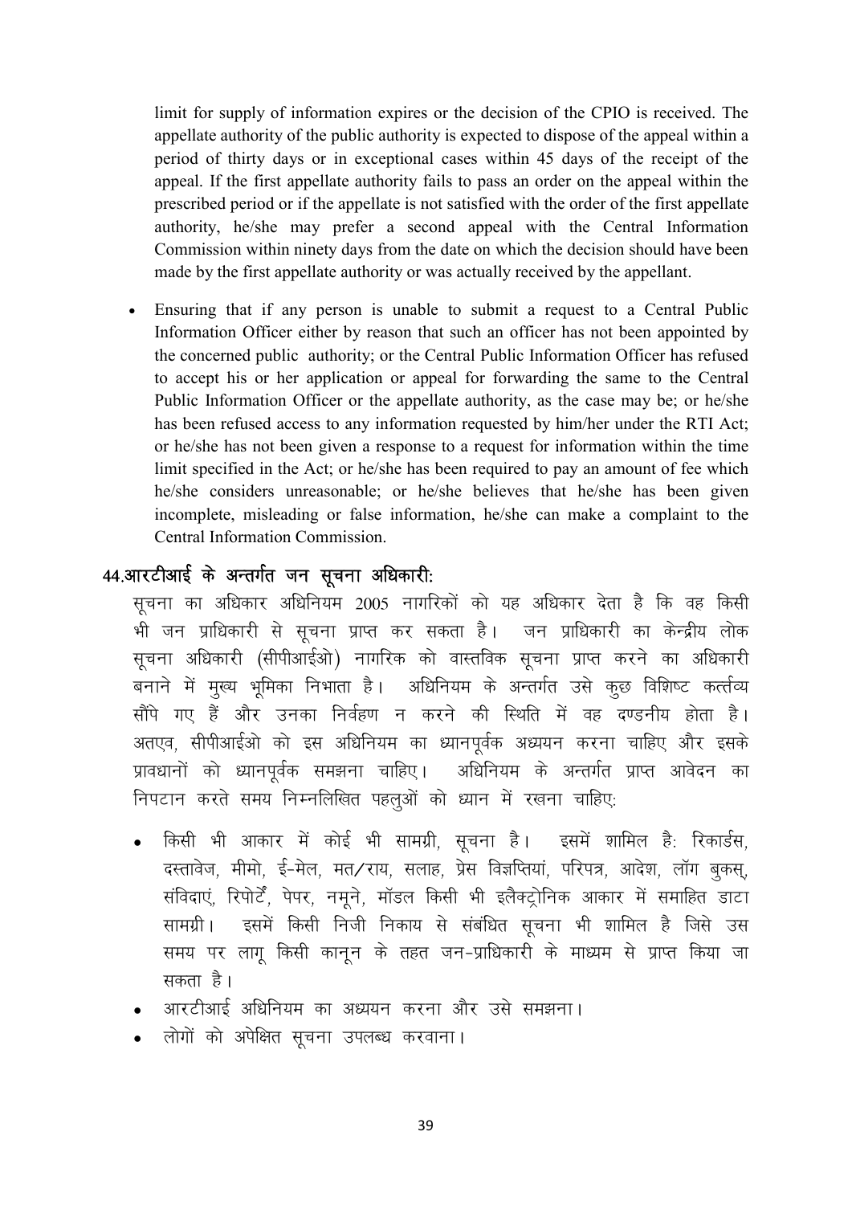limit for supply of information expires or the decision of the CPIO is received. The appellate authority of the public authority is expected to dispose of the appeal within a period of thirty days or in exceptional cases within 45 days of the receipt of the appeal. If the first appellate authority fails to pass an order on the appeal within the prescribed period or if the appellate is not satisfied with the order of the first appellate authority, he/she may prefer a second appeal with the Central Information Commission within ninety days from the date on which the decision should have been made by the first appellate authority or was actually received by the appellant.

- Ensuring that if any person is unable to submit a request to a Central Public Information Officer either by reason that such an officer has not been appointed by the concerned public authority; or the Central Public Information Officer has refused to accept his or her application or appeal for forwarding the same to the Central Public Information Officer or the appellate authority, as the case may be; or he/she has been refused access to any information requested by him/her under the RTI Act; or he/she has not been given a response to a request for information within the time limit specified in the Act; or he/she has been required to pay an amount of fee which he/she considers unreasonable; or he/she believes that he/she has been given incomplete, misleading or false information, he/she can make a complaint to the Central Information Commission.

## 44.आरटीआई के अन्तर्गत जन सूचना अधिकारी:

सूचना का अधिकार अधिनियम 2005 नागरिकों को यह अधिकार देता है कि वह किसी भी जन प्राधिकारी से सूचना प्राप्त कर सकता है। जन प्राधिकारी का केन्द्रीय लोक सूचना अधिकारी (सीपीआईओ) नागरिक को वास्तविक सूचना प्राप्त करने का अधिकारी बनाने में मुख्य भूमिका निभाता है। अधिनियम के अन्तर्गत उसे कुछ विशिष्ट कर्त्तव्य सौंपे गए हैं और उनका निर्वहण न करने की स्थिति में वह दण्डनीय होता है। अतएव, सीपीआईओ को इस अधिनियम का ध्यानपूर्वक अध्ययन करना चाहिए और इसके प्रावधानों को ध्यानपूर्वक समझना चाहिए। अधिनियम के अन्तर्गत प्राप्त आवेदन का निपटान करते समय निम्नलिखित पहलुओं को ध्यान में रखना चाहिए:

- किसी भी आकार में कोई भी सामग्री, सूचना है। इसमें शामिल है: रिकार्डस, दस्तावेज, मीमो, ई-मेल, मत/राय, सलाह, प्रेस विज्ञप्तियां, परिपत्र, आदेश, लॉग बुकस्, संविदाएं, रिपोर्टें, पेपर, नमूने, मॉडल किसी भी इलैक्ट्रोनिक आकार में समाहित डाटा सामग्री। इसमें किसी निजी निकाय से संबंधित सूचना भी शामिल है जिसे उस समय पर लागू किसी कानून के तहत जन-प्राधिकारी के माध्यम से प्राप्त किया जा सकता है।
- आरटीआई अधिनियम का अध्ययन करना और उसे समझना।
- लोगों को अपेक्षित सूचना उपलब्ध करवाना।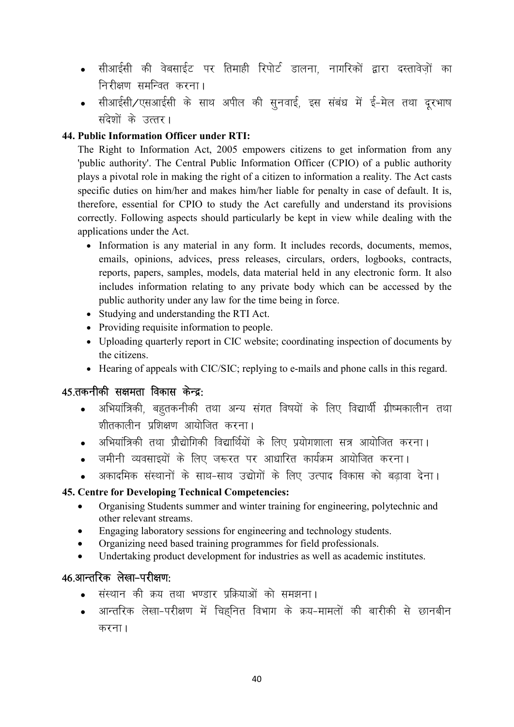- सीआईसी की वेबसाईट पर तिमाही रिपोर्ट डालना, नागरिकों द्वारा दस्तावेज़ों का निरीक्षण समन्वित करना।
- सीआईसी/एसआईसी के साथ अपील की सुनवाई, इस संबंध में ई-मेल तथा दूरभाष संदेशों के उत्तर।

### 44. Public Information Officer under RTI:

The Right to Information Act, 2005 empowers citizens to get information from any 'public authority'. The Central Public Information Officer (CPIO) of a public authority plays a pivotal role in making the right of a citizen to information a reality. The Act casts specific duties on him/her and makes him/her liable for penalty in case of default. It is, therefore, essential for CPIO to study the Act carefully and understand its provisions correctly. Following aspects should particularly be kept in view while dealing with the applications under the Act.

- Information is any material in any form. It includes records, documents, memos, emails, opinions, advices, press releases, circulars, orders, logbooks, contracts, reports, papers, samples, models, data material held in any electronic form. It also includes information relating to any private body which can be accessed by the public authority under any law for the time being in force.
- Studying and understanding the RTI Act.
- Providing requisite information to people.
- Uploading quarterly report in CIC website; coordinating inspection of documents by the citizens.
- Hearing of appeals with CIC/SIC; replying to e-mails and phone calls in this regard.

### 45.तकनीकी सक्षमता विकास केन्द्र:

- अभियांत्रिकी, बहुतकनीकी तथा अन्य संगत विषयों के लिए विद्यार्थी ग्रीष्मकालीन तथा शीतकालीन प्रशिक्षण आयोजित करना।
- अभियांत्रिकी तथा प्रौद्योगिकी विद्यार्थियों के लिए प्रयोगशाला सत्र आयोजित करना।
- जमीनी व्यवसाइयों के लिए जरूरत पर आधारित कार्यक्रम आयोजित करना।
- अकादमिक संस्थानों के साथ-साथ उद्योगों के लिए उत्पाद विकास को बढ़ावा देना।

### 45. Centre for Developing Technical Competencies:

- Organising Students summer and winter training for engineering, polytechnic and other relevant streams.
- Engaging laboratory sessions for engineering and technology students.
- Organizing need based training programmes for field professionals.
- Undertaking product development for industries as well as academic institutes.

### 46.आन्तरिक लेखा-परीक्षण:

- संस्थान की क्रय तथा भण्डार प्रक्रियाओं को समझना।
- आन्तरिक लेखा-परीक्षण में चिह्नित विभाग के क्रय-मामलों की बारीकी से छानबीन करना।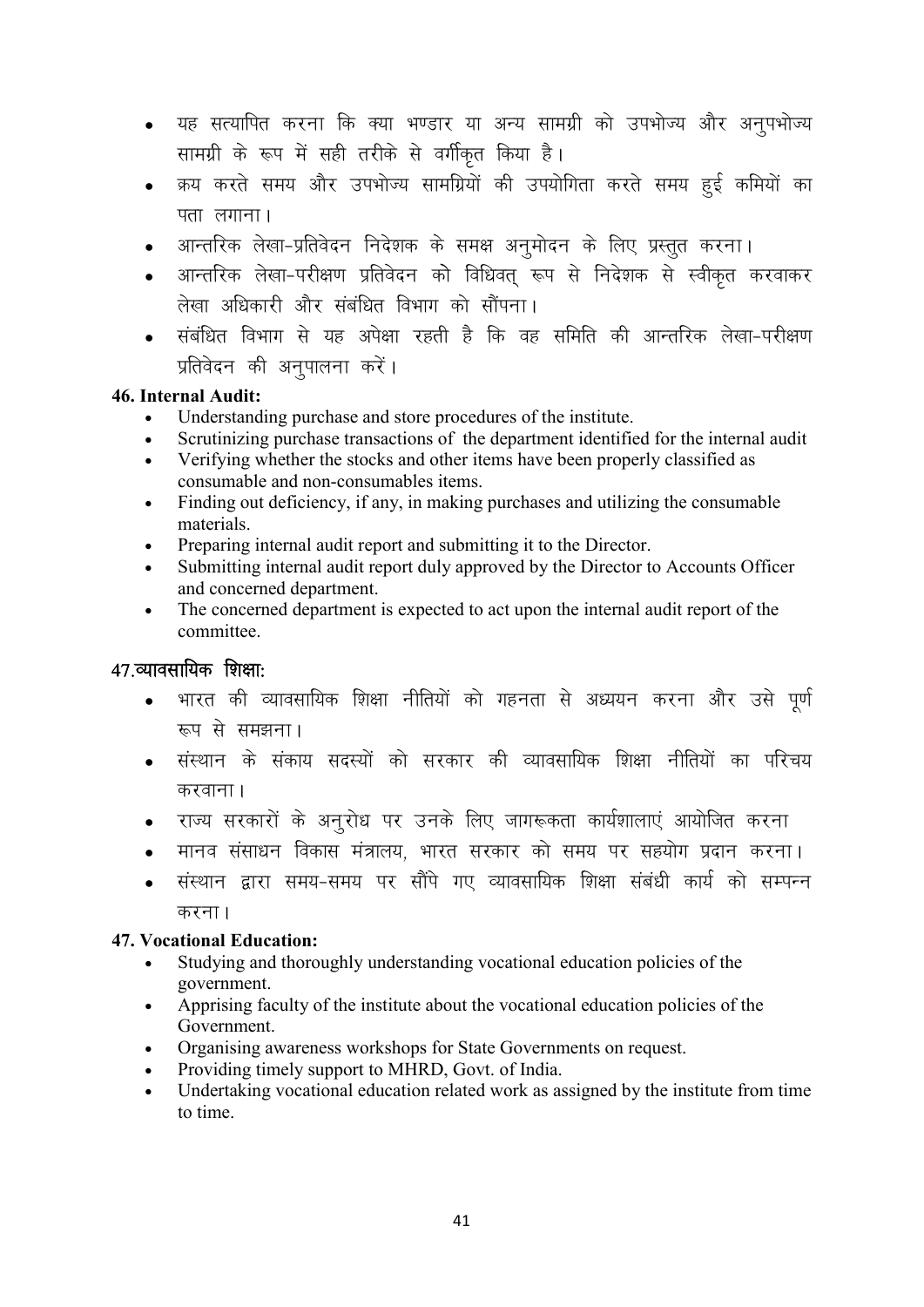- यह सत्यापित करना कि क्या भण्डार या अन्य सामग्री को उपभोज्य और अनुपभोज्य सामग्री के रूप में सही तरीके से वर्गीकृत किया है।
- क्रय करते समय और उपभोज्य सामग्रियों की उपयोगिता करते समय हुई कमियों का पता लगाना।
- आन्तरिक लेखा-प्रतिवेदन निदेशक के समक्ष अनुमोदन के लिए प्रस्तुत करना।
- आन्तरिक लेखा-परीक्षण प्रतिवेदन को विधिवत् रूप से निदेशक से स्वीकृत करवाकर लेखा अधिकारी और संबंधित विभाग को सौंपना।
- संबंधित विभाग से यह अपेक्षा रहती है कि वह समिति की आन्तरिक लेखा-परीक्षण प्रतिवेदन की अनुपालना करें।

**46. Internal Audit:**

- Understanding purchase and store procedures of the institute.
- Scrutinizing purchase transactions of the department identified for the internal audit
- Verifying whether the stocks and other items have been properly classified as consumable and non-consumables items.
- Finding out deficiency, if any, in making purchases and utilizing the consumable materials.
- Preparing internal audit report and submitting it to the Director.
- Submitting internal audit report duly approved by the Director to Accounts Officer and concerned department.
- The concerned department is expected to act upon the internal audit report of the committee.

**47.व्यावसायिक शिक्षाः**

- भारत की व्यावसायिक शिक्षा नीतियों को गहनता से अध्ययन करना और उसे पूर्ण रूप से समझना।
- संस्थान के संकाय सदस्यों को सरकार की व्यावसायिक शिक्षा नीतियों का परिचय करवाना।
- राज्य सरकारों के अनुरोध पर उनके लिए जागरूकता कार्यशालाएं आयोजित करना
- मानव संसाधन विकास मंत्रालय, भारत सरकार को समय पर सहयोग प्रदान करना।
- संस्थान द्वारा समय-समय पर सौंपे गए व्यावसायिक शिक्षा संबंधी कार्य को सम्पन्न करना।

**47. Vocational Education:**

- Studying and thoroughly understanding vocational education policies of the government.
- Apprising faculty of the institute about the vocational education policies of the Government.
- Organising awareness workshops for State Governments on request.
- Providing timely support to MHRD, Govt. of India.
- Undertaking vocational education related work as assigned by the institute from time to time.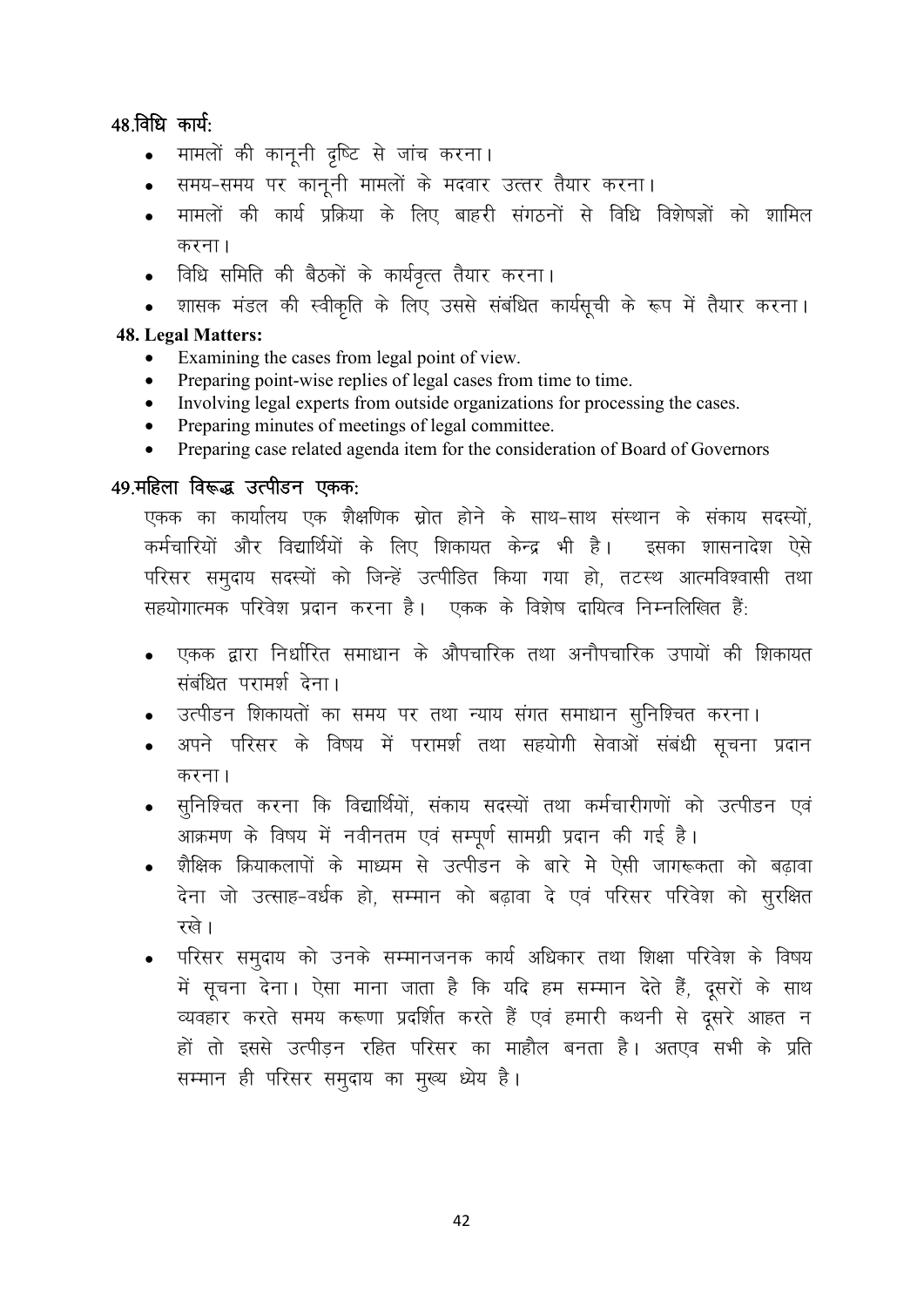## 48.विधि कार्य:

- मामलों की कानूनी दृष्टि से जांच करना।
- समय-समय पर कानूनी मामलों के मदवार उत्तर तैयार करना।
- मामलों की कार्य प्रक्रिया के लिए बाहरी संगठनों से विधि विशेषज्ञों को शामिल करना।
- विधि समिति की बैठकों के कार्यवृत्त तैयार करना।
- शासक मंडल की स्वीकृति के लिए उससे संबंधित कार्यसूची के रूप में तैयार करना।

## 48. Legal Matters:

- Examining the cases from legal point of view.
- Preparing point-wise replies of legal cases from time to time.
- Involving legal experts from outside organizations for processing the cases.
- Preparing minutes of meetings of legal committee.
- Preparing case related agenda item for the consideration of Board of Governors

## 49.महिला विरूद्ध उत्पीडन एकक:

एकक का कार्यालय एक शैक्षणिक स्रोत होने के साथ-साथ संस्थान के संकाय सदस्यों, कर्मचारियों और विद्यार्थियों के लिए शिकायत केन्द्र भी है। इसका शासनादेश ऐसे परिसर समुदाय सदस्यों को जिन्हें उत्पीडित किया गया हो, तटस्थ आत्मविश्वासी तथा सहयोगात्मक परिवेश प्रदान करना है। एकक के विशेष दायित्व निम्नलिखित हैं:

- एकक द्वारा निर्धारित समाधान के औपचारिक तथा अनौपचारिक उपायों की शिकायत संबंधित परामर्श देना।
- उत्पीडन शिकायतों का समय पर तथा न्याय संगत समाधान सुनिश्चित करना।
- अपने परिसर के विषय में परामर्श तथा सहयोगी सेवाओं संबंधी सूचना प्रदान करना।
- सुनिश्चित करना कि विद्यार्थियों, संकाय सदस्यों तथा कर्मचारीगणों को उत्पीडन एवं आक्रमण के विषय में नवीनतम एवं सम्पूर्ण सामग्री प्रदान की गई है।
- शैक्षिक क्रियाकलापों के माध्यम से उत्पीडन के बारे मे ऐसी जागरूकता को बढ़ावा देना जो उत्साह-वर्धक हो, सम्मान को बढ़ावा दे एवं परिसर परिवेश को सुरक्षित रखे।
- परिसर समुदाय को उनके सम्मानजनक कार्य अधिकार तथा शिक्षा परिवेश के विषय में सूचना देना। ऐसा माना जाता है कि यदि हम सम्मान देते हैं, दूसरों के साथ व्यवहार करते समय करूणा प्रदर्शित करते हैं एवं हमारी कथनी से दूसरे आहत न हों तो इससे उत्पीड़न रहित परिसर का माहौल बनता है। अतएव सभी के प्रति सम्मान ही परिसर समुदाय का मुख्य ध्येय है।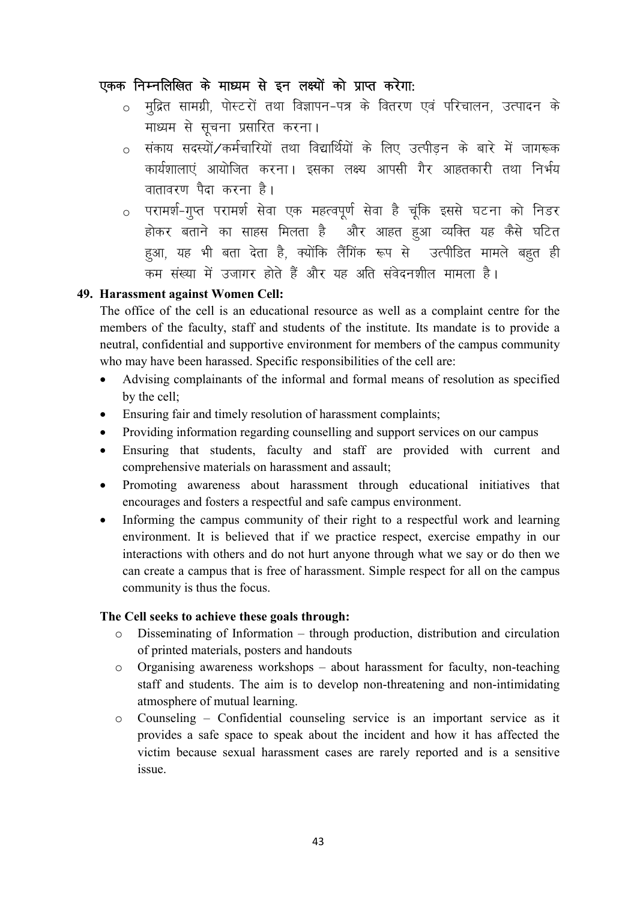**एकक निम्नलिखित के माध्यम से इन लक्ष्यों को प्राप्त करेगा:**

- मुद्रित सामग्री, पोस्टरों तथा विज्ञापन-पत्र के वितरण एवं परिचालन, उत्पादन के माध्यम से सूचना प्रसारित करना।
- संकाय सदस्यों/कर्मचारियों तथा विद्यार्थियों के लिए उत्पीड़न के बारे में जागरूक कार्यशालाएं आयोजित करना। इसका लक्ष्य आपसी गैर आहतकारी तथा निर्भय वातावरण पैदा करना है।
- परामर्श-गुप्त परामर्श सेवा एक महत्वपूर्ण सेवा है चूंकि इससे घटना को निडर होकर बताने का साहस मिलता है और आहत हुआ व्यक्ति यह कैसे घटित हुआ, यह भी बता देता है, क्योंकि लैंगिंक रूप से उत्पीडित मामले बहुत ही कम संख्या में उजागर होते हैं और यह अति संवेदनशील मामला है।

**49. Harassment against Women Cell:**

The office of the cell is an educational resource as well as a complaint centre for the members of the faculty, staff and students of the institute. Its mandate is to provide a neutral, confidential and supportive environment for members of the campus community who may have been harassed. Specific responsibilities of the cell are:

- Advising complainants of the informal and formal means of resolution as specified by the cell;
- Ensuring fair and timely resolution of harassment complaints;
- Providing information regarding counselling and support services on our campus
- Ensuring that students, faculty and staff are provided with current and comprehensive materials on harassment and assault;
- Promoting awareness about harassment through educational initiatives that encourages and fosters a respectful and safe campus environment.
- Informing the campus community of their right to a respectful work and learning environment. It is believed that if we practice respect, exercise empathy in our interactions with others and do not hurt anyone through what we say or do then we can create a campus that is free of harassment. Simple respect for all on the campus community is thus the focus.

**The Cell seeks to achieve these goals through:**

- Disseminating of Information – through production, distribution and circulation of printed materials, posters and handouts
- Organising awareness workshops – about harassment for faculty, non-teaching staff and students. The aim is to develop non-threatening and non-intimidating atmosphere of mutual learning.
- Counseling – Confidential counseling service is an important service as it provides a safe space to speak about the incident and how it has affected the victim because sexual harassment cases are rarely reported and is a sensitive issue.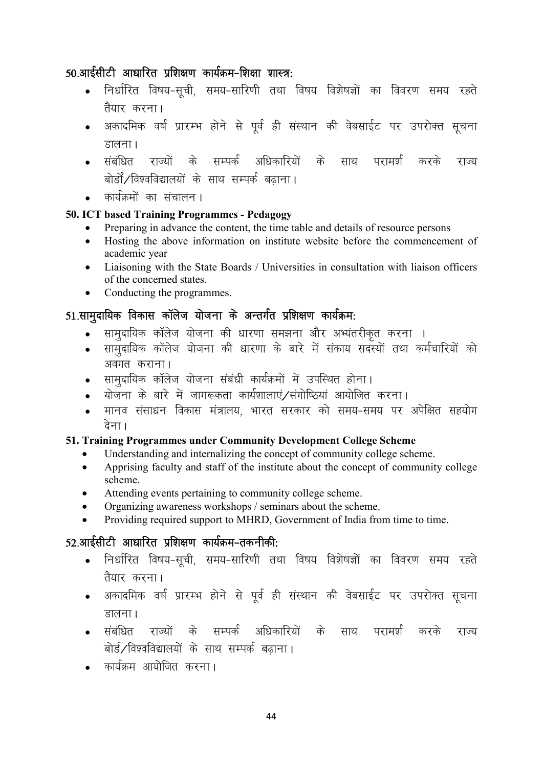### 50.आईसीटी आधारित प्रशिक्षण कार्यक्रम-शिक्षा शास्त्र:

- निर्धारित विषय-सूची, समय-सारिणी तथा विषय विशेषज्ञों का विवरण समय रहते तैयार करना।
- अकादमिक वर्ष प्रारम्भ होने से पूर्व ही संस्थान की वेबसाईट पर उपरोक्त सूचना डालना।
- संबंधित राज्यों के सम्पर्क अधिकारियों के साथ परामर्श करके राज्य बोर्डों/विश्वविद्यालयों के साथ सम्पर्क बढ़ाना।
- कार्यक्रमों का संचालन।

### 50. ICT based Training Programmes - Pedagogy

- Preparing in advance the content, the time table and details of resource persons
- Hosting the above information on institute website before the commencement of academic year
- Liaisoning with the State Boards / Universities in consultation with liaison officers of the concerned states.
- Conducting the programmes.

### 51.सामुदायिक विकास कॉलेज योजना के अन्तर्गत प्रशिक्षण कार्यक्रम:

- सामुदायिक कॉलेज योजना की धारणा समझना और अभ्यंतरीकृत करना ।
- सामुदायिक कॉलेज योजना की धारणा के बारे में संकाय सदस्यों तथा कर्मचारियों को अवगत कराना।
- सामुदायिक कॉलेज योजना संबंधी कार्यक्रमों में उपस्थित होना।
- योजना के बारे में जागरूकता कार्यशालाएं/संगोष्ठियां आयोजित करना।
- मानव संसाधन विकास मंत्रालय, भारत सरकार को समय-समय पर अपेक्षित सहयोग देना।

### 51. Training Programmes under Community Development College Scheme

- Understanding and internalizing the concept of community college scheme.
- Apprising faculty and staff of the institute about the concept of community college scheme.
- Attending events pertaining to community college scheme.
- Organizing awareness workshops / seminars about the scheme.
- Providing required support to MHRD, Government of India from time to time.

### 52.आईसीटी आधारित प्रशिक्षण कार्यक्रम-तकनीकी:

- निर्धारित विषय-सूची, समय-सारिणी तथा विषय विशेषज्ञों का विवरण समय रहते तैयार करना।
- अकादमिक वर्ष प्रारम्भ होने से पूर्व ही संस्थान की वेबसाईट पर उपरोक्त सूचना डालना।
- संबंधित राज्यों के सम्पर्क अधिकारियों के साथ परामर्श करके राज्य बोर्ड/विश्वविद्यालयों के साथ सम्पर्क बढ़ाना।
- कार्यक्रम आयोजित करना।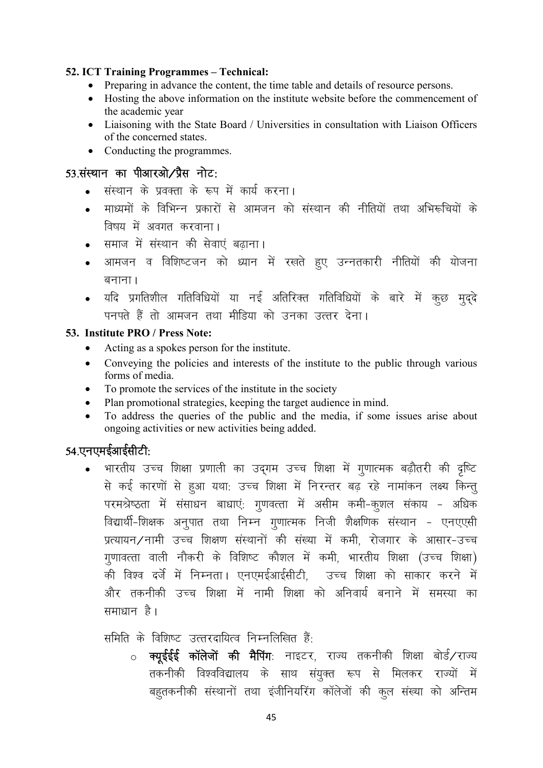**52. ICT Training Programmes – Technical:**

- Preparing in advance the content, the time table and details of resource persons.
- Hosting the above information on the institute website before the commencement of the academic year
- Liaisoning with the State Board / Universities in consultation with Liaison Officers of the concerned states.
- Conducting the programmes.

**53.संस्थान का पीआरओ/प्रैस नोट:**

- संस्थान के प्रवक्ता के रूप में कार्य करना।
- माध्यमों के विभिन्न प्रकारों से आमजन को संस्थान की नीतियों तथा अभिरूचियों के विषय में अवगत करवाना।
- समाज में संस्थान की सेवाएं बढ़ाना।
- आमजन व विशिष्टजन को ध्यान में रखते हुए उन्नतकारी नीतियों की योजना बनाना।
- यदि प्रगतिशील गतिविधियों या नई अतिरिक्त गतिविधियों के बारे में कुछ मुद्दे पनपते हैं तो आमजन तथा मीडिया को उनका उत्तर देना।

**53. Institute PRO / Press Note:**

- Acting as a spokes person for the institute.
- Conveying the policies and interests of the institute to the public through various forms of media.
- To promote the services of the institute in the society
- Plan promotional strategies, keeping the target audience in mind.
- To address the queries of the public and the media, if some issues arise about ongoing activities or new activities being added.

**54.एनएमईआईसीटी:**

- भारतीय उच्च शिक्षा प्रणाली का उद्गम उच्च शिक्षा में गुणात्मक बढ़ौतरी की दृष्टि से कई कारणों से हुआ यथा: उच्च शिक्षा में निरन्तर बढ़ रहे नामांकन लक्ष्य किन्तु परमश्रेष्ठता में संसाधन बाधाएं: गुणवत्ता में असीम कमी-कुशल संकाय - अधिक विद्यार्थी-शिक्षक अनुपात तथा निम्न गुणात्मक निजी शैक्षणिक संस्थान - एनएएसी प्रत्यायन/नामी उच्च शिक्षण संस्थानों की संख्या में कमी, रोजगार के आसार-उच्च गुणावत्ता वाली नौकरी के विशिष्ट कौशल में कमी, भारतीय शिक्षा (उच्च शिक्षा) की विश्व दर्जे में निम्नता। एनएमईआईसीटी, उच्च शिक्षा को साकार करने में और तकनीकी उच्च शिक्षा में नामी शिक्षा को अनिवार्य बनाने में समस्या का समाधान है।

  समिति के विशिष्ट उत्तरदायित्व निम्नलिखित हैं:

  - **क्यूईईई कॉलेजों की मैपिंग:** नाइटर, राज्य तकनीकी शिक्षा बोर्ड/राज्य तकनीकी विश्वविद्यालय के साथ संयुक्त रूप से मिलकर राज्यों में बहुतकनीकी संस्थानों तथा इंजीनियरिंग कॉलेजों की कुल संख्या को अन्तिम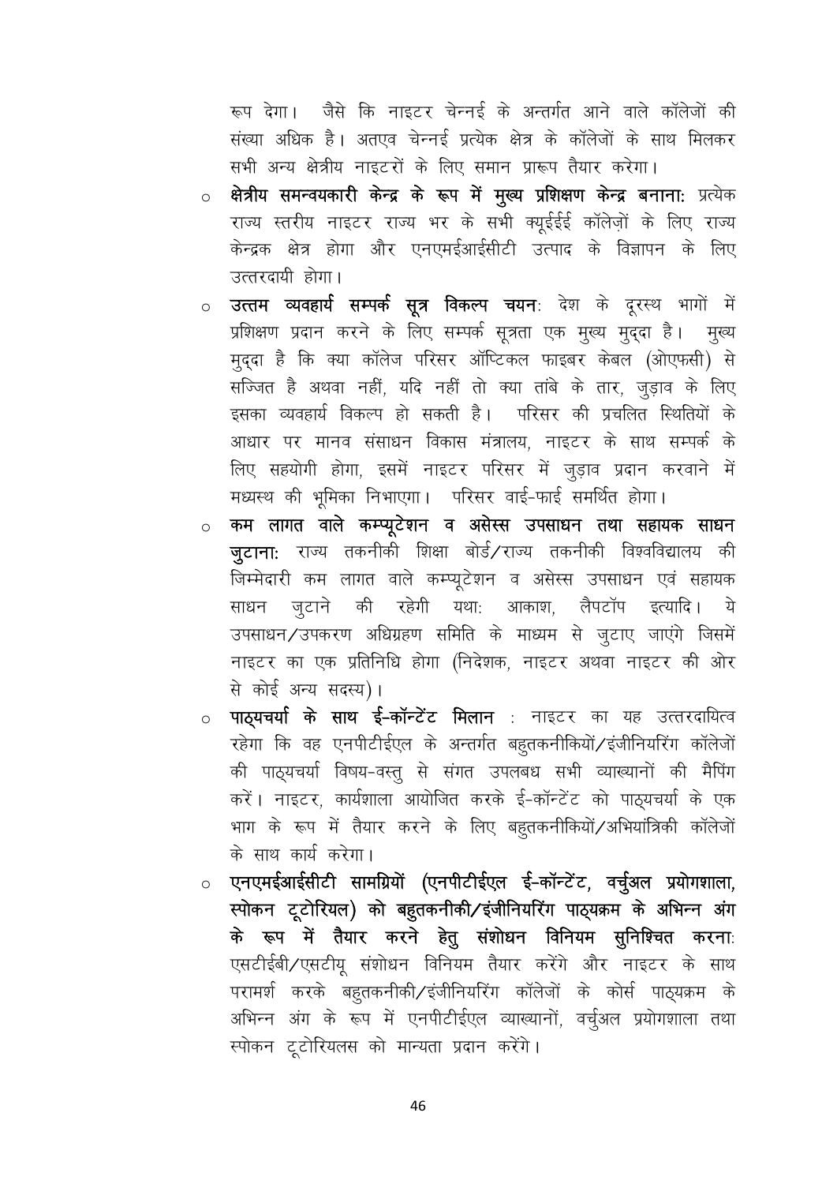रूप देगा। जैसे कि नाइटर चेन्नई के अन्तर्गत आने वाले कॉलेजों की संख्या अधिक है। अतएव चेन्नई प्रत्येक क्षेत्र के कॉलेजों के साथ मिलकर सभी अन्य क्षेत्रीय नाइटरों के लिए समान प्रारूप तैयार करेगा।

- **क्षेत्रीय समन्वयकारी केन्द्र के रूप में मुख्य प्रशिक्षण केन्द्र बनाना:** प्रत्येक राज्य स्तरीय नाइटर राज्य भर के सभी क्यूईईई कॉलेज़ों के लिए राज्य केन्द्रक क्षेत्र होगा और एनएमईआईसीटी उत्पाद के विज्ञापन के लिए उत्तरदायी होगा।
- **उत्तम व्यवहार्य सम्पर्क सूत्र विकल्प चयन:** देश के दूरस्थ भागों में प्रशिक्षण प्रदान करने के लिए सम्पर्क सूत्रता एक मुख्य मुद्दा है। मुख्य मुद्दा है कि क्या कॉलेज परिसर ऑप्टिकल फाइबर केबल (ओएफसी) से सज्जित है अथवा नहीं, यदि नहीं तो क्या तांबे के तार, जुड़ाव के लिए इसका व्यवहार्य विकल्प हो सकती है। परिसर की प्रचलित स्थितियों के आधार पर मानव संसाधन विकास मंत्रालय, नाइटर के साथ सम्पर्क के लिए सहयोगी होगा, इसमें नाइटर परिसर में जुड़ाव प्रदान करवाने में मध्यस्थ की भूमिका निभाएगा। परिसर वाई-फाई समर्थित होगा।
- **कम लागत वाले कम्प्यूटेशन व असेस्स उपसाधन तथा सहायक साधन जुटाना:** राज्य तकनीकी शिक्षा बोर्ड/राज्य तकनीकी विश्वविद्यालय की जिम्मेदारी कम लागत वाले कम्प्यूटेशन व असेस्स उपसाधन एवं सहायक साधन जुटाने की रहेगी यथा: आकाश, लैपटॉप इत्यादि। ये उपसाधन/उपकरण अधिग्रहण समिति के माध्यम से जुटाए जाएंगे जिसमें नाइटर का एक प्रतिनिधि होगा (निदेशक, नाइटर अथवा नाइटर की ओर से कोई अन्य सदस्य)।
- **पाठ्यचर्या के साथ ई-कॉन्टेंट मिलान** : नाइटर का यह उत्तरदायित्व रहेगा कि वह एनपीटीईएल के अन्तर्गत बहुतकनीकियों/इंजीनियरिंग कॉलेजों की पाठ्यचर्या विषय-वस्तु से संगत उपलबध सभी व्याख्यानों की मैपिंग करें। नाइटर, कार्यशाला आयोजित करके ई-कॉन्टेंट को पाठ्यचर्या के एक भाग के रूप में तैयार करने के लिए बहुतकनीकियों/अभियांत्रिकी कॉलेजों के साथ कार्य करेगा।
- **एनएमईआईसीटी सामग्रियों (एनपीटीईएल ई-कॉन्टेंट, वर्चुअल प्रयोगशाला, स्पोकन टूटोरियल) को बहुतकनीकी/इंजीनियरिंग पाठ्यक्रम के अभिन्न अंग के रूप में तैयार करने हेतु संशोधन विनियम सुनिश्चित करना:** एसटीईबी/एसटीयू संशोधन विनियम तैयार करेंगे और नाइटर के साथ परामर्श करके बहुतकनीकी/इंजीनियरिंग कॉलेजों के कोर्स पाठ्यक्रम के अभिन्न अंग के रूप में एनपीटीईएल व्याख्यानों, वर्चुअल प्रयोगशाला तथा स्पोकन टूटोरियलस को मान्यता प्रदान करेंगे।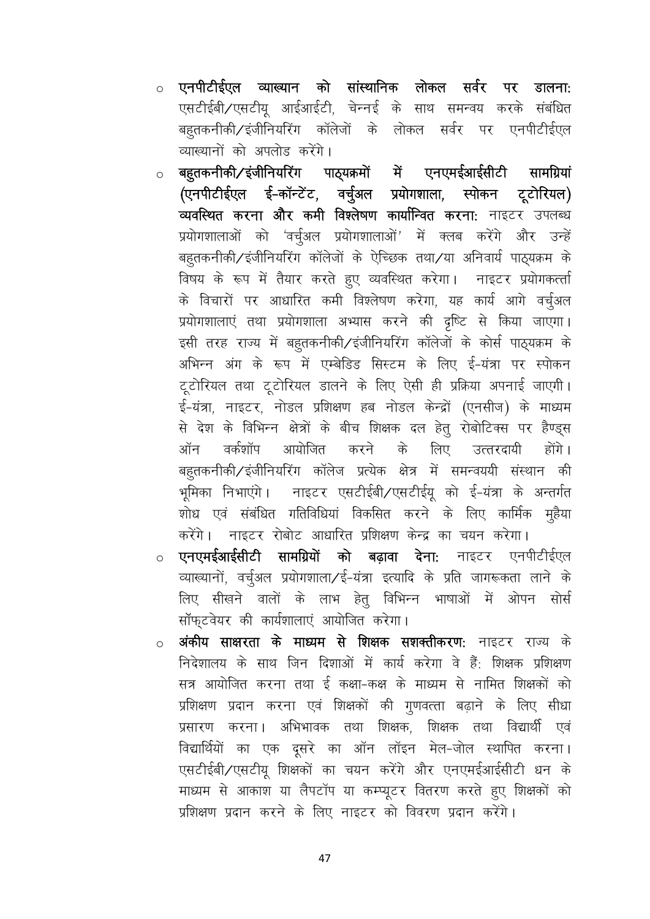- **एनपीटीईएल व्याख्यान को सांस्थानिक लोकल सर्वर पर डालना:** एसटीईबी/एसटीयू आईआईटी, चेन्नई के साथ समन्वय करके संबंधित बहुतकनीकी/इंजीनियरिंग कॉलेजों के लोकल सर्वर पर एनपीटीईएल व्याख्यानों को अपलोड करेंगे।
- **बहुतकनीकी/इंजीनियरिंग पाठ्यक्रमों में एनएमईआईसीटी सामग्रियां (एनपीटीईएल ई-कॉन्टेंट, वर्चुअल प्रयोगशाला, स्पोकन टूटोरियल) व्यवस्थित करना और कमी विश्लेषण कार्यान्वित करना:** नाइटर उपलब्ध प्रयोगशालाओं को 'वर्चुअल प्रयोगशालाओं' में क्लब करेंगे और उन्हें बहुतकनीकी/इंजीनियरिंग कॉलेजों के ऐच्छिक तथा/या अनिवार्य पाठ्यक्रम के विषय के रूप में तैयार करते हुए व्यवस्थित करेगा। नाइटर प्रयोगकर्त्ता के विचारों पर आधारित कमी विश्लेषण करेगा, यह कार्य आगे वर्चुअल प्रयोगशालाएं तथा प्रयोगशाला अभ्यास करने की दृष्टि से किया जाएगा। इसी तरह राज्य में बहुतकनीकी/इंजीनियरिंग कॉलेजों के कोर्स पाठ्यक्रम के अभिन्न अंग के रूप में एम्बेडिड सिस्टम के लिए ई-यंत्रा पर स्पोकन टूटोरियल तथा टूटोरियल डालने के लिए ऐसी ही प्रक्रिया अपनाई जाएगी। ई-यंत्रा, नाइटर, नोडल प्रशिक्षण हब नोडल केन्द्रों (एनसीज) के माध्यम से देश के विभिन्न क्षेत्रों के बीच शिक्षक दल हेतु रोबोटिक्स पर हैण्ड्स ऑन वर्कशॉप आयोजित करने के लिए उत्तरदायी होंगे। बहुतकनीकी/इंजीनियरिंग कॉलेज प्रत्येक क्षेत्र में समन्वययी संस्थान की भूमिका निभाएंगे। नाइटर एसटीईबी/एसटीईयू को ई-यंत्रा के अन्तर्गत शोध एवं संबंधित गतिविधियां विकसित करने के लिए कार्मिक मुहैया करेंगे। नाइटर रोबोट आधारित प्रशिक्षण केन्द्र का चयन करेगा।
- **एनएमईआईसीटी सामग्रियों को बढ़ावा देना:** नाइटर एनपीटीईएल व्याख्यानों, वर्चुअल प्रयोगशाला/ई-यंत्रा इत्यादि के प्रति जागरूकता लाने के लिए सीखने वालों के लाभ हेतु विभिन्न भाषाओं में ओपन सोर्स सॉफ्टवेयर की कार्यशालाएं आयोजित करेगा।
- **अंकीय साक्षरता के माध्यम से शिक्षक सशक्तीकरण:** नाइटर राज्य के निदेशालय के साथ जिन दिशाओं में कार्य करेगा वे हैं: शिक्षक प्रशिक्षण सत्र आयोजित करना तथा ई कक्षा-कक्ष के माध्यम से नामित शिक्षकों को प्रशिक्षण प्रदान करना एवं शिक्षकों की गुणवत्ता बढ़ाने के लिए सीधा प्रसारण करना। अभिभावक तथा शिक्षक, शिक्षक तथा विद्यार्थी एवं विद्यार्थियों का एक दूसरे का ऑन लॉइन मेल-जोल स्थापित करना। एसटीईबी/एसटीयू शिक्षकों का चयन करेंगे और एनएमईआईसीटी धन के माध्यम से आकाश या लैपटॉप या कम्प्यूटर वितरण करते हुए शिक्षकों को प्रशिक्षण प्रदान करने के लिए नाइटर को विवरण प्रदान करेंगे।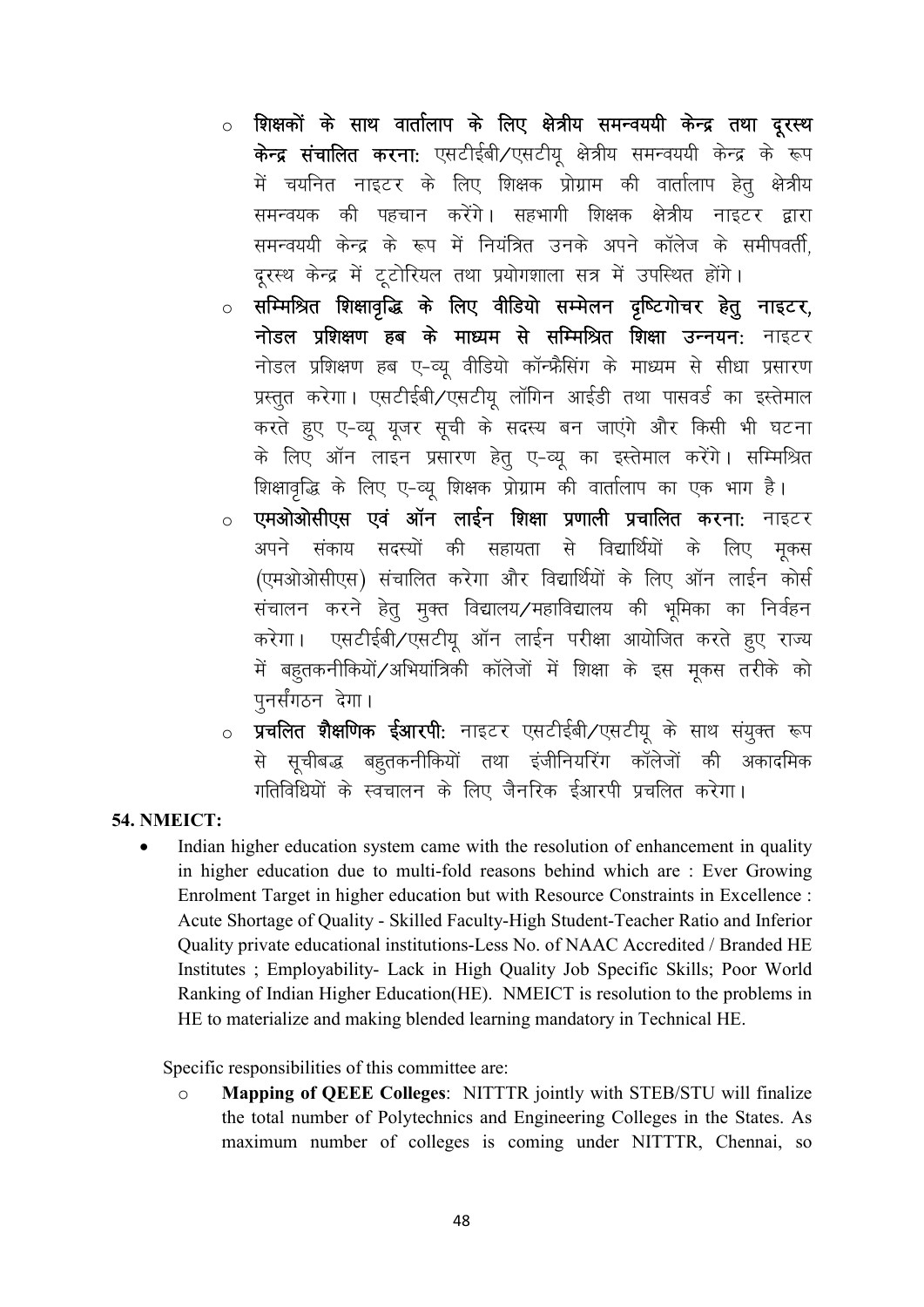- **शिक्षकों के साथ वार्तालाप के लिए क्षेत्रीय समन्वययी केन्द्र तथा दूरस्थ केन्द्र संचालित करना:** एसटीईबी/एसटीयू क्षेत्रीय समन्वययी केन्द्र के रूप में चयनित नाइटर के लिए शिक्षक प्रोग्राम की वार्तालाप हेतु क्षेत्रीय समन्वयक की पहचान करेंगे। सहभागी शिक्षक क्षेत्रीय नाइटर द्वारा समन्वययी केन्द्र के रूप में नियंत्रित उनके अपने कॉलेज के समीपवर्ती, दूरस्थ केन्द्र में टूटोरियल तथा प्रयोगशाला सत्र में उपस्थित होंगे।
- **सम्मिश्रित शिक्षावृद्धि के लिए वीडियो सम्मेलन दृष्टिगोचर हेतु नाइटर, नोडल प्रशिक्षण हब के माध्यम से सम्मिश्रित शिक्षा उन्नयन:** नाइटर नोडल प्रशिक्षण हब ए-व्यू वीडियो कॉन्फ्रैंसिंग के माध्यम से सीधा प्रसारण प्रस्तुत करेगा। एसटीईबी/एसटीयू लॉगिन आईडी तथा पासवर्ड का इस्तेमाल करते हुए ए-व्यू यूजर सूची के सदस्य बन जाएंगे और किसी भी घटना के लिए ऑन लाइन प्रसारण हेतु ए-व्यू का इस्तेमाल करेंगे। सम्मिश्रित शिक्षावृद्धि के लिए ए-व्यू शिक्षक प्रोग्राम की वार्तालाप का एक भाग है।
- **एमओओसीएस एवं ऑन लाईन शिक्षा प्रणाली प्रचालित करना:** नाइटर अपने संकाय सदस्यों की सहायता से विद्यार्थियों के लिए मूकस (एमओओसीएस) संचालित करेगा और विद्यार्थियों के लिए ऑन लाईन कोर्स संचालन करने हेतु मुक्त विद्यालय/महाविद्यालय की भूमिका का निर्वहन करेगा। एसटीईबी/एसटीयू ऑन लाईन परीक्षा आयोजित करते हुए राज्य में बहुतकनीकियों/अभियांत्रिकी कॉलेजों में शिक्षा के इस मूकस तरीके को पुनर्संगठन देगा।
- **प्रचलित शैक्षणिक ईआरपी:** नाइटर एसटीईबी/एसटीयू के साथ संयुक्त रूप से सूचीबद्ध बहुतकनीकियों तथा इंजीनियरिंग कॉलेजों की अकादमिक गतिविधियों के स्वचालन के लिए जैनरिक ईआरपी प्रचलित करेगा।

**54. NMEICT:**

- Indian higher education system came with the resolution of enhancement in quality in higher education due to multi-fold reasons behind which are : Ever Growing Enrolment Target in higher education but with Resource Constraints in Excellence : Acute Shortage of Quality - Skilled Faculty-High Student-Teacher Ratio and Inferior Quality private educational institutions-Less No. of NAAC Accredited / Branded HE Institutes ; Employability- Lack in High Quality Job Specific Skills; Poor World Ranking of Indian Higher Education(HE). NMEICT is resolution to the problems in HE to materialize and making blended learning mandatory in Technical HE.

  Specific responsibilities of this committee are:

  - **Mapping of QEEE Colleges**: NITTTR jointly with STEB/STU will finalize the total number of Polytechnics and Engineering Colleges in the States. As maximum number of colleges is coming under NITTTR, Chennai, so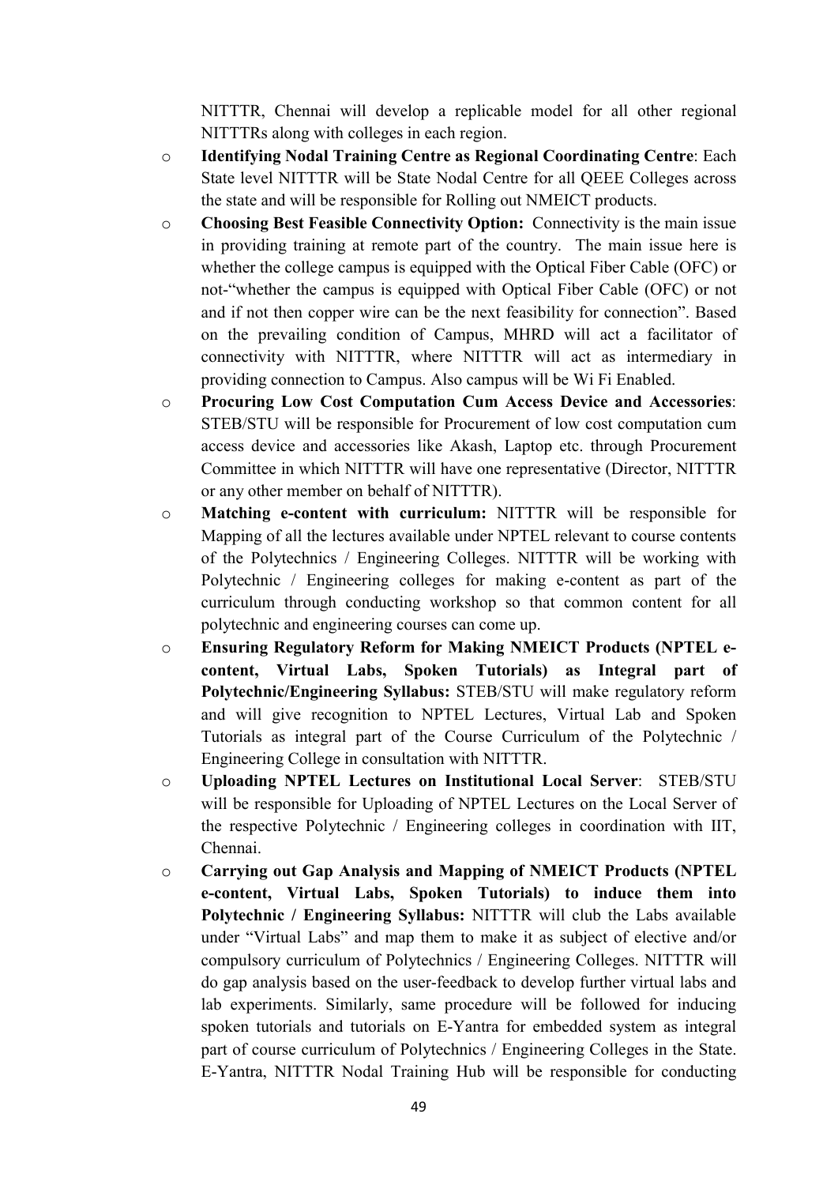NITTTR, Chennai will develop a replicable model for all other regional NITTTRs along with colleges in each region.

- **Identifying Nodal Training Centre as Regional Coordinating Centre**: Each State level NITTTR will be State Nodal Centre for all QEEE Colleges across the state and will be responsible for Rolling out NMEICT products.
- **Choosing Best Feasible Connectivity Option:** Connectivity is the main issue in providing training at remote part of the country. The main issue here is whether the college campus is equipped with the Optical Fiber Cable (OFC) or not-"whether the campus is equipped with Optical Fiber Cable (OFC) or not and if not then copper wire can be the next feasibility for connection". Based on the prevailing condition of Campus, MHRD will act a facilitator of connectivity with NITTTR, where NITTTR will act as intermediary in providing connection to Campus. Also campus will be Wi Fi Enabled.
- **Procuring Low Cost Computation Cum Access Device and Accessories**: STEB/STU will be responsible for Procurement of low cost computation cum access device and accessories like Akash, Laptop etc. through Procurement Committee in which NITTTR will have one representative (Director, NITTTR or any other member on behalf of NITTTR).
- **Matching e-content with curriculum:** NITTTR will be responsible for Mapping of all the lectures available under NPTEL relevant to course contents of the Polytechnics / Engineering Colleges. NITTTR will be working with Polytechnic / Engineering colleges for making e-content as part of the curriculum through conducting workshop so that common content for all polytechnic and engineering courses can come up.
- **Ensuring Regulatory Reform for Making NMEICT Products (NPTEL e-content, Virtual Labs, Spoken Tutorials) as Integral part of Polytechnic/Engineering Syllabus:** STEB/STU will make regulatory reform and will give recognition to NPTEL Lectures, Virtual Lab and Spoken Tutorials as integral part of the Course Curriculum of the Polytechnic / Engineering College in consultation with NITTTR.
- **Uploading NPTEL Lectures on Institutional Local Server**: STEB/STU will be responsible for Uploading of NPTEL Lectures on the Local Server of the respective Polytechnic / Engineering colleges in coordination with IIT, Chennai.
- **Carrying out Gap Analysis and Mapping of NMEICT Products (NPTEL e-content, Virtual Labs, Spoken Tutorials) to induce them into Polytechnic / Engineering Syllabus:** NITTTR will club the Labs available under "Virtual Labs" and map them to make it as subject of elective and/or compulsory curriculum of Polytechnics / Engineering Colleges. NITTTR will do gap analysis based on the user-feedback to develop further virtual labs and lab experiments. Similarly, same procedure will be followed for inducing spoken tutorials and tutorials on E-Yantra for embedded system as integral part of course curriculum of Polytechnics / Engineering Colleges in the State. E-Yantra, NITTTR Nodal Training Hub will be responsible for conducting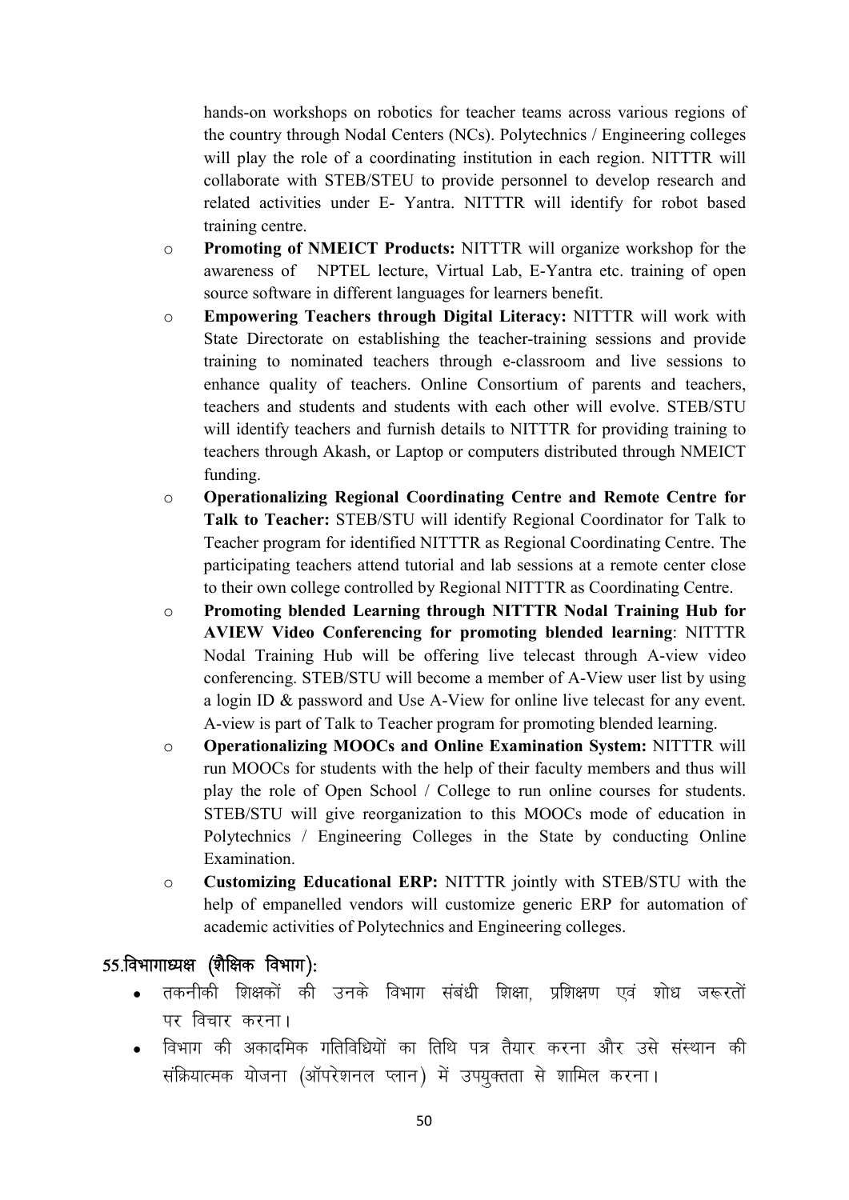hands-on workshops on robotics for teacher teams across various regions of the country through Nodal Centers (NCs). Polytechnics / Engineering colleges will play the role of a coordinating institution in each region. NITTTR will collaborate with STEB/STEU to provide personnel to develop research and related activities under E- Yantra. NITTTR will identify for robot based training centre.

- **Promoting of NMEICT Products:** NITTTR will organize workshop for the awareness of NPTEL lecture, Virtual Lab, E-Yantra etc. training of open source software in different languages for learners benefit.
- **Empowering Teachers through Digital Literacy:** NITTTR will work with State Directorate on establishing the teacher-training sessions and provide training to nominated teachers through e-classroom and live sessions to enhance quality of teachers. Online Consortium of parents and teachers, teachers and students and students with each other will evolve. STEB/STU will identify teachers and furnish details to NITTTR for providing training to teachers through Akash, or Laptop or computers distributed through NMEICT funding.
- **Operationalizing Regional Coordinating Centre and Remote Centre for Talk to Teacher:** STEB/STU will identify Regional Coordinator for Talk to Teacher program for identified NITTTR as Regional Coordinating Centre. The participating teachers attend tutorial and lab sessions at a remote center close to their own college controlled by Regional NITTTR as Coordinating Centre.
- **Promoting blended Learning through NITTTR Nodal Training Hub for AVIEW Video Conferencing for promoting blended learning**: NITTTR Nodal Training Hub will be offering live telecast through A-view video conferencing. STEB/STU will become a member of A-View user list by using a login ID & password and Use A-View for online live telecast for any event. A-view is part of Talk to Teacher program for promoting blended learning.
- **Operationalizing MOOCs and Online Examination System:** NITTTR will run MOOCs for students with the help of their faculty members and thus will play the role of Open School / College to run online courses for students. STEB/STU will give reorganization to this MOOCs mode of education in Polytechnics / Engineering Colleges in the State by conducting Online Examination.
- **Customizing Educational ERP:** NITTTR jointly with STEB/STU with the help of empanelled vendors will customize generic ERP for automation of academic activities of Polytechnics and Engineering colleges.

## 55.विभागाध्यक्ष (शैक्षिक विभाग):

- तकनीकी शिक्षकों की उनके विभाग संबंधी शिक्षा, प्रशिक्षण एवं शोध जरूरतों पर विचार करना।
- विभाग की अकादमिक गतिविधियों का तिथि पत्र तैयार करना और उसे संस्थान की संक्रियात्मक योजना (ऑपरेशनल प्लान) में उपयुक्तता से शामिल करना।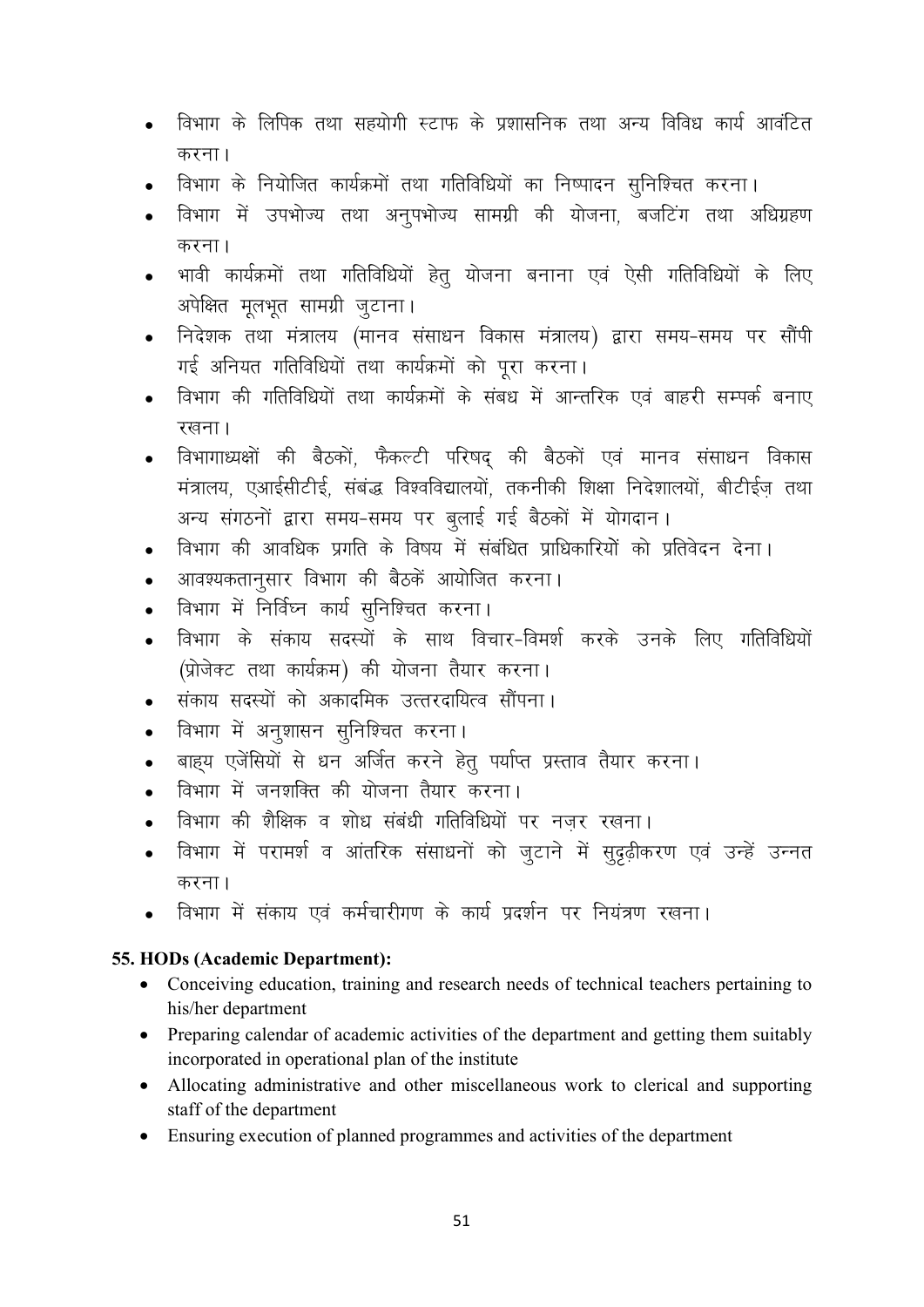- विभाग के लिपिक तथा सहयोगी स्टाफ के प्रशासनिक तथा अन्य विविध कार्य आवंटित करना।
- विभाग के नियोजित कार्यक्रमों तथा गतिविधियों का निष्पादन सुनिश्चित करना।
- विभाग में उपभोज्य तथा अनुपभोज्य सामग्री की योजना, बजटिंग तथा अधिग्रहण करना।
- भावी कार्यक्रमों तथा गतिविधियों हेतु योजना बनाना एवं ऐसी गतिविधियों के लिए अपेक्षित मूलभूत सामग्री जुटाना।
- निदेशक तथा मंत्रालय (मानव संसाधन विकास मंत्रालय) द्वारा समय-समय पर सौंपी गई अनियत गतिविधियों तथा कार्यक्रमों को पूरा करना।
- विभाग की गतिविधियों तथा कार्यक्रमों के संबध में आन्तरिक एवं बाहरी सम्पर्क बनाए रखना।
- विभागाध्यक्षों की बैठकों, फैकल्टी परिषद् की बैठकों एवं मानव संसाधन विकास मंत्रालय, एआईसीटीई, संबंद्ध विश्वविद्यालयों, तकनीकी शिक्षा निदेशालयों, बीटीईज़ तथा अन्य संगठनों द्वारा समय-समय पर बुलाई गई बैठकों में योगदान।
- विभाग की आवधिक प्रगति के विषय में संबंधित प्राधिकारियों को प्रतिवेदन देना।
- आवश्यकतानुसार विभाग की बैठकें आयोजित करना।
- विभाग में निर्विघ्न कार्य सुनिश्चित करना।
- विभाग के संकाय सदस्यों के साथ विचार-विमर्श करके उनके लिए गतिविधियों (प्रोजेक्ट तथा कार्यक्रम) की योजना तैयार करना।
- संकाय सदस्यों को अकादमिक उत्तरदायित्व सौंपना।
- विभाग में अनुशासन सुनिश्चित करना।
- बाह्य एजेंसियों से धन अर्जित करने हेतु पर्याप्त प्रस्ताव तैयार करना।
- विभाग में जनशक्ति की योजना तैयार करना।
- विभाग की शैक्षिक व शोध संबंधी गतिविधियों पर नज़र रखना।
- विभाग में परामर्श व आंतरिक संसाधनों को जुटाने में सुदृढ़ीकरण एवं उन्हें उन्नत करना।
- विभाग में संकाय एवं कर्मचारीगण के कार्य प्रदर्शन पर नियंत्रण रखना।

### 55. HODs (Academic Department):

- Conceiving education, training and research needs of technical teachers pertaining to his/her department
- Preparing calendar of academic activities of the department and getting them suitably incorporated in operational plan of the institute
- Allocating administrative and other miscellaneous work to clerical and supporting staff of the department
- Ensuring execution of planned programmes and activities of the department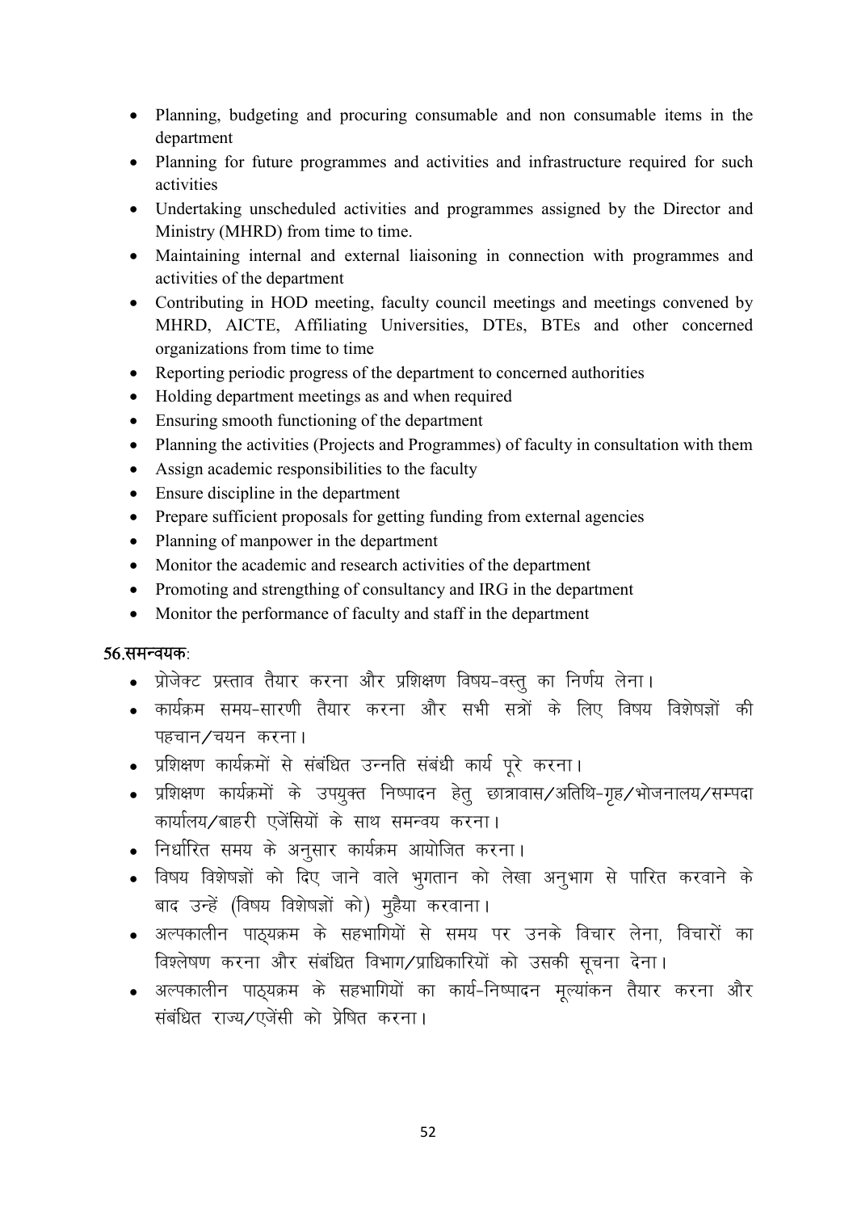- Planning, budgeting and procuring consumable and non consumable items in the department
- Planning for future programmes and activities and infrastructure required for such activities
- Undertaking unscheduled activities and programmes assigned by the Director and Ministry (MHRD) from time to time.
- Maintaining internal and external liaisoning in connection with programmes and activities of the department
- Contributing in HOD meeting, faculty council meetings and meetings convened by MHRD, AICTE, Affiliating Universities, DTEs, BTEs and other concerned organizations from time to time
- Reporting periodic progress of the department to concerned authorities
- Holding department meetings as and when required
- Ensuring smooth functioning of the department
- Planning the activities (Projects and Programmes) of faculty in consultation with them
- Assign academic responsibilities to the faculty
- Ensure discipline in the department
- Prepare sufficient proposals for getting funding from external agencies
- Planning of manpower in the department
- Monitor the academic and research activities of the department
- Promoting and strengthing of consultancy and IRG in the department
- Monitor the performance of faculty and staff in the department

**56.समन्वयक:**

- प्रोजेक्ट प्रस्ताव तैयार करना और प्रशिक्षण विषय-वस्तु का निर्णय लेना।
- कार्यक्रम समय-सारणी तैयार करना और सभी सत्रों के लिए विषय विशेषज्ञों की पहचान/चयन करना।
- प्रशिक्षण कार्यक्रमों से संबंधित उन्नति संबंधी कार्य पूरे करना।
- प्रशिक्षण कार्यक्रमों के उपयुक्त निष्पादन हेतु छात्रावास/अतिथि-गृह/भोजनालय/सम्पदा कार्यालय/बाहरी एजेंसियों के साथ समन्वय करना।
- निर्धारित समय के अनुसार कार्यक्रम आयोजित करना।
- विषय विशेषज्ञों को दिए जाने वाले भुगतान को लेखा अनुभाग से पारित करवाने के बाद उन्हें (विषय विशेषज्ञों को) मुहैया करवाना।
- अल्पकालीन पाठ्यक्रम के सहभागियों से समय पर उनके विचार लेना, विचारों का विश्लेषण करना और संबंधित विभाग/प्राधिकारियों को उसकी सूचना देना।
- अल्पकालीन पाठ्यक्रम के सहभागियों का कार्य-निष्पादन मूल्यांकन तैयार करना और संबंधित राज्य/एजेंसी को प्रेषित करना।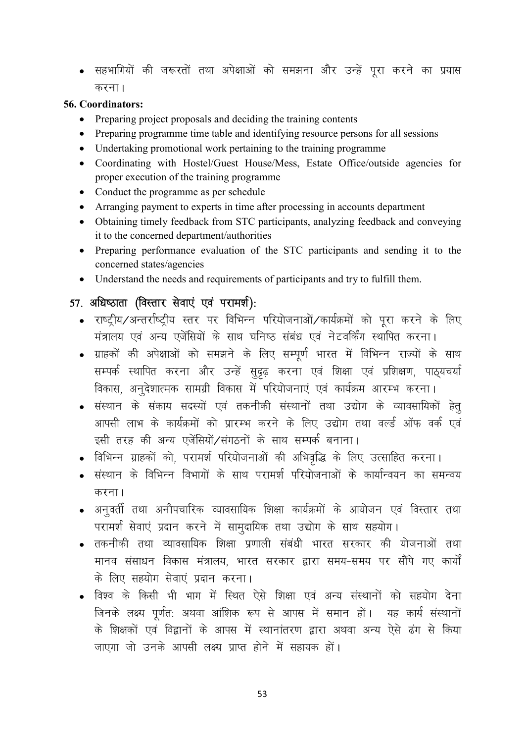- सहभागियों की जरूरतों तथा अपेक्षाओं को समझना और उन्हें पूरा करने का प्रयास करना।

**56. Coordinators:**

- Preparing project proposals and deciding the training contents
- Preparing programme time table and identifying resource persons for all sessions
- Undertaking promotional work pertaining to the training programme
- Coordinating with Hostel/Guest House/Mess, Estate Office/outside agencies for proper execution of the training programme
- Conduct the programme as per schedule
- Arranging payment to experts in time after processing in accounts department
- Obtaining timely feedback from STC participants, analyzing feedback and conveying it to the concerned department/authorities
- Preparing performance evaluation of the STC participants and sending it to the concerned states/agencies
- Understand the needs and requirements of participants and try to fulfill them.

**57. अधिष्ठाता (विस्तार सेवाएं एवं परामर्श):**

- राष्ट्रीय/अन्तर्राष्ट्रीय स्तर पर विभिन्न परियोजनाओं/कार्यक्रमों को पूरा करने के लिए मंत्रालय एवं अन्य एजेंसियों के साथ घनिष्ठ संबंध एवं नेटवर्किंग स्थापित करना।
- ग्राहकों की अपेक्षाओं को समझने के लिए सम्पूर्ण भारत में विभिन्न राज्यों के साथ सम्पर्क स्थापित करना और उन्हें सुदृढ़ करना एवं शिक्षा एवं प्रशिक्षण, पाठ्यचर्या विकास, अनुदेशात्मक सामग्री विकास में परियोजनाएं एवं कार्यक्रम आरम्भ करना।
- संस्थान के संकाय सदस्यों एवं तकनीकी संस्थानों तथा उद्योग के व्यावसायिकों हेतु आपसी लाभ के कार्यक्रमों को प्रारम्भ करने के लिए उद्योग तथा वर्ल्ड ऑफ वर्क एवं इसी तरह की अन्य एजेंसियों/संगठनों के साथ सम्पर्क बनाना।
- विभिन्न ग्राहकों को, परामर्श परियोजनाओं की अभिवृद्धि के लिए उत्साहित करना।
- संस्थान के विभिन्न विभागों के साथ परामर्श परियोजनाओं के कार्यान्वयन का समन्वय करना।
- अनुवर्ती तथा अनौपचारिक व्यावसायिक शिक्षा कार्यक्रमों के आयोजन एवं विस्तार तथा परामर्श सेवाएं प्रदान करने में सामुदायिक तथा उद्योग के साथ सहयोग।
- तकनीकी तथा व्यावसायिक शिक्षा प्रणाली संबंधी भारत सरकार की योजनाओं तथा मानव संसाधन विकास मंत्रालय, भारत सरकार द्वारा समय-समय पर सौंपे गए कार्यों के लिए सहयोग सेवाएं प्रदान करना।
- विश्व के किसी भी भाग में स्थित ऐसे शिक्षा एवं अन्य संस्थानों को सहयोग देना जिनके लक्ष्य पूर्णत: अथवा आंशिक रूप से आपस में समान हों। यह कार्य संस्थानों के शिक्षकों एवं विद्वानों के आपस में स्थानांतरण द्वारा अथवा अन्य ऐसे ढंग से किया जाएगा जो उनके आपसी लक्ष्य प्राप्त होने में सहायक हों।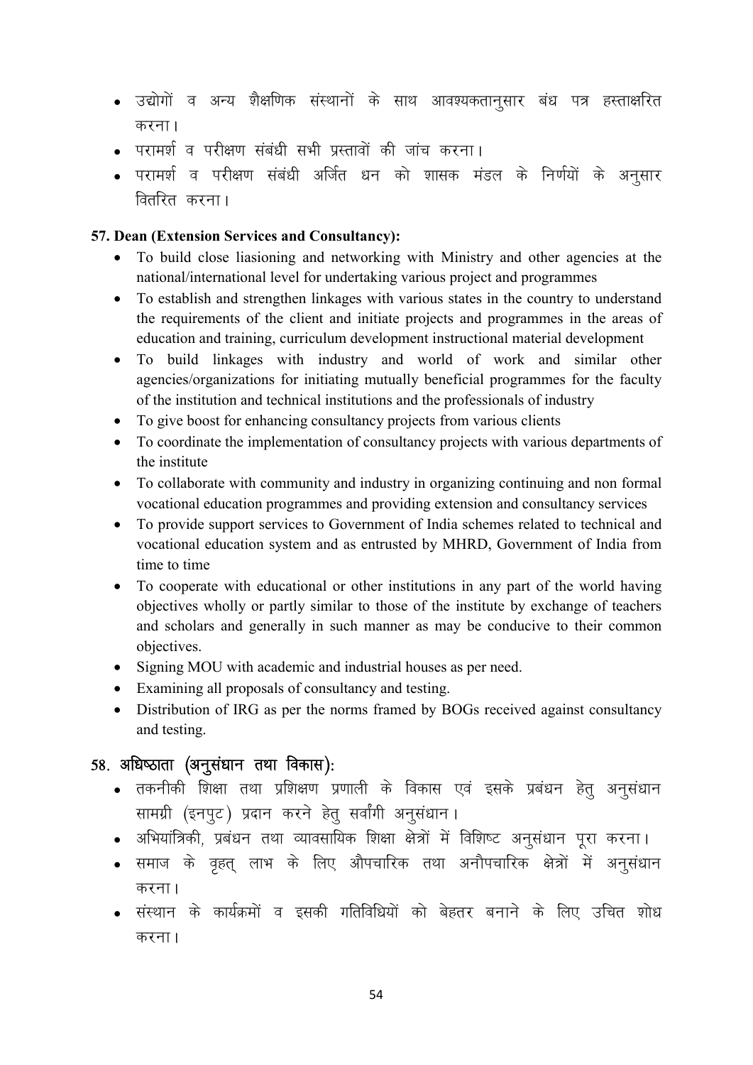- उद्योगों व अन्य शैक्षणिक संस्थानों के साथ आवश्यकतानुसार बंध पत्र हस्ताक्षरित करना।
- परामर्श व परीक्षण संबंधी सभी प्रस्तावों की जांच करना।
- परामर्श व परीक्षण संबंधी अर्जित धन को शासक मंडल के निर्णयों के अनुसार वितरित करना।

**57. Dean (Extension Services and Consultancy):**

- To build close liasioning and networking with Ministry and other agencies at the national/international level for undertaking various project and programmes
- To establish and strengthen linkages with various states in the country to understand the requirements of the client and initiate projects and programmes in the areas of education and training, curriculum development instructional material development
- To build linkages with industry and world of work and similar other agencies/organizations for initiating mutually beneficial programmes for the faculty of the institution and technical institutions and the professionals of industry
- To give boost for enhancing consultancy projects from various clients
- To coordinate the implementation of consultancy projects with various departments of the institute
- To collaborate with community and industry in organizing continuing and non formal vocational education programmes and providing extension and consultancy services
- To provide support services to Government of India schemes related to technical and vocational education system and as entrusted by MHRD, Government of India from time to time
- To cooperate with educational or other institutions in any part of the world having objectives wholly or partly similar to those of the institute by exchange of teachers and scholars and generally in such manner as may be conducive to their common objectives.
- Signing MOU with academic and industrial houses as per need.
- Examining all proposals of consultancy and testing.
- Distribution of IRG as per the norms framed by BOGs received against consultancy and testing.

**58. अधिष्ठाता (अनुसंधान तथा विकास):**

- तकनीकी शिक्षा तथा प्रशिक्षण प्रणाली के विकास एवं इसके प्रबंधन हेतु अनुसंधान सामग्री (इनपुट) प्रदान करने हेतु सर्वांगी अनुसंधान।
- अभियांत्रिकी, प्रबंधन तथा व्यावसायिक शिक्षा क्षेत्रों में विशिष्ट अनुसंधान पूरा करना।
- समाज के वृहत् लाभ के लिए औपचारिक तथा अनौपचारिक क्षेत्रों में अनुसंधान करना।
- संस्थान के कार्यक्रमों व इसकी गतिविधियों को बेहतर बनाने के लिए उचित शोध करना।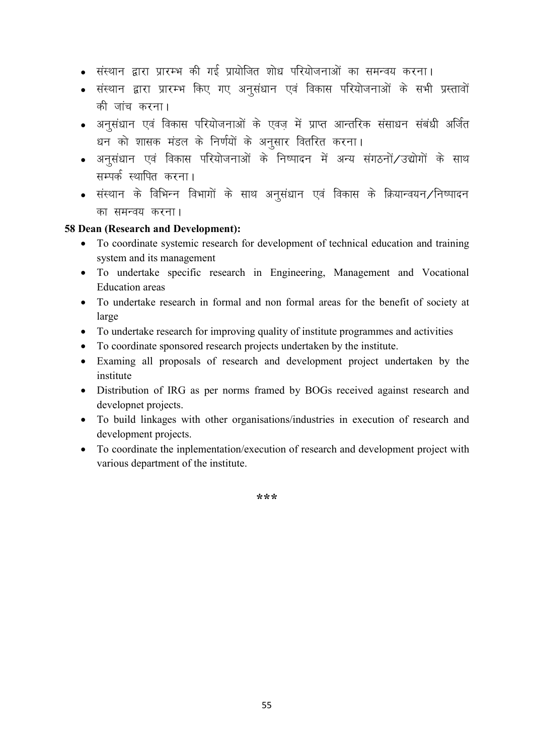- संस्थान द्वारा प्रारम्भ की गई प्रायोजित शोध परियोजनाओं का समन्वय करना।
- संस्थान द्वारा प्रारम्भ किए गए अनुसंधान एवं विकास परियोजनाओं के सभी प्रस्तावों की जांच करना।
- अनुसंधान एवं विकास परियोजनाओं के एवज़ में प्राप्त आन्तरिक संसाधन संबंधी अर्जित धन को शासक मंडल के निर्णयों के अनुसार वितरित करना।
- अनुसंधान एवं विकास परियोजनाओं के निष्पादन में अन्य संगठनों/उद्योगों के साथ सम्पर्क स्थापित करना।
- संस्थान के विभिन्न विभागों के साथ अनुसंधान एवं विकास के क्रियान्वयन/निष्पादन का समन्वय करना।

**58 Dean (Research and Development):**

- To coordinate systemic research for development of technical education and training system and its management
- To undertake specific research in Engineering, Management and Vocational Education areas
- To undertake research in formal and non formal areas for the benefit of society at large
- To undertake research for improving quality of institute programmes and activities
- To coordinate sponsored research projects undertaken by the institute.
- Examing all proposals of research and development project undertaken by the institute
- Distribution of IRG as per norms framed by BOGs received against research and developnet projects.
- To build linkages with other organisations/industries in execution of research and development projects.
- To coordinate the inplementation/execution of research and development project with various department of the institute.

***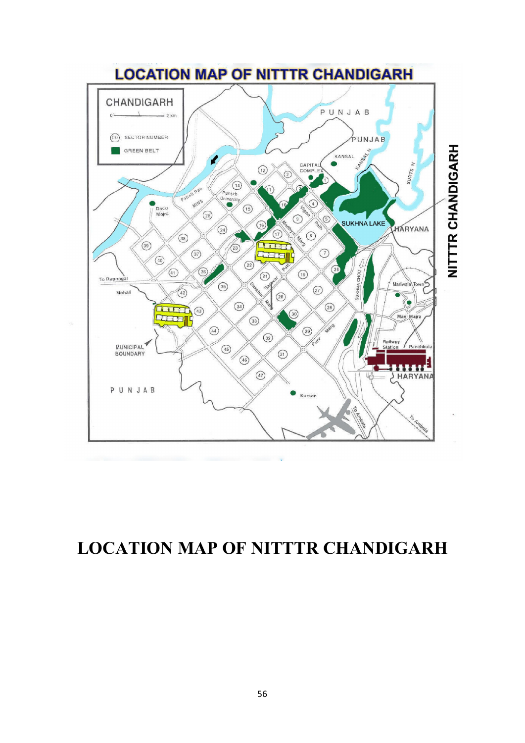LOCATION MAP OF NITTTR CHANDIGARH

CHANDIGARH

0 2 km

(00) SECTOR NUMBER

GREEN BELT

PUNJAB

PUNJAB

KANSAL

CAPITAL COMPLEX

SUKHNA LAKE

HARYANA

NITTTR CHANDIGARH

Punjab University

Dadu Majra

To Rupnagar

Mohali

MUNICIPAL BOUNDARY

PUNJAB

Mariwala Town

Mani Majra

Railway Station

Panchkula

HARYANA

Kurson

To Ambala

To Ambala

# LOCATION MAP OF NITTTR CHANDIGARH